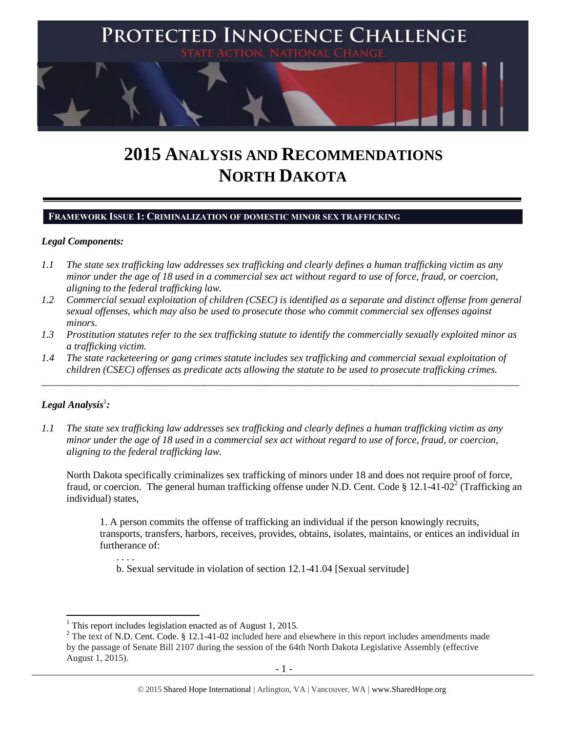# PROTECTED INNOCENCE CHALLENGE

STATE ACTION. NATIONAL CHANGE.

# 2015 ANALYSIS AND RECOMMENDATIONS
# NORTH DAKOTA

## FRAMEWORK ISSUE 1: CRIMINALIZATION OF DOMESTIC MINOR SEX TRAFFICKING

***Legal Components:***

*1.1 The state sex trafficking law addresses sex trafficking and clearly defines a human trafficking victim as any minor under the age of 18 used in a commercial sex act without regard to use of force, fraud, or coercion, aligning to the federal trafficking law.*

*1.2 Commercial sexual exploitation of children (CSEC) is identified as a separate and distinct offense from general sexual offenses, which may also be used to prosecute those who commit commercial sex offenses against minors.*

*1.3 Prostitution statutes refer to the sex trafficking statute to identify the commercially sexually exploited minor as a trafficking victim.*

*1.4 The state racketeering or gang crimes statute includes sex trafficking and commercial sexual exploitation of children (CSEC) offenses as predicate acts allowing the statute to be used to prosecute trafficking crimes.*

---

***Legal Analysis[1]:***

*1.1 The state sex trafficking law addresses sex trafficking and clearly defines a human trafficking victim as any minor under the age of 18 used in a commercial sex act without regard to use of force, fraud, or coercion, aligning to the federal trafficking law.*

North Dakota specifically criminalizes sex trafficking of minors under 18 and does not require proof of force, fraud, or coercion. The general human trafficking offense under N.D. Cent. Code § 12.1-41-02[2] (Trafficking an individual) states,

> 1. A person commits the offense of trafficking an individual if the person knowingly recruits, transports, transfers, harbors, receives, provides, obtains, isolates, maintains, or entices an individual in furtherance of:
>
> . . . .
>
> b. Sexual servitude in violation of section 12.1-41.04 [Sexual servitude]

---

[1] This report includes legislation enacted as of August 1, 2015.

[2] The text of N.D. Cent. Code. § 12.1-41-02 included here and elsewhere in this report includes amendments made by the passage of Senate Bill 2107 during the session of the 64th North Dakota Legislative Assembly (effective August 1, 2015).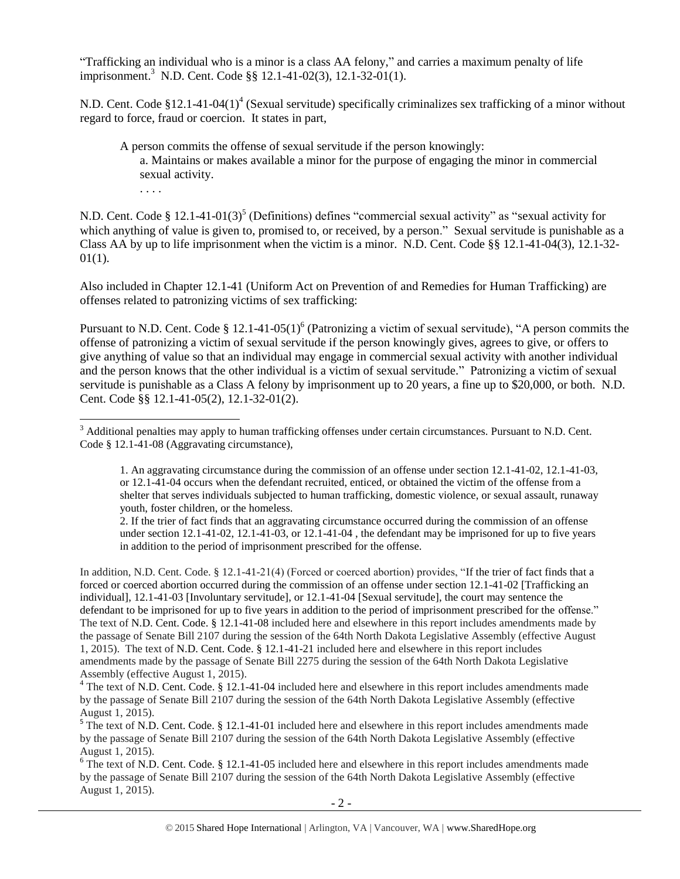"Trafficking an individual who is a minor is a class AA felony," and carries a maximum penalty of life imprisonment.[3] N.D. Cent. Code §§ 12.1-41-02(3), 12.1-32-01(1).

N.D. Cent. Code §12.1-41-04(1)[4] (Sexual servitude) specifically criminalizes sex trafficking of a minor without regard to force, fraud or coercion. It states in part,

> A person commits the offense of sexual servitude if the person knowingly:
>
> a. Maintains or makes available a minor for the purpose of engaging the minor in commercial sexual activity.
>
> . . . .

N.D. Cent. Code § 12.1-41-01(3)[5] (Definitions) defines "commercial sexual activity" as "sexual activity for which anything of value is given to, promised to, or received, by a person." Sexual servitude is punishable as a Class AA by up to life imprisonment when the victim is a minor. N.D. Cent. Code §§ 12.1-41-04(3), 12.1-32-01(1).

Also included in Chapter 12.1-41 (Uniform Act on Prevention of and Remedies for Human Trafficking) are offenses related to patronizing victims of sex trafficking:

Pursuant to N.D. Cent. Code § 12.1-41-05(1)[6] (Patronizing a victim of sexual servitude), "A person commits the offense of patronizing a victim of sexual servitude if the person knowingly gives, agrees to give, or offers to give anything of value so that an individual may engage in commercial sexual activity with another individual and the person knows that the other individual is a victim of sexual servitude." Patronizing a victim of sexual servitude is punishable as a Class A felony by imprisonment up to 20 years, a fine up to $20,000, or both. N.D. Cent. Code §§ 12.1-41-05(2), 12.1-32-01(2).

---

[3] Additional penalties may apply to human trafficking offenses under certain circumstances. Pursuant to N.D. Cent. Code § 12.1-41-08 (Aggravating circumstance),

> 1. An aggravating circumstance during the commission of an offense under section 12.1-41-02, 12.1-41-03, or 12.1-41-04 occurs when the defendant recruited, enticed, or obtained the victim of the offense from a shelter that serves individuals subjected to human trafficking, domestic violence, or sexual assault, runaway youth, foster children, or the homeless.
>
> 2. If the trier of fact finds that an aggravating circumstance occurred during the commission of an offense under section 12.1-41-02, 12.1-41-03, or 12.1-41-04 , the defendant may be imprisoned for up to five years in addition to the period of imprisonment prescribed for the offense.

In addition, N.D. Cent. Code. § 12.1-41-21(4) (Forced or coerced abortion) provides, "If the trier of fact finds that a forced or coerced abortion occurred during the commission of an offense under section 12.1-41-02 [Trafficking an individual], 12.1-41-03 [Involuntary servitude], or 12.1-41-04 [Sexual servitude], the court may sentence the defendant to be imprisoned for up to five years in addition to the period of imprisonment prescribed for the offense." The text of N.D. Cent. Code. § 12.1-41-08 included here and elsewhere in this report includes amendments made by the passage of Senate Bill 2107 during the session of the 64th North Dakota Legislative Assembly (effective August 1, 2015). The text of N.D. Cent. Code. § 12.1-41-21 included here and elsewhere in this report includes amendments made by the passage of Senate Bill 2275 during the session of the 64th North Dakota Legislative Assembly (effective August 1, 2015).

[4] The text of N.D. Cent. Code. § 12.1-41-04 included here and elsewhere in this report includes amendments made by the passage of Senate Bill 2107 during the session of the 64th North Dakota Legislative Assembly (effective August 1, 2015).

[5] The text of N.D. Cent. Code. § 12.1-41-01 included here and elsewhere in this report includes amendments made by the passage of Senate Bill 2107 during the session of the 64th North Dakota Legislative Assembly (effective August 1, 2015).

[6] The text of N.D. Cent. Code. § 12.1-41-05 included here and elsewhere in this report includes amendments made by the passage of Senate Bill 2107 during the session of the 64th North Dakota Legislative Assembly (effective August 1, 2015).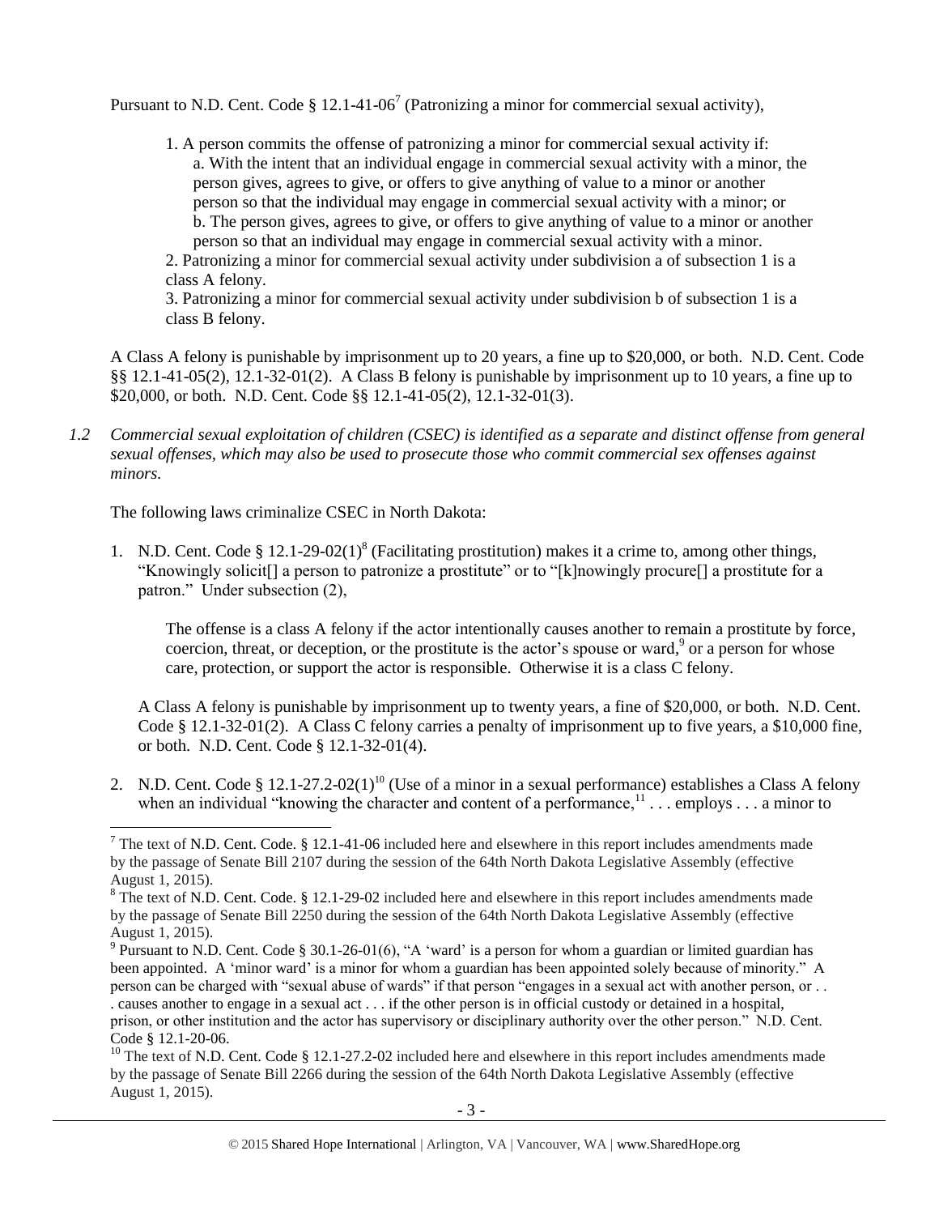Pursuant to N.D. Cent. Code § 12.1-41-06[7] (Patronizing a minor for commercial sexual activity),

> 1. A person commits the offense of patronizing a minor for commercial sexual activity if:
>    a. With the intent that an individual engage in commercial sexual activity with a minor, the person gives, agrees to give, or offers to give anything of value to a minor or another person so that the individual may engage in commercial sexual activity with a minor; or
>    b. The person gives, agrees to give, or offers to give anything of value to a minor or another person so that an individual may engage in commercial sexual activity with a minor.
> 2. Patronizing a minor for commercial sexual activity under subdivision a of subsection 1 is a class A felony.
> 3. Patronizing a minor for commercial sexual activity under subdivision b of subsection 1 is a class B felony.

A Class A felony is punishable by imprisonment up to 20 years, a fine up to $20,000, or both. N.D. Cent. Code §§ 12.1-41-05(2), 12.1-32-01(2). A Class B felony is punishable by imprisonment up to 10 years, a fine up to $20,000, or both. N.D. Cent. Code §§ 12.1-41-05(2), 12.1-32-01(3).

*1.2 Commercial sexual exploitation of children (CSEC) is identified as a separate and distinct offense from general sexual offenses, which may also be used to prosecute those who commit commercial sex offenses against minors.*

The following laws criminalize CSEC in North Dakota:

1. N.D. Cent. Code § 12.1-29-02(1)[8] (Facilitating prostitution) makes it a crime to, among other things, "Knowingly solicit[] a person to patronize a prostitute" or to "[k]nowingly procure[] a prostitute for a patron." Under subsection (2),

   > The offense is a class A felony if the actor intentionally causes another to remain a prostitute by force, coercion, threat, or deception, or the prostitute is the actor's spouse or ward,[9] or a person for whose care, protection, or support the actor is responsible. Otherwise it is a class C felony.

   A Class A felony is punishable by imprisonment up to twenty years, a fine of $20,000, or both. N.D. Cent. Code § 12.1-32-01(2). A Class C felony carries a penalty of imprisonment up to five years, a $10,000 fine, or both. N.D. Cent. Code § 12.1-32-01(4).

2. N.D. Cent. Code § 12.1-27.2-02(1)[10] (Use of a minor in a sexual performance) establishes a Class A felony when an individual "knowing the character and content of a performance,[11] . . . employs . . . a minor to

---

[7] The text of N.D. Cent. Code. § 12.1-41-06 included here and elsewhere in this report includes amendments made by the passage of Senate Bill 2107 during the session of the 64th North Dakota Legislative Assembly (effective August 1, 2015).

[8] The text of N.D. Cent. Code. § 12.1-29-02 included here and elsewhere in this report includes amendments made by the passage of Senate Bill 2250 during the session of the 64th North Dakota Legislative Assembly (effective August 1, 2015).

[9] Pursuant to N.D. Cent. Code § 30.1-26-01(6), "A 'ward' is a person for whom a guardian or limited guardian has been appointed. A 'minor ward' is a minor for whom a guardian has been appointed solely because of minority." A person can be charged with "sexual abuse of wards" if that person "engages in a sexual act with another person, or . . . causes another to engage in a sexual act . . . if the other person is in official custody or detained in a hospital, prison, or other institution and the actor has supervisory or disciplinary authority over the other person." N.D. Cent. Code § 12.1-20-06.

[10] The text of N.D. Cent. Code § 12.1-27.2-02 included here and elsewhere in this report includes amendments made by the passage of Senate Bill 2266 during the session of the 64th North Dakota Legislative Assembly (effective August 1, 2015).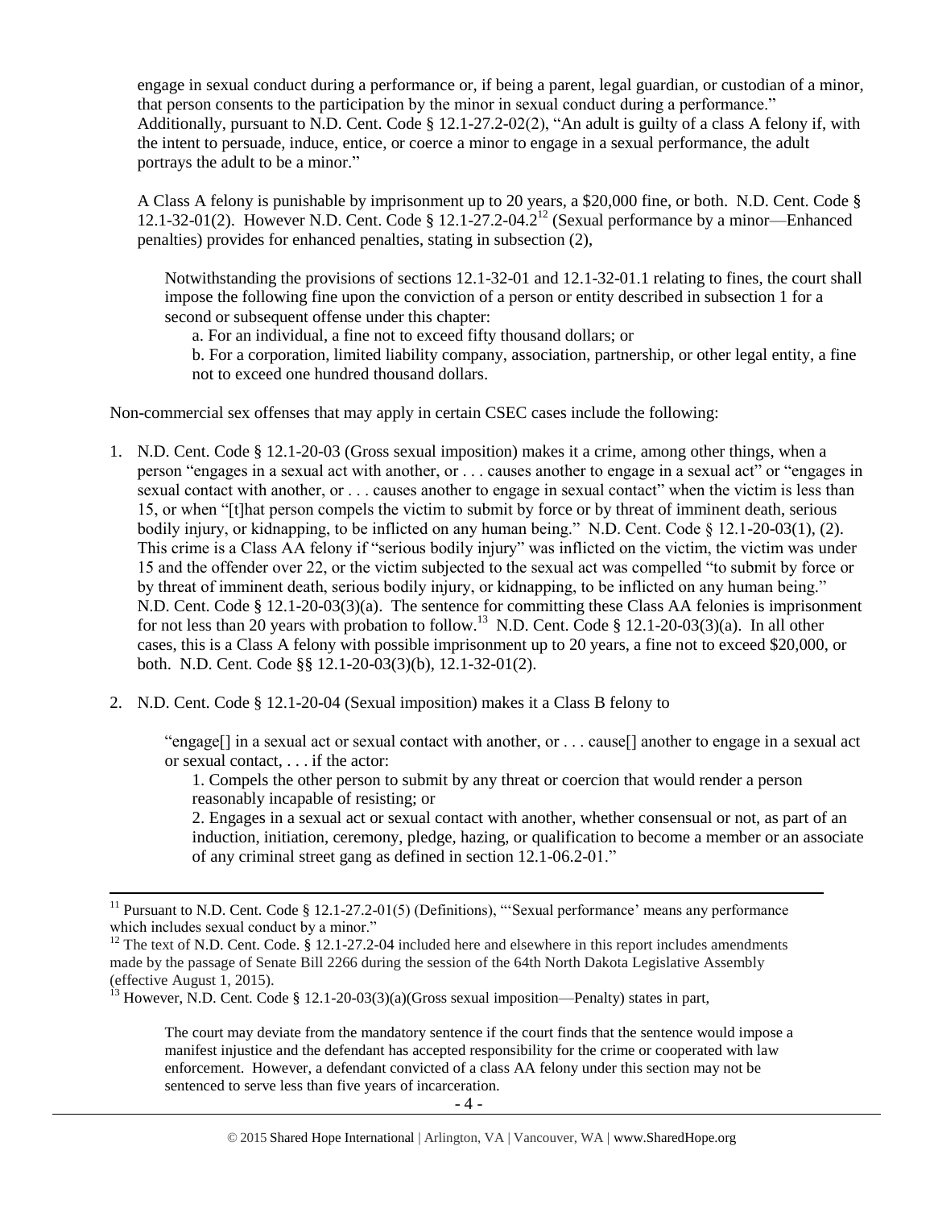engage in sexual conduct during a performance or, if being a parent, legal guardian, or custodian of a minor, that person consents to the participation by the minor in sexual conduct during a performance." Additionally, pursuant to N.D. Cent. Code § 12.1-27.2-02(2), "An adult is guilty of a class A felony if, with the intent to persuade, induce, entice, or coerce a minor to engage in a sexual performance, the adult portrays the adult to be a minor."

A Class A felony is punishable by imprisonment up to 20 years, a $20,000 fine, or both. N.D. Cent. Code § 12.1-32-01(2). However N.D. Cent. Code § 12.1-27.2-04.2[12] (Sexual performance by a minor—Enhanced penalties) provides for enhanced penalties, stating in subsection (2),

> Notwithstanding the provisions of sections 12.1-32-01 and 12.1-32-01.1 relating to fines, the court shall impose the following fine upon the conviction of a person or entity described in subsection 1 for a second or subsequent offense under this chapter:
>
> a. For an individual, a fine not to exceed fifty thousand dollars; or
>
> b. For a corporation, limited liability company, association, partnership, or other legal entity, a fine not to exceed one hundred thousand dollars.

Non-commercial sex offenses that may apply in certain CSEC cases include the following:

1. N.D. Cent. Code § 12.1-20-03 (Gross sexual imposition) makes it a crime, among other things, when a person "engages in a sexual act with another, or . . . causes another to engage in a sexual act" or "engages in sexual contact with another, or . . . causes another to engage in sexual contact" when the victim is less than 15, or when "[t]hat person compels the victim to submit by force or by threat of imminent death, serious bodily injury, or kidnapping, to be inflicted on any human being." N.D. Cent. Code § 12.1-20-03(1), (2). This crime is a Class AA felony if "serious bodily injury" was inflicted on the victim, the victim was under 15 and the offender over 22, or the victim subjected to the sexual act was compelled "to submit by force or by threat of imminent death, serious bodily injury, or kidnapping, to be inflicted on any human being." N.D. Cent. Code § 12.1-20-03(3)(a). The sentence for committing these Class AA felonies is imprisonment for not less than 20 years with probation to follow.[13] N.D. Cent. Code § 12.1-20-03(3)(a). In all other cases, this is a Class A felony with possible imprisonment up to 20 years, a fine not to exceed $20,000, or both. N.D. Cent. Code §§ 12.1-20-03(3)(b), 12.1-32-01(2).

2. N.D. Cent. Code § 12.1-20-04 (Sexual imposition) makes it a Class B felony to

> "engage[] in a sexual act or sexual contact with another, or . . . cause[] another to engage in a sexual act or sexual contact, . . . if the actor:
>
> 1. Compels the other person to submit by any threat or coercion that would render a person reasonably incapable of resisting; or
>
> 2. Engages in a sexual act or sexual contact with another, whether consensual or not, as part of an induction, initiation, ceremony, pledge, hazing, or qualification to become a member or an associate of any criminal street gang as defined in section 12.1-06.2-01."

---

[11] Pursuant to N.D. Cent. Code § 12.1-27.2-01(5) (Definitions), "'Sexual performance' means any performance which includes sexual conduct by a minor."

[12] The text of N.D. Cent. Code. § 12.1-27.2-04 included here and elsewhere in this report includes amendments made by the passage of Senate Bill 2266 during the session of the 64th North Dakota Legislative Assembly (effective August 1, 2015).

[13] However, N.D. Cent. Code § 12.1-20-03(3)(a)(Gross sexual imposition—Penalty) states in part,

> The court may deviate from the mandatory sentence if the court finds that the sentence would impose a manifest injustice and the defendant has accepted responsibility for the crime or cooperated with law enforcement. However, a defendant convicted of a class AA felony under this section may not be sentenced to serve less than five years of incarceration.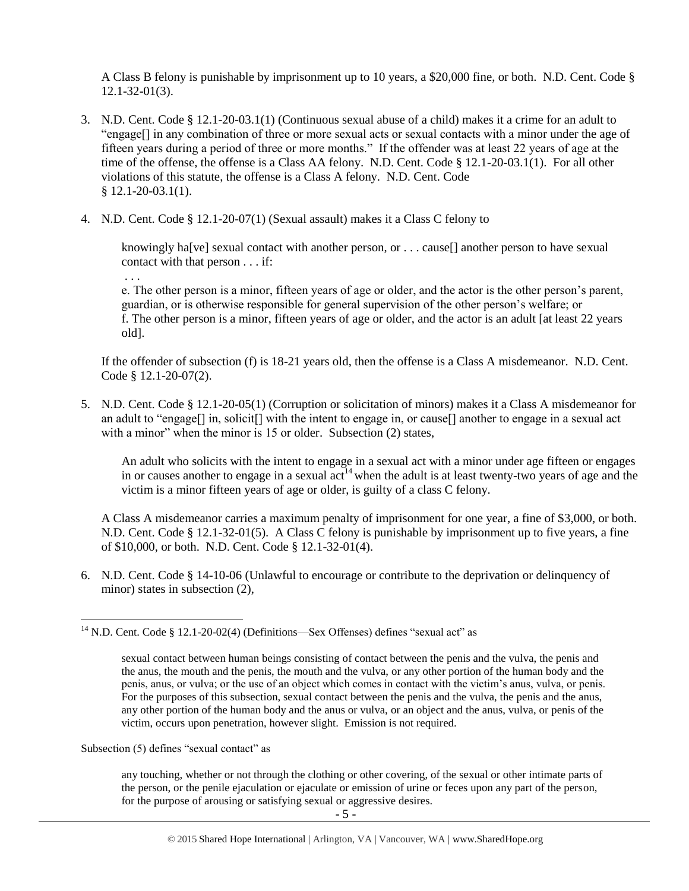A Class B felony is punishable by imprisonment up to 10 years, a $20,000 fine, or both. N.D. Cent. Code § 12.1-32-01(3).

3. N.D. Cent. Code § 12.1-20-03.1(1) (Continuous sexual abuse of a child) makes it a crime for an adult to "engage[] in any combination of three or more sexual acts or sexual contacts with a minor under the age of fifteen years during a period of three or more months." If the offender was at least 22 years of age at the time of the offense, the offense is a Class AA felony. N.D. Cent. Code § 12.1-20-03.1(1). For all other violations of this statute, the offense is a Class A felony. N.D. Cent. Code § 12.1-20-03.1(1).

4. N.D. Cent. Code § 12.1-20-07(1) (Sexual assault) makes it a Class C felony to

   knowingly ha[ve] sexual contact with another person, or . . . cause[] another person to have sexual contact with that person . . . if:
   
   . . .
   
   e. The other person is a minor, fifteen years of age or older, and the actor is the other person's parent, guardian, or is otherwise responsible for general supervision of the other person's welfare; or
   f. The other person is a minor, fifteen years of age or older, and the actor is an adult [at least 22 years old].

   If the offender of subsection (f) is 18-21 years old, then the offense is a Class A misdemeanor. N.D. Cent. Code § 12.1-20-07(2).

5. N.D. Cent. Code § 12.1-20-05(1) (Corruption or solicitation of minors) makes it a Class A misdemeanor for an adult to "engage[] in, solicit[] with the intent to engage in, or cause[] another to engage in a sexual act with a minor" when the minor is 15 or older. Subsection (2) states,

   An adult who solicits with the intent to engage in a sexual act with a minor under age fifteen or engages in or causes another to engage in a sexual act[14] when the adult is at least twenty-two years of age and the victim is a minor fifteen years of age or older, is guilty of a class C felony.

   A Class A misdemeanor carries a maximum penalty of imprisonment for one year, a fine of $3,000, or both. N.D. Cent. Code § 12.1-32-01(5). A Class C felony is punishable by imprisonment up to five years, a fine of $10,000, or both. N.D. Cent. Code § 12.1-32-01(4).

6. N.D. Cent. Code § 14-10-06 (Unlawful to encourage or contribute to the deprivation or delinquency of minor) states in subsection (2),

---

[14] N.D. Cent. Code § 12.1-20-02(4) (Definitions—Sex Offenses) defines "sexual act" as

> sexual contact between human beings consisting of contact between the penis and the vulva, the penis and the anus, the mouth and the penis, the mouth and the vulva, or any other portion of the human body and the penis, anus, or vulva; or the use of an object which comes in contact with the victim's anus, vulva, or penis. For the purposes of this subsection, sexual contact between the penis and the vulva, the penis and the anus, any other portion of the human body and the anus or vulva, or an object and the anus, vulva, or penis of the victim, occurs upon penetration, however slight. Emission is not required.

Subsection (5) defines "sexual contact" as

> any touching, whether or not through the clothing or other covering, of the sexual or other intimate parts of the person, or the penile ejaculation or ejaculate or emission of urine or feces upon any part of the person, for the purpose of arousing or satisfying sexual or aggressive desires.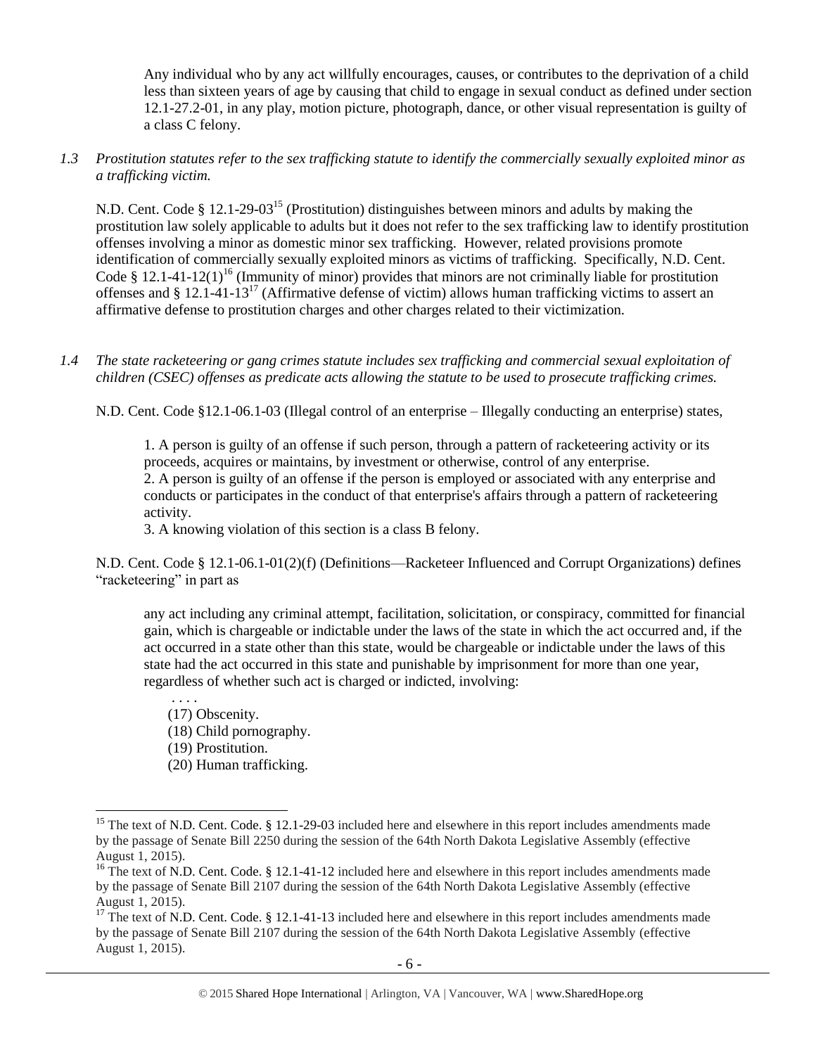> Any individual who by any act willfully encourages, causes, or contributes to the deprivation of a child less than sixteen years of age by causing that child to engage in sexual conduct as defined under section 12.1-27.2-01, in any play, motion picture, photograph, dance, or other visual representation is guilty of a class C felony.

*1.3 Prostitution statutes refer to the sex trafficking statute to identify the commercially sexually exploited minor as a trafficking victim.*

N.D. Cent. Code § 12.1-29-03[15] (Prostitution) distinguishes between minors and adults by making the prostitution law solely applicable to adults but it does not refer to the sex trafficking law to identify prostitution offenses involving a minor as domestic minor sex trafficking. However, related provisions promote identification of commercially sexually exploited minors as victims of trafficking. Specifically, N.D. Cent. Code § 12.1-41-12(1)[16] (Immunity of minor) provides that minors are not criminally liable for prostitution offenses and § 12.1-41-13[17] (Affirmative defense of victim) allows human trafficking victims to assert an affirmative defense to prostitution charges and other charges related to their victimization.

*1.4 The state racketeering or gang crimes statute includes sex trafficking and commercial sexual exploitation of children (CSEC) offenses as predicate acts allowing the statute to be used to prosecute trafficking crimes.*

N.D. Cent. Code §12.1-06.1-03 (Illegal control of an enterprise – Illegally conducting an enterprise) states,

> 1. A person is guilty of an offense if such person, through a pattern of racketeering activity or its proceeds, acquires or maintains, by investment or otherwise, control of any enterprise.
> 2. A person is guilty of an offense if the person is employed or associated with any enterprise and conducts or participates in the conduct of that enterprise's affairs through a pattern of racketeering activity.
> 3. A knowing violation of this section is a class B felony.

N.D. Cent. Code § 12.1-06.1-01(2)(f) (Definitions—Racketeer Influenced and Corrupt Organizations) defines "racketeering" in part as

> any act including any criminal attempt, facilitation, solicitation, or conspiracy, committed for financial gain, which is chargeable or indictable under the laws of the state in which the act occurred and, if the act occurred in a state other than this state, would be chargeable or indictable under the laws of this state had the act occurred in this state and punishable by imprisonment for more than one year, regardless of whether such act is charged or indicted, involving:
>
> . . . .
> (17) Obscenity.
> (18) Child pornography.
> (19) Prostitution.
> (20) Human trafficking.

---

[15] The text of N.D. Cent. Code. § 12.1-29-03 included here and elsewhere in this report includes amendments made by the passage of Senate Bill 2250 during the session of the 64th North Dakota Legislative Assembly (effective August 1, 2015).

[16] The text of N.D. Cent. Code. § 12.1-41-12 included here and elsewhere in this report includes amendments made by the passage of Senate Bill 2107 during the session of the 64th North Dakota Legislative Assembly (effective August 1, 2015).

[17] The text of N.D. Cent. Code. § 12.1-41-13 included here and elsewhere in this report includes amendments made by the passage of Senate Bill 2107 during the session of the 64th North Dakota Legislative Assembly (effective August 1, 2015).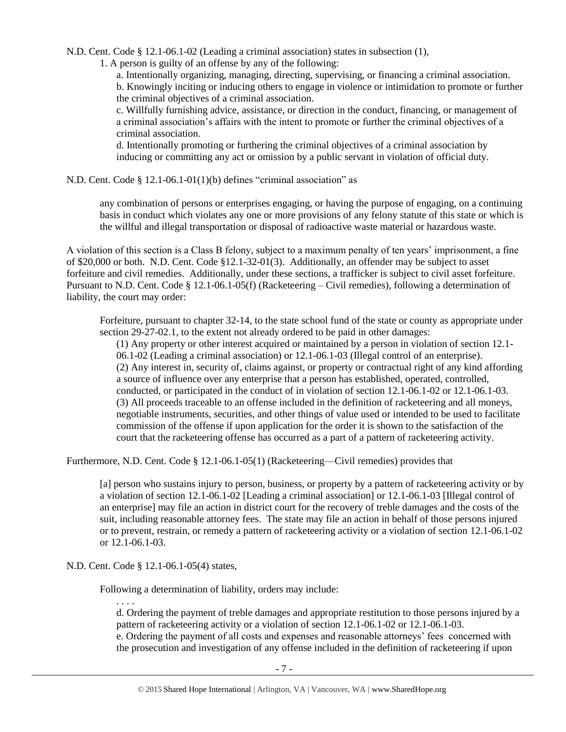N.D. Cent. Code § 12.1-06.1-02 (Leading a criminal association) states in subsection (1),

1. A person is guilty of an offense by any of the following:

    a. Intentionally organizing, managing, directing, supervising, or financing a criminal association.

    b. Knowingly inciting or inducing others to engage in violence or intimidation to promote or further the criminal objectives of a criminal association.

    c. Willfully furnishing advice, assistance, or direction in the conduct, financing, or management of a criminal association's affairs with the intent to promote or further the criminal objectives of a criminal association.

    d. Intentionally promoting or furthering the criminal objectives of a criminal association by inducing or committing any act or omission by a public servant in violation of official duty.

N.D. Cent. Code § 12.1-06.1-01(1)(b) defines "criminal association" as

> any combination of persons or enterprises engaging, or having the purpose of engaging, on a continuing basis in conduct which violates any one or more provisions of any felony statute of this state or which is the willful and illegal transportation or disposal of radioactive waste material or hazardous waste.

A violation of this section is a Class B felony, subject to a maximum penalty of ten years' imprisonment, a fine of $20,000 or both. N.D. Cent. Code §12.1-32-01(3). Additionally, an offender may be subject to asset forfeiture and civil remedies. Additionally, under these sections, a trafficker is subject to civil asset forfeiture. Pursuant to N.D. Cent. Code § 12.1-06.1-05(f) (Racketeering – Civil remedies), following a determination of liability, the court may order:

> Forfeiture, pursuant to chapter 32-14, to the state school fund of the state or county as appropriate under section 29-27-02.1, to the extent not already ordered to be paid in other damages:
>
> (1) Any property or other interest acquired or maintained by a person in violation of section 12.1-06.1-02 (Leading a criminal association) or 12.1-06.1-03 (Illegal control of an enterprise).
>
> (2) Any interest in, security of, claims against, or property or contractual right of any kind affording a source of influence over any enterprise that a person has established, operated, controlled, conducted, or participated in the conduct of in violation of section 12.1-06.1-02 or 12.1-06.1-03.
>
> (3) All proceeds traceable to an offense included in the definition of racketeering and all moneys, negotiable instruments, securities, and other things of value used or intended to be used to facilitate commission of the offense if upon application for the order it is shown to the satisfaction of the court that the racketeering offense has occurred as a part of a pattern of racketeering activity.

Furthermore, N.D. Cent. Code § 12.1-06.1-05(1) (Racketeering—Civil remedies) provides that

> [a] person who sustains injury to person, business, or property by a pattern of racketeering activity or by a violation of section 12.1-06.1-02 [Leading a criminal association] or 12.1-06.1-03 [Illegal control of an enterprise] may file an action in district court for the recovery of treble damages and the costs of the suit, including reasonable attorney fees. The state may file an action in behalf of those persons injured or to prevent, restrain, or remedy a pattern of racketeering activity or a violation of section 12.1-06.1-02 or 12.1-06.1-03.

N.D. Cent. Code § 12.1-06.1-05(4) states,

> Following a determination of liability, orders may include:
>
> . . . .
>
> d. Ordering the payment of treble damages and appropriate restitution to those persons injured by a pattern of racketeering activity or a violation of section 12.1-06.1-02 or 12.1-06.1-03.
>
> e. Ordering the payment of all costs and expenses and reasonable attorneys' fees concerned with the prosecution and investigation of any offense included in the definition of racketeering if upon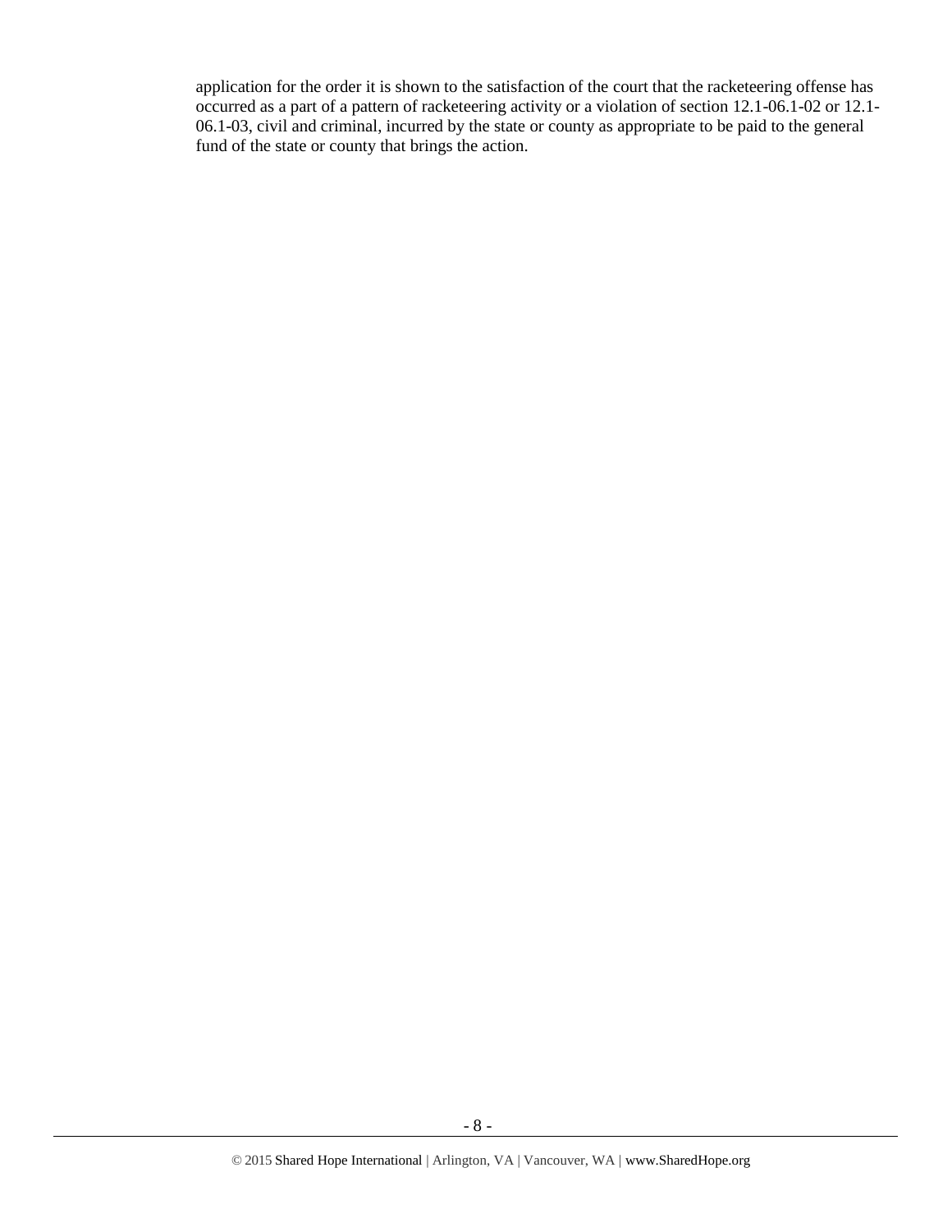application for the order it is shown to the satisfaction of the court that the racketeering offense has occurred as a part of a pattern of racketeering activity or a violation of section 12.1-06.1-02 or 12.1-06.1-03, civil and criminal, incurred by the state or county as appropriate to be paid to the general fund of the state or county that brings the action.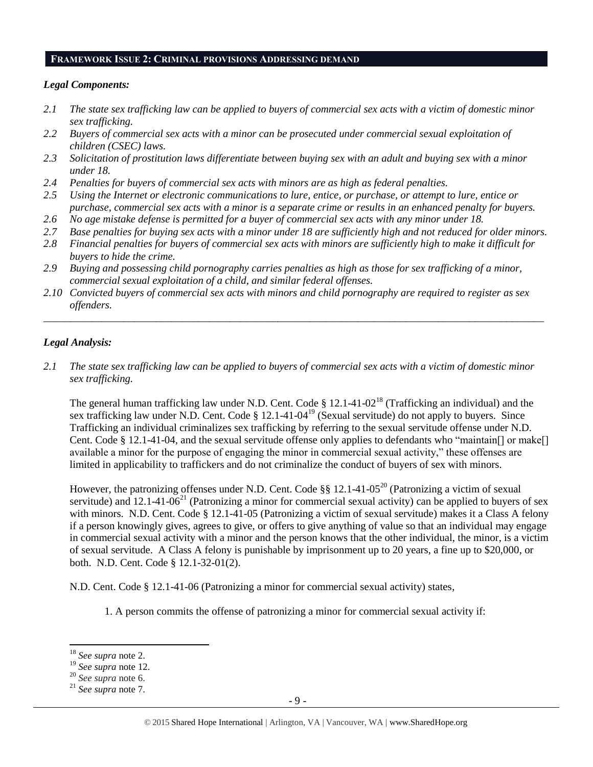## FRAMEWORK ISSUE 2: CRIMINAL PROVISIONS ADDRESSING DEMAND

### *Legal Components:*

*2.1 The state sex trafficking law can be applied to buyers of commercial sex acts with a victim of domestic minor sex trafficking.*

*2.2 Buyers of commercial sex acts with a minor can be prosecuted under commercial sexual exploitation of children (CSEC) laws.*

*2.3 Solicitation of prostitution laws differentiate between buying sex with an adult and buying sex with a minor under 18.*

*2.4 Penalties for buyers of commercial sex acts with minors are as high as federal penalties.*

*2.5 Using the Internet or electronic communications to lure, entice, or purchase, or attempt to lure, entice or purchase, commercial sex acts with a minor is a separate crime or results in an enhanced penalty for buyers.*

*2.6 No age mistake defense is permitted for a buyer of commercial sex acts with any minor under 18.*

*2.7 Base penalties for buying sex acts with a minor under 18 are sufficiently high and not reduced for older minors.*

*2.8 Financial penalties for buyers of commercial sex acts with minors are sufficiently high to make it difficult for buyers to hide the crime.*

*2.9 Buying and possessing child pornography carries penalties as high as those for sex trafficking of a minor, commercial sexual exploitation of a child, and similar federal offenses.*

*2.10 Convicted buyers of commercial sex acts with minors and child pornography are required to register as sex offenders.*

---

### *Legal Analysis:*

*2.1 The state sex trafficking law can be applied to buyers of commercial sex acts with a victim of domestic minor sex trafficking.*

The general human trafficking law under N.D. Cent. Code § 12.1-41-02[18] (Trafficking an individual) and the sex trafficking law under N.D. Cent. Code § 12.1-41-04[19] (Sexual servitude) do not apply to buyers. Since Trafficking an individual criminalizes sex trafficking by referring to the sexual servitude offense under N.D. Cent. Code § 12.1-41-04, and the sexual servitude offense only applies to defendants who "maintain[] or make[] available a minor for the purpose of engaging the minor in commercial sexual activity," these offenses are limited in applicability to traffickers and do not criminalize the conduct of buyers of sex with minors.

However, the patronizing offenses under N.D. Cent. Code §§ 12.1-41-05[20] (Patronizing a victim of sexual servitude) and 12.1-41-06[21] (Patronizing a minor for commercial sexual activity) can be applied to buyers of sex with minors. N.D. Cent. Code § 12.1-41-05 (Patronizing a victim of sexual servitude) makes it a Class A felony if a person knowingly gives, agrees to give, or offers to give anything of value so that an individual may engage in commercial sexual activity with a minor and the person knows that the other individual, the minor, is a victim of sexual servitude. A Class A felony is punishable by imprisonment up to 20 years, a fine up to $20,000, or both. N.D. Cent. Code § 12.1-32-01(2).

N.D. Cent. Code § 12.1-41-06 (Patronizing a minor for commercial sexual activity) states,

1. A person commits the offense of patronizing a minor for commercial sexual activity if:

---

[18] *See supra* note 2.

[19] *See supra* note 12.

[20] *See supra* note 6.

[21] *See supra* note 7.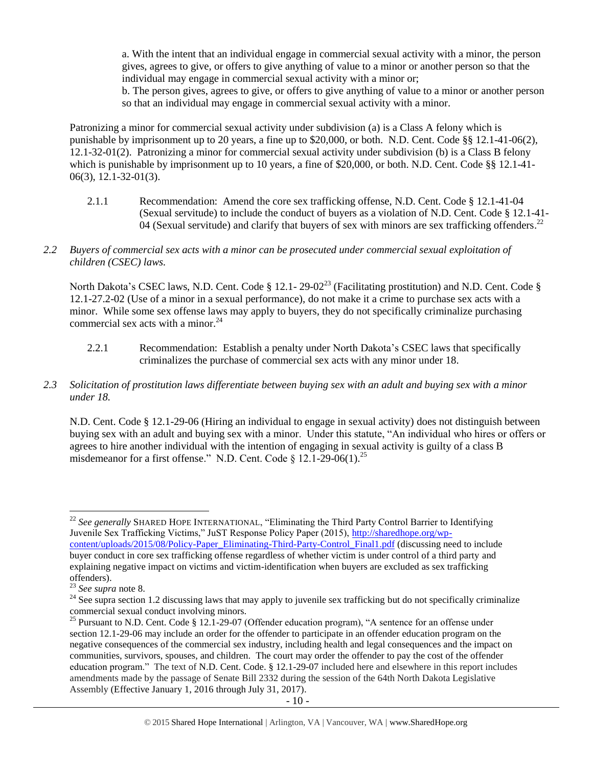a. With the intent that an individual engage in commercial sexual activity with a minor, the person gives, agrees to give, or offers to give anything of value to a minor or another person so that the individual may engage in commercial sexual activity with a minor or;

b. The person gives, agrees to give, or offers to give anything of value to a minor or another person so that an individual may engage in commercial sexual activity with a minor.

Patronizing a minor for commercial sexual activity under subdivision (a) is a Class A felony which is punishable by imprisonment up to 20 years, a fine up to $20,000, or both. N.D. Cent. Code §§ 12.1-41-06(2), 12.1-32-01(2). Patronizing a minor for commercial sexual activity under subdivision (b) is a Class B felony which is punishable by imprisonment up to 10 years, a fine of $20,000, or both. N.D. Cent. Code §§ 12.1-41-06(3), 12.1-32-01(3).

2.1.1 Recommendation: Amend the core sex trafficking offense, N.D. Cent. Code § 12.1-41-04 (Sexual servitude) to include the conduct of buyers as a violation of N.D. Cent. Code § 12.1-41-04 (Sexual servitude) and clarify that buyers of sex with minors are sex trafficking offenders.[22]

*2.2 Buyers of commercial sex acts with a minor can be prosecuted under commercial sexual exploitation of children (CSEC) laws.*

North Dakota's CSEC laws, N.D. Cent. Code § 12.1- 29-02[23] (Facilitating prostitution) and N.D. Cent. Code § 12.1-27.2-02 (Use of a minor in a sexual performance), do not make it a crime to purchase sex acts with a minor. While some sex offense laws may apply to buyers, they do not specifically criminalize purchasing commercial sex acts with a minor.[24]

2.2.1 Recommendation: Establish a penalty under North Dakota's CSEC laws that specifically criminalizes the purchase of commercial sex acts with any minor under 18.

*2.3 Solicitation of prostitution laws differentiate between buying sex with an adult and buying sex with a minor under 18.*

N.D. Cent. Code § 12.1-29-06 (Hiring an individual to engage in sexual activity) does not distinguish between buying sex with an adult and buying sex with a minor. Under this statute, "An individual who hires or offers or agrees to hire another individual with the intention of engaging in sexual activity is guilty of a class B misdemeanor for a first offense." N.D. Cent. Code § 12.1-29-06(1).[25]

---

[22] *See generally* SHARED HOPE INTERNATIONAL, "Eliminating the Third Party Control Barrier to Identifying Juvenile Sex Trafficking Victims," JuST Response Policy Paper (2015), http://sharedhope.org/wp-content/uploads/2015/08/Policy-Paper_Eliminating-Third-Party-Control_Final1.pdf (discussing need to include buyer conduct in core sex trafficking offense regardless of whether victim is under control of a third party and explaining negative impact on victims and victim-identification when buyers are excluded as sex trafficking offenders).

[23] *See supra* note 8.

[24] See supra section 1.2 discussing laws that may apply to juvenile sex trafficking but do not specifically criminalize commercial sexual conduct involving minors.

[25] Pursuant to N.D. Cent. Code § 12.1-29-07 (Offender education program), "A sentence for an offense under section 12.1-29-06 may include an order for the offender to participate in an offender education program on the negative consequences of the commercial sex industry, including health and legal consequences and the impact on communities, survivors, spouses, and children. The court may order the offender to pay the cost of the offender education program." The text of N.D. Cent. Code. § 12.1-29-07 included here and elsewhere in this report includes amendments made by the passage of Senate Bill 2332 during the session of the 64th North Dakota Legislative Assembly (Effective January 1, 2016 through July 31, 2017).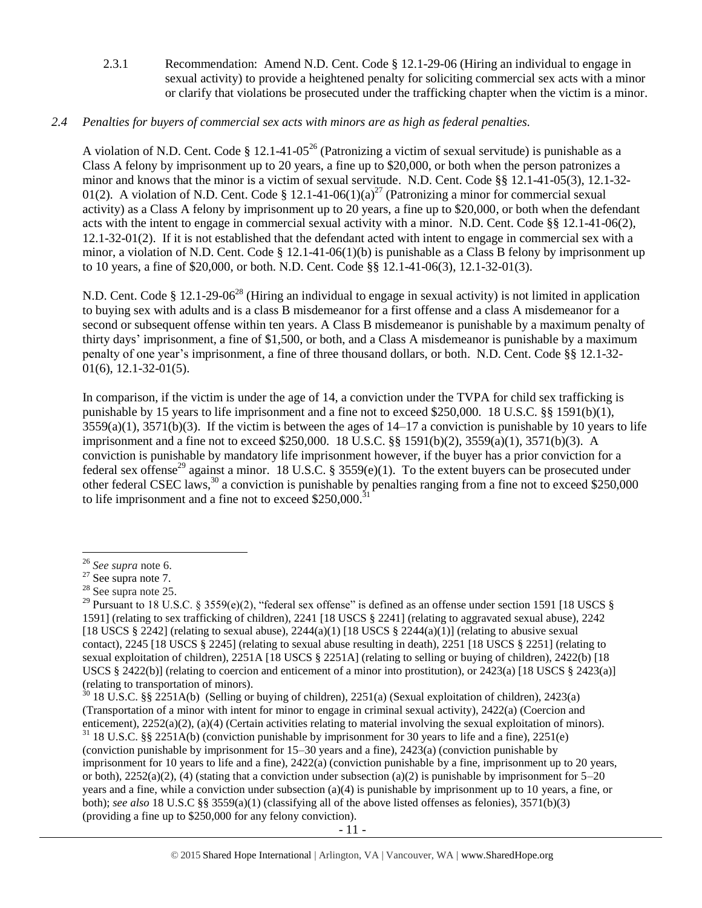2.3.1 Recommendation: Amend N.D. Cent. Code § 12.1-29-06 (Hiring an individual to engage in sexual activity) to provide a heightened penalty for soliciting commercial sex acts with a minor or clarify that violations be prosecuted under the trafficking chapter when the victim is a minor.

*2.4 Penalties for buyers of commercial sex acts with minors are as high as federal penalties.*

A violation of N.D. Cent. Code § 12.1-41-05[26] (Patronizing a victim of sexual servitude) is punishable as a Class A felony by imprisonment up to 20 years, a fine up to $20,000, or both when the person patronizes a minor and knows that the minor is a victim of sexual servitude. N.D. Cent. Code §§ 12.1-41-05(3), 12.1-32-01(2). A violation of N.D. Cent. Code § 12.1-41-06(1)(a)[27] (Patronizing a minor for commercial sexual activity) as a Class A felony by imprisonment up to 20 years, a fine up to $20,000, or both when the defendant acts with the intent to engage in commercial sexual activity with a minor. N.D. Cent. Code §§ 12.1-41-06(2), 12.1-32-01(2). If it is not established that the defendant acted with intent to engage in commercial sex with a minor, a violation of N.D. Cent. Code § 12.1-41-06(1)(b) is punishable as a Class B felony by imprisonment up to 10 years, a fine of $20,000, or both. N.D. Cent. Code §§ 12.1-41-06(3), 12.1-32-01(3).

N.D. Cent. Code § 12.1-29-06[28] (Hiring an individual to engage in sexual activity) is not limited in application to buying sex with adults and is a class B misdemeanor for a first offense and a class A misdemeanor for a second or subsequent offense within ten years. A Class B misdemeanor is punishable by a maximum penalty of thirty days' imprisonment, a fine of $1,500, or both, and a Class A misdemeanor is punishable by a maximum penalty of one year's imprisonment, a fine of three thousand dollars, or both. N.D. Cent. Code §§ 12.1-32-01(6), 12.1-32-01(5).

In comparison, if the victim is under the age of 14, a conviction under the TVPA for child sex trafficking is punishable by 15 years to life imprisonment and a fine not to exceed $250,000. 18 U.S.C. §§ 1591(b)(1), 3559(a)(1), 3571(b)(3). If the victim is between the ages of 14–17 a conviction is punishable by 10 years to life imprisonment and a fine not to exceed $250,000. 18 U.S.C. §§ 1591(b)(2), 3559(a)(1), 3571(b)(3). A conviction is punishable by mandatory life imprisonment however, if the buyer has a prior conviction for a federal sex offense[29] against a minor. 18 U.S.C. § 3559(e)(1). To the extent buyers can be prosecuted under other federal CSEC laws,[30] a conviction is punishable by penalties ranging from a fine not to exceed $250,000 to life imprisonment and a fine not to exceed $250,000.[31]

---

[26] *See supra* note 6.

[27] See supra note 7.

[28] See supra note 25.

[29] Pursuant to 18 U.S.C. § 3559(e)(2), "federal sex offense" is defined as an offense under section 1591 [18 USCS § 1591] (relating to sex trafficking of children), 2241 [18 USCS § 2241] (relating to aggravated sexual abuse), 2242 [18 USCS § 2242] (relating to sexual abuse), 2244(a)(1) [18 USCS § 2244(a)(1)] (relating to abusive sexual contact), 2245 [18 USCS § 2245] (relating to sexual abuse resulting in death), 2251 [18 USCS § 2251] (relating to sexual exploitation of children), 2251A [18 USCS § 2251A] (relating to selling or buying of children), 2422(b) [18 USCS § 2422(b)] (relating to coercion and enticement of a minor into prostitution), or 2423(a) [18 USCS § 2423(a)] (relating to transportation of minors).

[30] 18 U.S.C. §§ 2251A(b) (Selling or buying of children), 2251(a) (Sexual exploitation of children), 2423(a) (Transportation of a minor with intent for minor to engage in criminal sexual activity), 2422(a) (Coercion and enticement), 2252(a)(2), (a)(4) (Certain activities relating to material involving the sexual exploitation of minors).

[31] 18 U.S.C. §§ 2251A(b) (conviction punishable by imprisonment for 30 years to life and a fine), 2251(e) (conviction punishable by imprisonment for 15–30 years and a fine), 2423(a) (conviction punishable by imprisonment for 10 years to life and a fine), 2422(a) (conviction punishable by a fine, imprisonment up to 20 years, or both), 2252(a)(2), (4) (stating that a conviction under subsection (a)(2) is punishable by imprisonment for 5–20 years and a fine, while a conviction under subsection (a)(4) is punishable by imprisonment up to 10 years, a fine, or both); *see also* 18 U.S.C §§ 3559(a)(1) (classifying all of the above listed offenses as felonies), 3571(b)(3) (providing a fine up to $250,000 for any felony conviction).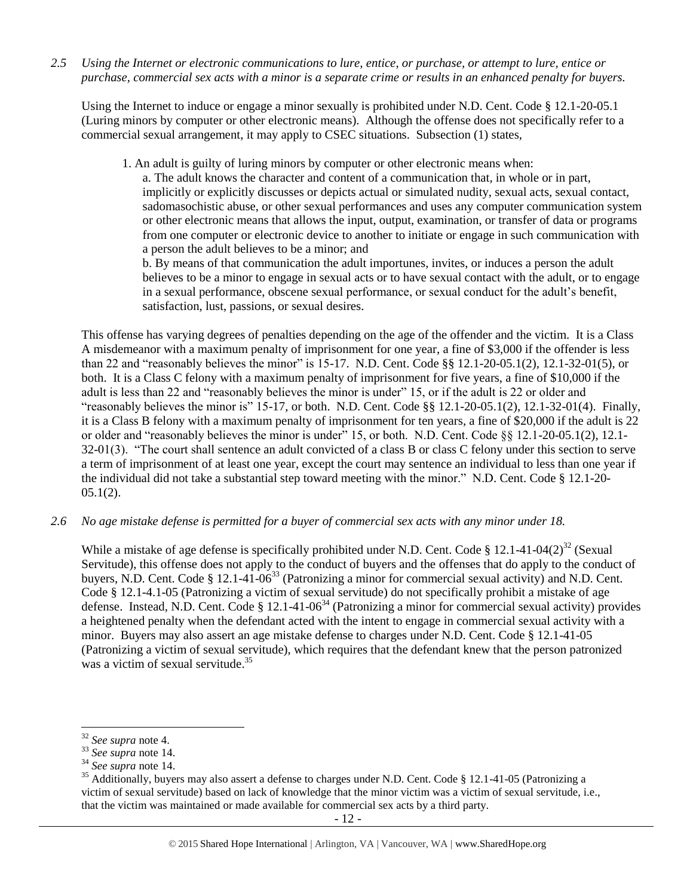*2.5 Using the Internet or electronic communications to lure, entice, or purchase, or attempt to lure, entice or purchase, commercial sex acts with a minor is a separate crime or results in an enhanced penalty for buyers.*

Using the Internet to induce or engage a minor sexually is prohibited under N.D. Cent. Code § 12.1-20-05.1 (Luring minors by computer or other electronic means). Although the offense does not specifically refer to a commercial sexual arrangement, it may apply to CSEC situations. Subsection (1) states,

> 1. An adult is guilty of luring minors by computer or other electronic means when:
>
> a. The adult knows the character and content of a communication that, in whole or in part, implicitly or explicitly discusses or depicts actual or simulated nudity, sexual acts, sexual contact, sadomasochistic abuse, or other sexual performances and uses any computer communication system or other electronic means that allows the input, output, examination, or transfer of data or programs from one computer or electronic device to another to initiate or engage in such communication with a person the adult believes to be a minor; and
>
> b. By means of that communication the adult importunes, invites, or induces a person the adult believes to be a minor to engage in sexual acts or to have sexual contact with the adult, or to engage in a sexual performance, obscene sexual performance, or sexual conduct for the adult's benefit, satisfaction, lust, passions, or sexual desires.

This offense has varying degrees of penalties depending on the age of the offender and the victim. It is a Class A misdemeanor with a maximum penalty of imprisonment for one year, a fine of $3,000 if the offender is less than 22 and "reasonably believes the minor" is 15-17. N.D. Cent. Code §§ 12.1-20-05.1(2), 12.1-32-01(5), or both. It is a Class C felony with a maximum penalty of imprisonment for five years, a fine of $10,000 if the adult is less than 22 and "reasonably believes the minor is under" 15, or if the adult is 22 or older and "reasonably believes the minor is" 15-17, or both. N.D. Cent. Code §§ 12.1-20-05.1(2), 12.1-32-01(4). Finally, it is a Class B felony with a maximum penalty of imprisonment for ten years, a fine of $20,000 if the adult is 22 or older and "reasonably believes the minor is under" 15, or both. N.D. Cent. Code §§ 12.1-20-05.1(2), 12.1-32-01(3). "The court shall sentence an adult convicted of a class B or class C felony under this section to serve a term of imprisonment of at least one year, except the court may sentence an individual to less than one year if the individual did not take a substantial step toward meeting with the minor." N.D. Cent. Code § 12.1-20-05.1(2).

*2.6 No age mistake defense is permitted for a buyer of commercial sex acts with any minor under 18.*

While a mistake of age defense is specifically prohibited under N.D. Cent. Code § 12.1-41-04(2)[32] (Sexual Servitude), this offense does not apply to the conduct of buyers and the offenses that do apply to the conduct of buyers, N.D. Cent. Code § 12.1-41-06[33] (Patronizing a minor for commercial sexual activity) and N.D. Cent. Code § 12.1-4.1-05 (Patronizing a victim of sexual servitude) do not specifically prohibit a mistake of age defense. Instead, N.D. Cent. Code § 12.1-41-06[34] (Patronizing a minor for commercial sexual activity) provides a heightened penalty when the defendant acted with the intent to engage in commercial sexual activity with a minor. Buyers may also assert an age mistake defense to charges under N.D. Cent. Code § 12.1-41-05 (Patronizing a victim of sexual servitude), which requires that the defendant knew that the person patronized was a victim of sexual servitude.[35]

---

[32] *See supra* note 4.

[33] *See supra* note 14.

[34] *See supra* note 14.

[35] Additionally, buyers may also assert a defense to charges under N.D. Cent. Code § 12.1-41-05 (Patronizing a victim of sexual servitude) based on lack of knowledge that the minor victim was a victim of sexual servitude, i.e., that the victim was maintained or made available for commercial sex acts by a third party.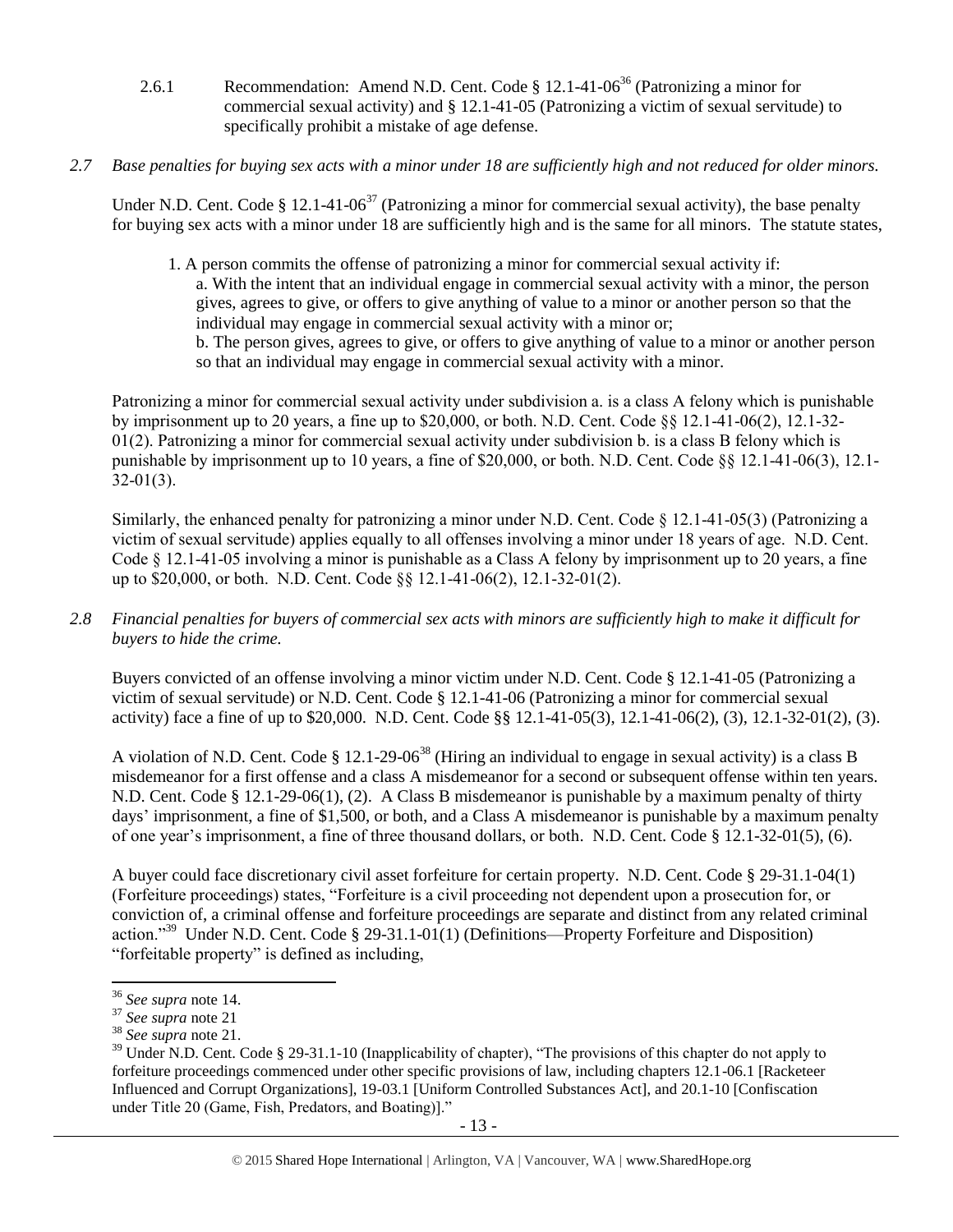2.6.1 Recommendation: Amend N.D. Cent. Code § 12.1-41-06[36] (Patronizing a minor for commercial sexual activity) and § 12.1-41-05 (Patronizing a victim of sexual servitude) to specifically prohibit a mistake of age defense.

*2.7 Base penalties for buying sex acts with a minor under 18 are sufficiently high and not reduced for older minors.*

Under N.D. Cent. Code § 12.1-41-06[37] (Patronizing a minor for commercial sexual activity), the base penalty for buying sex acts with a minor under 18 are sufficiently high and is the same for all minors. The statute states,

> 1. A person commits the offense of patronizing a minor for commercial sexual activity if:
> a. With the intent that an individual engage in commercial sexual activity with a minor, the person gives, agrees to give, or offers to give anything of value to a minor or another person so that the individual may engage in commercial sexual activity with a minor or;
> b. The person gives, agrees to give, or offers to give anything of value to a minor or another person so that an individual may engage in commercial sexual activity with a minor.

Patronizing a minor for commercial sexual activity under subdivision a. is a class A felony which is punishable by imprisonment up to 20 years, a fine up to $20,000, or both. N.D. Cent. Code §§ 12.1-41-06(2), 12.1-32-01(2). Patronizing a minor for commercial sexual activity under subdivision b. is a class B felony which is punishable by imprisonment up to 10 years, a fine of $20,000, or both. N.D. Cent. Code §§ 12.1-41-06(3), 12.1-32-01(3).

Similarly, the enhanced penalty for patronizing a minor under N.D. Cent. Code § 12.1-41-05(3) (Patronizing a victim of sexual servitude) applies equally to all offenses involving a minor under 18 years of age. N.D. Cent. Code § 12.1-41-05 involving a minor is punishable as a Class A felony by imprisonment up to 20 years, a fine up to $20,000, or both. N.D. Cent. Code §§ 12.1-41-06(2), 12.1-32-01(2).

*2.8 Financial penalties for buyers of commercial sex acts with minors are sufficiently high to make it difficult for buyers to hide the crime.*

Buyers convicted of an offense involving a minor victim under N.D. Cent. Code § 12.1-41-05 (Patronizing a victim of sexual servitude) or N.D. Cent. Code § 12.1-41-06 (Patronizing a minor for commercial sexual activity) face a fine of up to $20,000. N.D. Cent. Code §§ 12.1-41-05(3), 12.1-41-06(2), (3), 12.1-32-01(2), (3).

A violation of N.D. Cent. Code § 12.1-29-06[38] (Hiring an individual to engage in sexual activity) is a class B misdemeanor for a first offense and a class A misdemeanor for a second or subsequent offense within ten years. N.D. Cent. Code § 12.1-29-06(1), (2). A Class B misdemeanor is punishable by a maximum penalty of thirty days' imprisonment, a fine of $1,500, or both, and a Class A misdemeanor is punishable by a maximum penalty of one year's imprisonment, a fine of three thousand dollars, or both. N.D. Cent. Code § 12.1-32-01(5), (6).

A buyer could face discretionary civil asset forfeiture for certain property. N.D. Cent. Code § 29-31.1-04(1) (Forfeiture proceedings) states, "Forfeiture is a civil proceeding not dependent upon a prosecution for, or conviction of, a criminal offense and forfeiture proceedings are separate and distinct from any related criminal action."[39] Under N.D. Cent. Code § 29-31.1-01(1) (Definitions—Property Forfeiture and Disposition) "forfeitable property" is defined as including,

---

[36] *See supra* note 14.
[37] *See supra* note 21
[38] *See supra* note 21.
[39] Under N.D. Cent. Code § 29-31.1-10 (Inapplicability of chapter), "The provisions of this chapter do not apply to forfeiture proceedings commenced under other specific provisions of law, including chapters 12.1-06.1 [Racketeer Influenced and Corrupt Organizations], 19-03.1 [Uniform Controlled Substances Act], and 20.1-10 [Confiscation under Title 20 (Game, Fish, Predators, and Boating)]."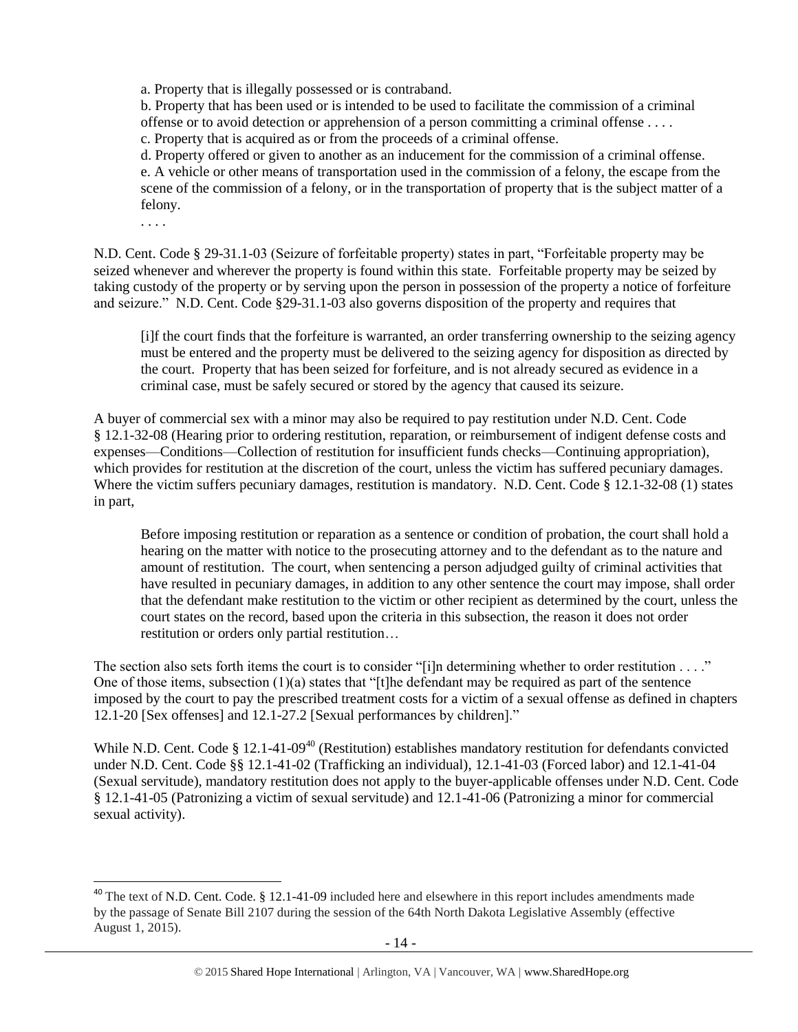a. Property that is illegally possessed or is contraband.
b. Property that has been used or is intended to be used to facilitate the commission of a criminal offense or to avoid detection or apprehension of a person committing a criminal offense . . . .
c. Property that is acquired as or from the proceeds of a criminal offense.
d. Property offered or given to another as an inducement for the commission of a criminal offense.
e. A vehicle or other means of transportation used in the commission of a felony, the escape from the scene of the commission of a felony, or in the transportation of property that is the subject matter of a felony.
. . . .

N.D. Cent. Code § 29-31.1-03 (Seizure of forfeitable property) states in part, "Forfeitable property may be seized whenever and wherever the property is found within this state. Forfeitable property may be seized by taking custody of the property or by serving upon the person in possession of the property a notice of forfeiture and seizure." N.D. Cent. Code §29-31.1-03 also governs disposition of the property and requires that

> [i]f the court finds that the forfeiture is warranted, an order transferring ownership to the seizing agency must be entered and the property must be delivered to the seizing agency for disposition as directed by the court. Property that has been seized for forfeiture, and is not already secured as evidence in a criminal case, must be safely secured or stored by the agency that caused its seizure.

A buyer of commercial sex with a minor may also be required to pay restitution under N.D. Cent. Code § 12.1-32-08 (Hearing prior to ordering restitution, reparation, or reimbursement of indigent defense costs and expenses—Conditions—Collection of restitution for insufficient funds checks—Continuing appropriation), which provides for restitution at the discretion of the court, unless the victim has suffered pecuniary damages. Where the victim suffers pecuniary damages, restitution is mandatory. N.D. Cent. Code § 12.1-32-08 (1) states in part,

> Before imposing restitution or reparation as a sentence or condition of probation, the court shall hold a hearing on the matter with notice to the prosecuting attorney and to the defendant as to the nature and amount of restitution. The court, when sentencing a person adjudged guilty of criminal activities that have resulted in pecuniary damages, in addition to any other sentence the court may impose, shall order that the defendant make restitution to the victim or other recipient as determined by the court, unless the court states on the record, based upon the criteria in this subsection, the reason it does not order restitution or orders only partial restitution…

The section also sets forth items the court is to consider "[i]n determining whether to order restitution . . . ." One of those items, subsection (1)(a) states that "[t]he defendant may be required as part of the sentence imposed by the court to pay the prescribed treatment costs for a victim of a sexual offense as defined in chapters 12.1-20 [Sex offenses] and 12.1-27.2 [Sexual performances by children]."

While N.D. Cent. Code § 12.1-41-09[40] (Restitution) establishes mandatory restitution for defendants convicted under N.D. Cent. Code §§ 12.1-41-02 (Trafficking an individual), 12.1-41-03 (Forced labor) and 12.1-41-04 (Sexual servitude), mandatory restitution does not apply to the buyer-applicable offenses under N.D. Cent. Code § 12.1-41-05 (Patronizing a victim of sexual servitude) and 12.1-41-06 (Patronizing a minor for commercial sexual activity).

---

[40] The text of N.D. Cent. Code. § 12.1-41-09 included here and elsewhere in this report includes amendments made by the passage of Senate Bill 2107 during the session of the 64th North Dakota Legislative Assembly (effective August 1, 2015).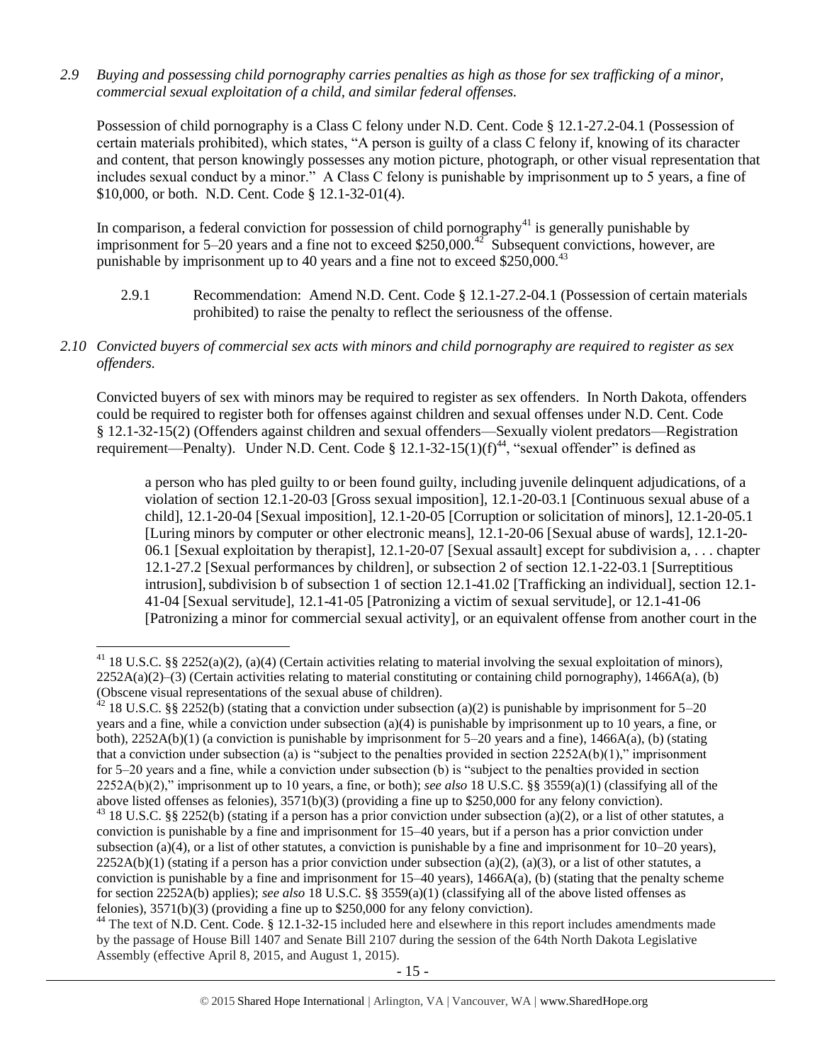*2.9 Buying and possessing child pornography carries penalties as high as those for sex trafficking of a minor, commercial sexual exploitation of a child, and similar federal offenses.*

Possession of child pornography is a Class C felony under N.D. Cent. Code § 12.1-27.2-04.1 (Possession of certain materials prohibited), which states, "A person is guilty of a class C felony if, knowing of its character and content, that person knowingly possesses any motion picture, photograph, or other visual representation that includes sexual conduct by a minor." A Class C felony is punishable by imprisonment up to 5 years, a fine of $10,000, or both. N.D. Cent. Code § 12.1-32-01(4).

In comparison, a federal conviction for possession of child pornography[41] is generally punishable by imprisonment for 5–20 years and a fine not to exceed $250,000.[42] Subsequent convictions, however, are punishable by imprisonment up to 40 years and a fine not to exceed $250,000.[43]

2.9.1 Recommendation: Amend N.D. Cent. Code § 12.1-27.2-04.1 (Possession of certain materials prohibited) to raise the penalty to reflect the seriousness of the offense.

*2.10 Convicted buyers of commercial sex acts with minors and child pornography are required to register as sex offenders.*

Convicted buyers of sex with minors may be required to register as sex offenders. In North Dakota, offenders could be required to register both for offenses against children and sexual offenses under N.D. Cent. Code § 12.1-32-15(2) (Offenders against children and sexual offenders—Sexually violent predators—Registration requirement—Penalty). Under N.D. Cent. Code § 12.1-32-15(1)(f)[44], "sexual offender" is defined as

> a person who has pled guilty to or been found guilty, including juvenile delinquent adjudications, of a violation of section 12.1-20-03 [Gross sexual imposition], 12.1-20-03.1 [Continuous sexual abuse of a child], 12.1-20-04 [Sexual imposition], 12.1-20-05 [Corruption or solicitation of minors], 12.1-20-05.1 [Luring minors by computer or other electronic means], 12.1-20-06 [Sexual abuse of wards], 12.1-20-06.1 [Sexual exploitation by therapist], 12.1-20-07 [Sexual assault] except for subdivision a, . . . chapter 12.1-27.2 [Sexual performances by children], or subsection 2 of section 12.1-22-03.1 [Surreptitious intrusion], subdivision b of subsection 1 of section 12.1-41.02 [Trafficking an individual], section 12.1-41-04 [Sexual servitude], 12.1-41-05 [Patronizing a victim of sexual servitude], or 12.1-41-06 [Patronizing a minor for commercial sexual activity], or an equivalent offense from another court in the

---

[41] 18 U.S.C. §§ 2252(a)(2), (a)(4) (Certain activities relating to material involving the sexual exploitation of minors), 2252A(a)(2)–(3) (Certain activities relating to material constituting or containing child pornography), 1466A(a), (b) (Obscene visual representations of the sexual abuse of children).

[42] 18 U.S.C. §§ 2252(b) (stating that a conviction under subsection (a)(2) is punishable by imprisonment for 5–20 years and a fine, while a conviction under subsection (a)(4) is punishable by imprisonment up to 10 years, a fine, or both), 2252A(b)(1) (a conviction is punishable by imprisonment for 5–20 years and a fine), 1466A(a), (b) (stating that a conviction under subsection (a) is "subject to the penalties provided in section 2252A(b)(1)," imprisonment for 5–20 years and a fine, while a conviction under subsection (b) is "subject to the penalties provided in section 2252A(b)(2)," imprisonment up to 10 years, a fine, or both); *see also* 18 U.S.C. §§ 3559(a)(1) (classifying all of the above listed offenses as felonies), 3571(b)(3) (providing a fine up to $250,000 for any felony conviction).

[43] 18 U.S.C. §§ 2252(b) (stating if a person has a prior conviction under subsection (a)(2), or a list of other statutes, a conviction is punishable by a fine and imprisonment for 15–40 years, but if a person has a prior conviction under subsection (a)(4), or a list of other statutes, a conviction is punishable by a fine and imprisonment for 10–20 years), 2252A(b)(1) (stating if a person has a prior conviction under subsection (a)(2), (a)(3), or a list of other statutes, a conviction is punishable by a fine and imprisonment for 15–40 years), 1466A(a), (b) (stating that the penalty scheme for section 2252A(b) applies); *see also* 18 U.S.C. §§ 3559(a)(1) (classifying all of the above listed offenses as felonies), 3571(b)(3) (providing a fine up to $250,000 for any felony conviction).

[44] The text of N.D. Cent. Code. § 12.1-32-15 included here and elsewhere in this report includes amendments made by the passage of House Bill 1407 and Senate Bill 2107 during the session of the 64th North Dakota Legislative Assembly (effective April 8, 2015, and August 1, 2015).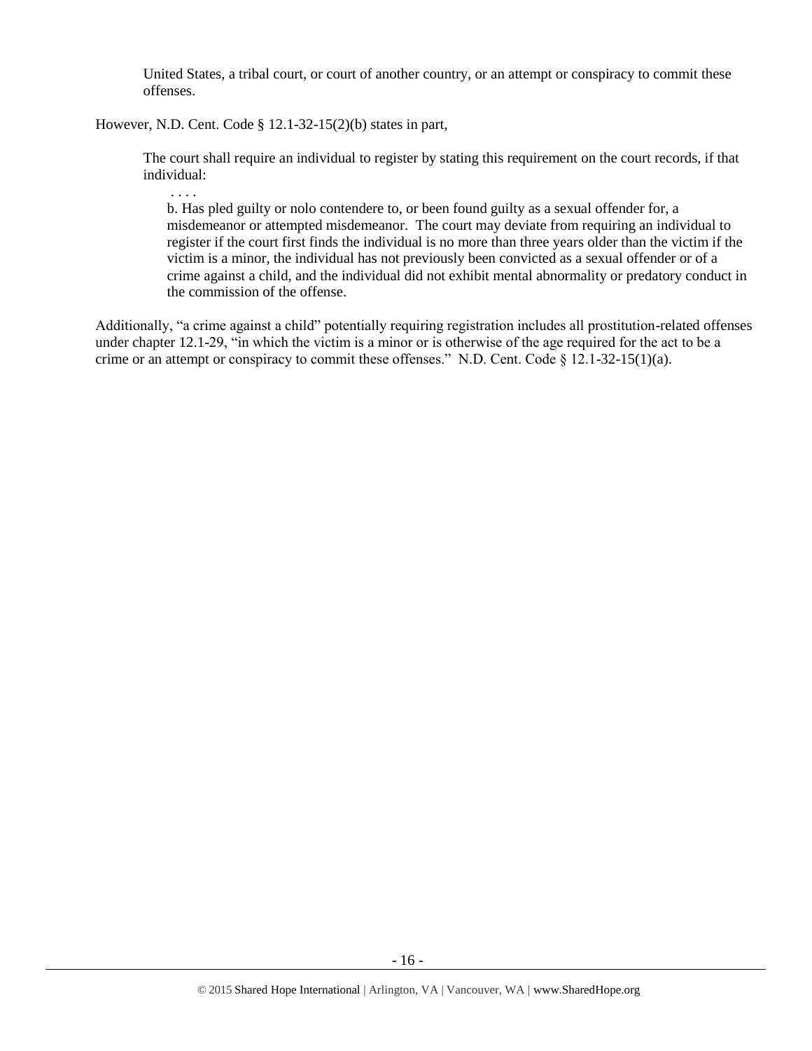> United States, a tribal court, or court of another country, or an attempt or conspiracy to commit these offenses.

However, N.D. Cent. Code § 12.1-32-15(2)(b) states in part,

> The court shall require an individual to register by stating this requirement on the court records, if that individual:
>
> . . . .
>
> b. Has pled guilty or nolo contendere to, or been found guilty as a sexual offender for, a misdemeanor or attempted misdemeanor. The court may deviate from requiring an individual to register if the court first finds the individual is no more than three years older than the victim if the victim is a minor, the individual has not previously been convicted as a sexual offender or of a crime against a child, and the individual did not exhibit mental abnormality or predatory conduct in the commission of the offense.

Additionally, "a crime against a child" potentially requiring registration includes all prostitution-related offenses under chapter 12.1-29, "in which the victim is a minor or is otherwise of the age required for the act to be a crime or an attempt or conspiracy to commit these offenses." N.D. Cent. Code § 12.1-32-15(1)(a).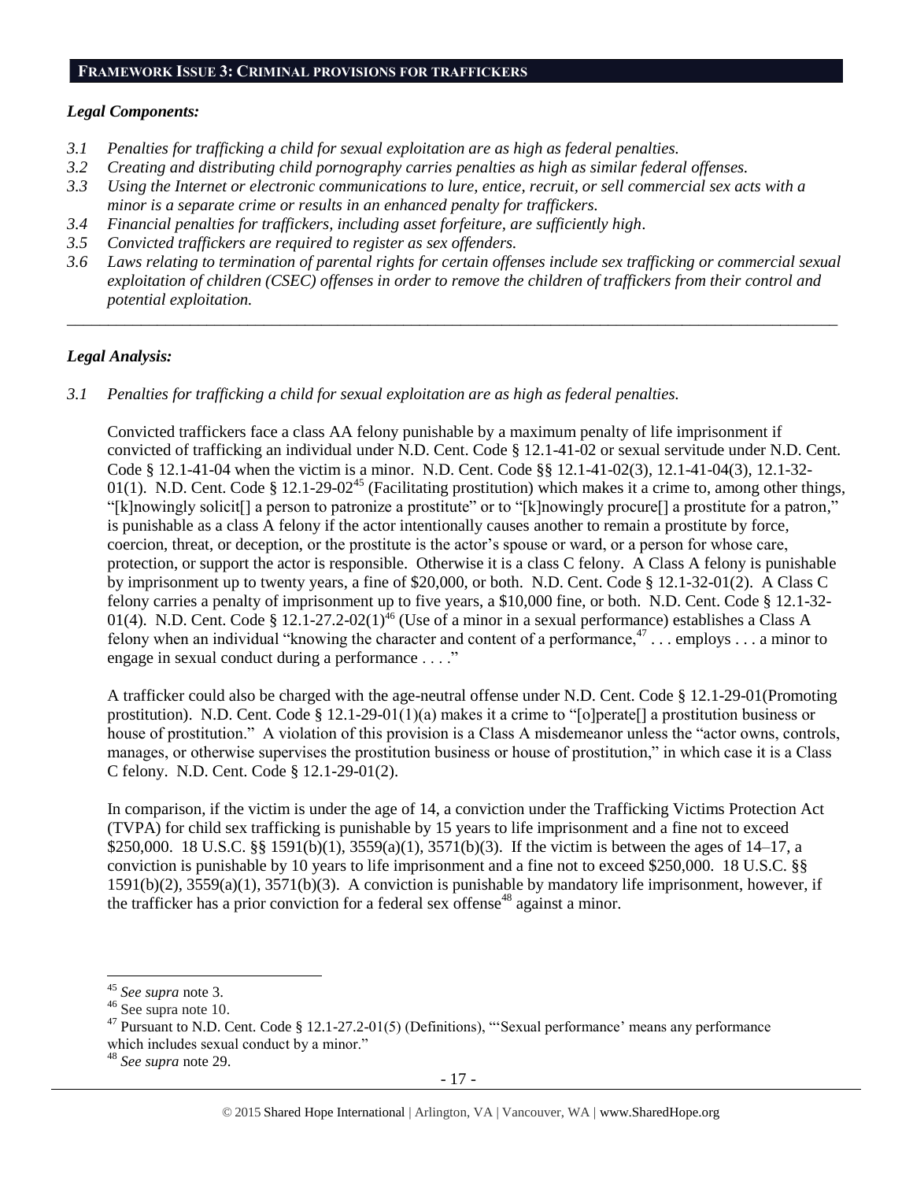## FRAMEWORK ISSUE 3: CRIMINAL PROVISIONS FOR TRAFFICKERS

### *Legal Components:*

*3.1 Penalties for trafficking a child for sexual exploitation are as high as federal penalties.*

*3.2 Creating and distributing child pornography carries penalties as high as similar federal offenses.*

*3.3 Using the Internet or electronic communications to lure, entice, recruit, or sell commercial sex acts with a minor is a separate crime or results in an enhanced penalty for traffickers.*

*3.4 Financial penalties for traffickers, including asset forfeiture, are sufficiently high.*

*3.5 Convicted traffickers are required to register as sex offenders.*

*3.6 Laws relating to termination of parental rights for certain offenses include sex trafficking or commercial sexual exploitation of children (CSEC) offenses in order to remove the children of traffickers from their control and potential exploitation.*

---

### *Legal Analysis:*

*3.1 Penalties for trafficking a child for sexual exploitation are as high as federal penalties.*

Convicted traffickers face a class AA felony punishable by a maximum penalty of life imprisonment if convicted of trafficking an individual under N.D. Cent. Code § 12.1-41-02 or sexual servitude under N.D. Cent. Code § 12.1-41-04 when the victim is a minor. N.D. Cent. Code §§ 12.1-41-02(3), 12.1-41-04(3), 12.1-32-01(1). N.D. Cent. Code § 12.1-29-02[45] (Facilitating prostitution) which makes it a crime to, among other things, "[k]nowingly solicit[] a person to patronize a prostitute" or to "[k]nowingly procure[] a prostitute for a patron," is punishable as a class A felony if the actor intentionally causes another to remain a prostitute by force, coercion, threat, or deception, or the prostitute is the actor's spouse or ward, or a person for whose care, protection, or support the actor is responsible. Otherwise it is a class C felony. A Class A felony is punishable by imprisonment up to twenty years, a fine of $20,000, or both. N.D. Cent. Code § 12.1-32-01(2). A Class C felony carries a penalty of imprisonment up to five years, a $10,000 fine, or both. N.D. Cent. Code § 12.1-32-01(4). N.D. Cent. Code § 12.1-27.2-02(1)[46] (Use of a minor in a sexual performance) establishes a Class A felony when an individual "knowing the character and content of a performance,[47] . . . employs . . . a minor to engage in sexual conduct during a performance . . . ."

A trafficker could also be charged with the age-neutral offense under N.D. Cent. Code § 12.1-29-01(Promoting prostitution). N.D. Cent. Code § 12.1-29-01(1)(a) makes it a crime to "[o]perate[] a prostitution business or house of prostitution." A violation of this provision is a Class A misdemeanor unless the "actor owns, controls, manages, or otherwise supervises the prostitution business or house of prostitution," in which case it is a Class C felony. N.D. Cent. Code § 12.1-29-01(2).

In comparison, if the victim is under the age of 14, a conviction under the Trafficking Victims Protection Act (TVPA) for child sex trafficking is punishable by 15 years to life imprisonment and a fine not to exceed $250,000. 18 U.S.C. §§ 1591(b)(1), 3559(a)(1), 3571(b)(3). If the victim is between the ages of 14–17, a conviction is punishable by 10 years to life imprisonment and a fine not to exceed $250,000. 18 U.S.C. §§ 1591(b)(2), 3559(a)(1), 3571(b)(3). A conviction is punishable by mandatory life imprisonment, however, if the trafficker has a prior conviction for a federal sex offense[48] against a minor.

---

[45] *See supra* note 3.

[46] See supra note 10.

[47] Pursuant to N.D. Cent. Code § 12.1-27.2-01(5) (Definitions), "'Sexual performance' means any performance which includes sexual conduct by a minor."

[48] *See supra* note 29.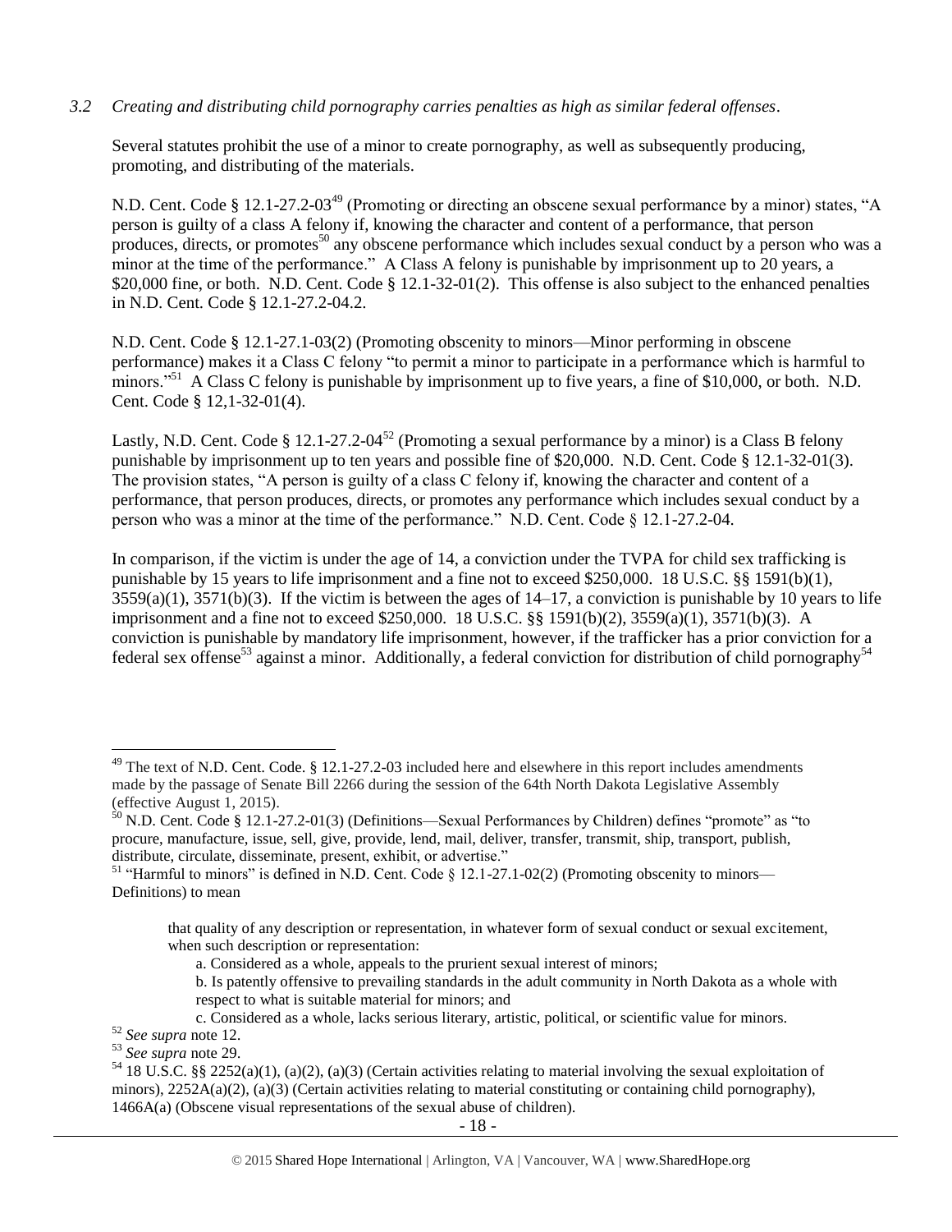*3.2 Creating and distributing child pornography carries penalties as high as similar federal offenses.*

Several statutes prohibit the use of a minor to create pornography, as well as subsequently producing, promoting, and distributing of the materials.

N.D. Cent. Code § 12.1-27.2-03[49] (Promoting or directing an obscene sexual performance by a minor) states, "A person is guilty of a class A felony if, knowing the character and content of a performance, that person produces, directs, or promotes[50] any obscene performance which includes sexual conduct by a person who was a minor at the time of the performance." A Class A felony is punishable by imprisonment up to 20 years, a $20,000 fine, or both. N.D. Cent. Code § 12.1-32-01(2). This offense is also subject to the enhanced penalties in N.D. Cent. Code § 12.1-27.2-04.2.

N.D. Cent. Code § 12.1-27.1-03(2) (Promoting obscenity to minors—Minor performing in obscene performance) makes it a Class C felony "to permit a minor to participate in a performance which is harmful to minors."[51] A Class C felony is punishable by imprisonment up to five years, a fine of $10,000, or both. N.D. Cent. Code § 12,1-32-01(4).

Lastly, N.D. Cent. Code § 12.1-27.2-04[52] (Promoting a sexual performance by a minor) is a Class B felony punishable by imprisonment up to ten years and possible fine of $20,000. N.D. Cent. Code § 12.1-32-01(3). The provision states, "A person is guilty of a class C felony if, knowing the character and content of a performance, that person produces, directs, or promotes any performance which includes sexual conduct by a person who was a minor at the time of the performance." N.D. Cent. Code § 12.1-27.2-04.

In comparison, if the victim is under the age of 14, a conviction under the TVPA for child sex trafficking is punishable by 15 years to life imprisonment and a fine not to exceed $250,000. 18 U.S.C. §§ 1591(b)(1), 3559(a)(1), 3571(b)(3). If the victim is between the ages of 14–17, a conviction is punishable by 10 years to life imprisonment and a fine not to exceed $250,000. 18 U.S.C. §§ 1591(b)(2), 3559(a)(1), 3571(b)(3). A conviction is punishable by mandatory life imprisonment, however, if the trafficker has a prior conviction for a federal sex offense[53] against a minor. Additionally, a federal conviction for distribution of child pornography[54]

---

[49] The text of N.D. Cent. Code. § 12.1-27.2-03 included here and elsewhere in this report includes amendments made by the passage of Senate Bill 2266 during the session of the 64th North Dakota Legislative Assembly (effective August 1, 2015).

[50] N.D. Cent. Code § 12.1-27.2-01(3) (Definitions—Sexual Performances by Children) defines "promote" as "to procure, manufacture, issue, sell, give, provide, lend, mail, deliver, transfer, transmit, ship, transport, publish, distribute, circulate, disseminate, present, exhibit, or advertise."

[51] "Harmful to minors" is defined in N.D. Cent. Code § 12.1-27.1-02(2) (Promoting obscenity to minors—Definitions) to mean

> that quality of any description or representation, in whatever form of sexual conduct or sexual excitement, when such description or representation:
>
> a. Considered as a whole, appeals to the prurient sexual interest of minors;
>
> b. Is patently offensive to prevailing standards in the adult community in North Dakota as a whole with respect to what is suitable material for minors; and
>
> c. Considered as a whole, lacks serious literary, artistic, political, or scientific value for minors.

[52] *See supra* note 12.

[53] *See supra* note 29.

[54] 18 U.S.C. §§ 2252(a)(1), (a)(2), (a)(3) (Certain activities relating to material involving the sexual exploitation of minors), 2252A(a)(2), (a)(3) (Certain activities relating to material constituting or containing child pornography), 1466A(a) (Obscene visual representations of the sexual abuse of children).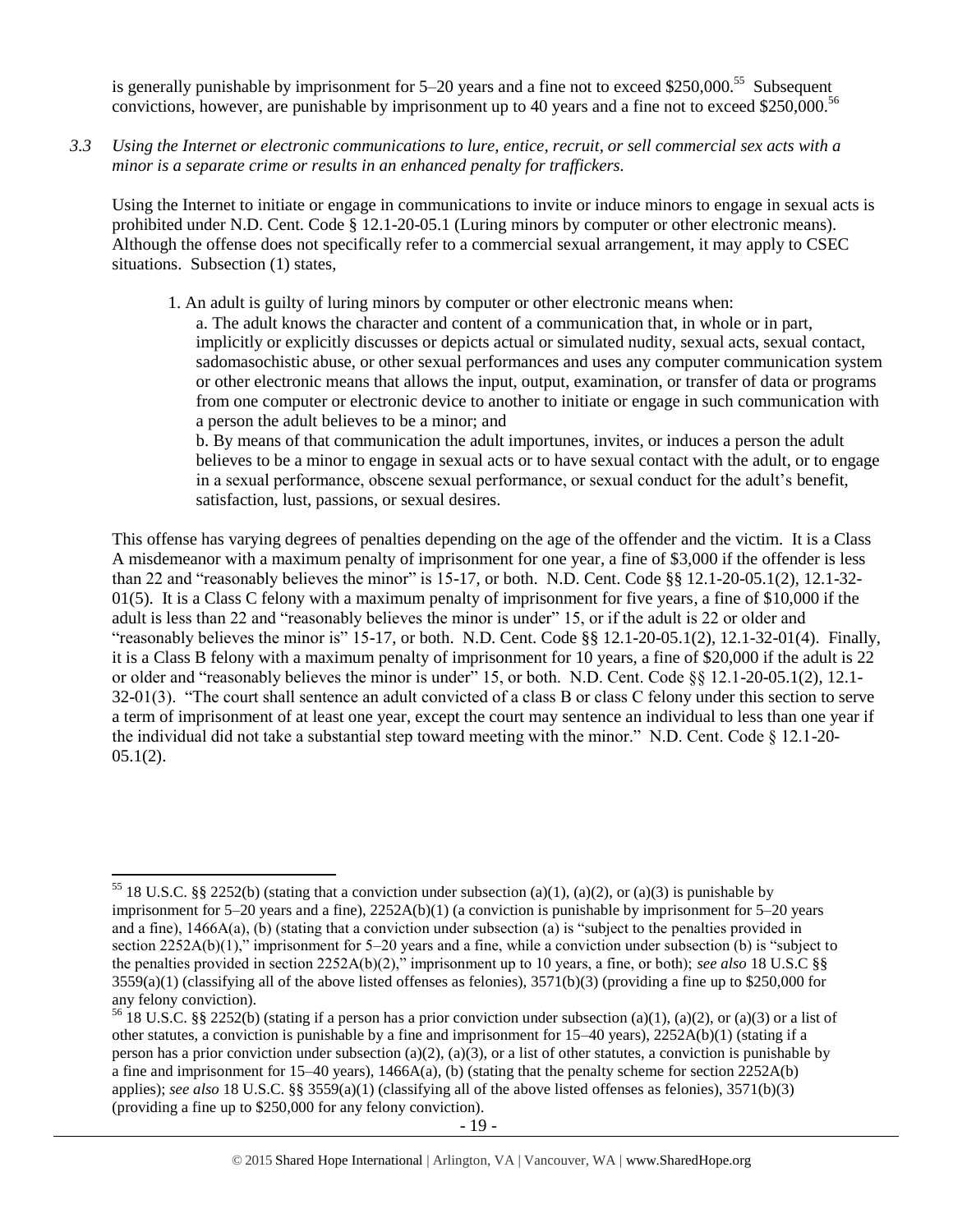is generally punishable by imprisonment for 5–20 years and a fine not to exceed $250,000.[55] Subsequent convictions, however, are punishable by imprisonment up to 40 years and a fine not to exceed $250,000.[56]

*3.3 Using the Internet or electronic communications to lure, entice, recruit, or sell commercial sex acts with a minor is a separate crime or results in an enhanced penalty for traffickers.*

Using the Internet to initiate or engage in communications to invite or induce minors to engage in sexual acts is prohibited under N.D. Cent. Code § 12.1-20-05.1 (Luring minors by computer or other electronic means). Although the offense does not specifically refer to a commercial sexual arrangement, it may apply to CSEC situations. Subsection (1) states,

> 1. An adult is guilty of luring minors by computer or other electronic means when:
>
> a. The adult knows the character and content of a communication that, in whole or in part, implicitly or explicitly discusses or depicts actual or simulated nudity, sexual acts, sexual contact, sadomasochistic abuse, or other sexual performances and uses any computer communication system or other electronic means that allows the input, output, examination, or transfer of data or programs from one computer or electronic device to another to initiate or engage in such communication with a person the adult believes to be a minor; and
>
> b. By means of that communication the adult importunes, invites, or induces a person the adult believes to be a minor to engage in sexual acts or to have sexual contact with the adult, or to engage in a sexual performance, obscene sexual performance, or sexual conduct for the adult's benefit, satisfaction, lust, passions, or sexual desires.

This offense has varying degrees of penalties depending on the age of the offender and the victim. It is a Class A misdemeanor with a maximum penalty of imprisonment for one year, a fine of $3,000 if the offender is less than 22 and "reasonably believes the minor" is 15-17, or both. N.D. Cent. Code §§ 12.1-20-05.1(2), 12.1-32-01(5). It is a Class C felony with a maximum penalty of imprisonment for five years, a fine of $10,000 if the adult is less than 22 and "reasonably believes the minor is under" 15, or if the adult is 22 or older and "reasonably believes the minor is" 15-17, or both. N.D. Cent. Code §§ 12.1-20-05.1(2), 12.1-32-01(4). Finally, it is a Class B felony with a maximum penalty of imprisonment for 10 years, a fine of $20,000 if the adult is 22 or older and "reasonably believes the minor is under" 15, or both. N.D. Cent. Code §§ 12.1-20-05.1(2), 12.1-32-01(3). "The court shall sentence an adult convicted of a class B or class C felony under this section to serve a term of imprisonment of at least one year, except the court may sentence an individual to less than one year if the individual did not take a substantial step toward meeting with the minor." N.D. Cent. Code § 12.1-20-05.1(2).

---

[55] 18 U.S.C. §§ 2252(b) (stating that a conviction under subsection (a)(1), (a)(2), or (a)(3) is punishable by imprisonment for 5–20 years and a fine), 2252A(b)(1) (a conviction is punishable by imprisonment for 5–20 years and a fine), 1466A(a), (b) (stating that a conviction under subsection (a) is "subject to the penalties provided in section 2252A(b)(1)," imprisonment for 5–20 years and a fine, while a conviction under subsection (b) is "subject to the penalties provided in section 2252A(b)(2)," imprisonment up to 10 years, a fine, or both); *see also* 18 U.S.C §§ 3559(a)(1) (classifying all of the above listed offenses as felonies), 3571(b)(3) (providing a fine up to $250,000 for any felony conviction).

[56] 18 U.S.C. §§ 2252(b) (stating if a person has a prior conviction under subsection (a)(1), (a)(2), or (a)(3) or a list of other statutes, a conviction is punishable by a fine and imprisonment for 15–40 years), 2252A(b)(1) (stating if a person has a prior conviction under subsection (a)(2), (a)(3), or a list of other statutes, a conviction is punishable by a fine and imprisonment for 15–40 years), 1466A(a), (b) (stating that the penalty scheme for section 2252A(b) applies); *see also* 18 U.S.C. §§ 3559(a)(1) (classifying all of the above listed offenses as felonies), 3571(b)(3) (providing a fine up to $250,000 for any felony conviction).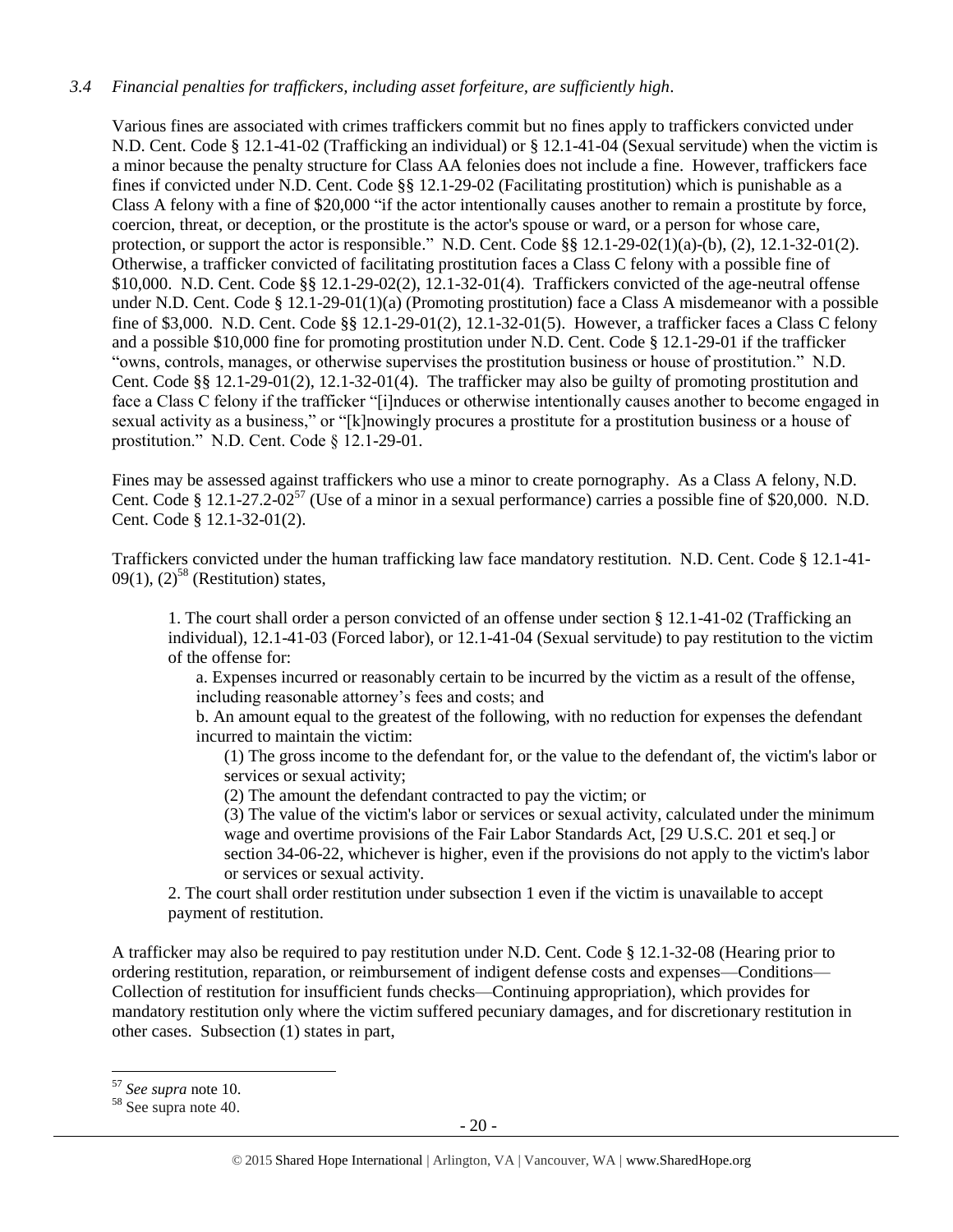*3.4 Financial penalties for traffickers, including asset forfeiture, are sufficiently high.*

Various fines are associated with crimes traffickers commit but no fines apply to traffickers convicted under N.D. Cent. Code § 12.1-41-02 (Trafficking an individual) or § 12.1-41-04 (Sexual servitude) when the victim is a minor because the penalty structure for Class AA felonies does not include a fine. However, traffickers face fines if convicted under N.D. Cent. Code §§ 12.1-29-02 (Facilitating prostitution) which is punishable as a Class A felony with a fine of $20,000 "if the actor intentionally causes another to remain a prostitute by force, coercion, threat, or deception, or the prostitute is the actor's spouse or ward, or a person for whose care, protection, or support the actor is responsible." N.D. Cent. Code §§ 12.1-29-02(1)(a)-(b), (2), 12.1-32-01(2). Otherwise, a trafficker convicted of facilitating prostitution faces a Class C felony with a possible fine of $10,000. N.D. Cent. Code §§ 12.1-29-02(2), 12.1-32-01(4). Traffickers convicted of the age-neutral offense under N.D. Cent. Code § 12.1-29-01(1)(a) (Promoting prostitution) face a Class A misdemeanor with a possible fine of $3,000. N.D. Cent. Code §§ 12.1-29-01(2), 12.1-32-01(5). However, a trafficker faces a Class C felony and a possible $10,000 fine for promoting prostitution under N.D. Cent. Code § 12.1-29-01 if the trafficker "owns, controls, manages, or otherwise supervises the prostitution business or house of prostitution." N.D. Cent. Code §§ 12.1-29-01(2), 12.1-32-01(4). The trafficker may also be guilty of promoting prostitution and face a Class C felony if the trafficker "[i]nduces or otherwise intentionally causes another to become engaged in sexual activity as a business," or "[k]nowingly procures a prostitute for a prostitution business or a house of prostitution." N.D. Cent. Code § 12.1-29-01.

Fines may be assessed against traffickers who use a minor to create pornography. As a Class A felony, N.D. Cent. Code § 12.1-27.2-02[57] (Use of a minor in a sexual performance) carries a possible fine of $20,000. N.D. Cent. Code § 12.1-32-01(2).

Traffickers convicted under the human trafficking law face mandatory restitution. N.D. Cent. Code § 12.1-41-09(1), (2)[58] (Restitution) states,

> 1. The court shall order a person convicted of an offense under section § 12.1-41-02 (Trafficking an individual), 12.1-41-03 (Forced labor), or 12.1-41-04 (Sexual servitude) to pay restitution to the victim of the offense for:
>
> a. Expenses incurred or reasonably certain to be incurred by the victim as a result of the offense, including reasonable attorney's fees and costs; and
>
> b. An amount equal to the greatest of the following, with no reduction for expenses the defendant incurred to maintain the victim:
>
> (1) The gross income to the defendant for, or the value to the defendant of, the victim's labor or services or sexual activity;
>
> (2) The amount the defendant contracted to pay the victim; or
>
> (3) The value of the victim's labor or services or sexual activity, calculated under the minimum wage and overtime provisions of the Fair Labor Standards Act, [29 U.S.C. 201 et seq.] or section 34-06-22, whichever is higher, even if the provisions do not apply to the victim's labor or services or sexual activity.
>
> 2. The court shall order restitution under subsection 1 even if the victim is unavailable to accept payment of restitution.

A trafficker may also be required to pay restitution under N.D. Cent. Code § 12.1-32-08 (Hearing prior to ordering restitution, reparation, or reimbursement of indigent defense costs and expenses—Conditions—Collection of restitution for insufficient funds checks—Continuing appropriation), which provides for mandatory restitution only where the victim suffered pecuniary damages, and for discretionary restitution in other cases. Subsection (1) states in part,

---

[57] *See supra* note 10.

[58] See supra note 40.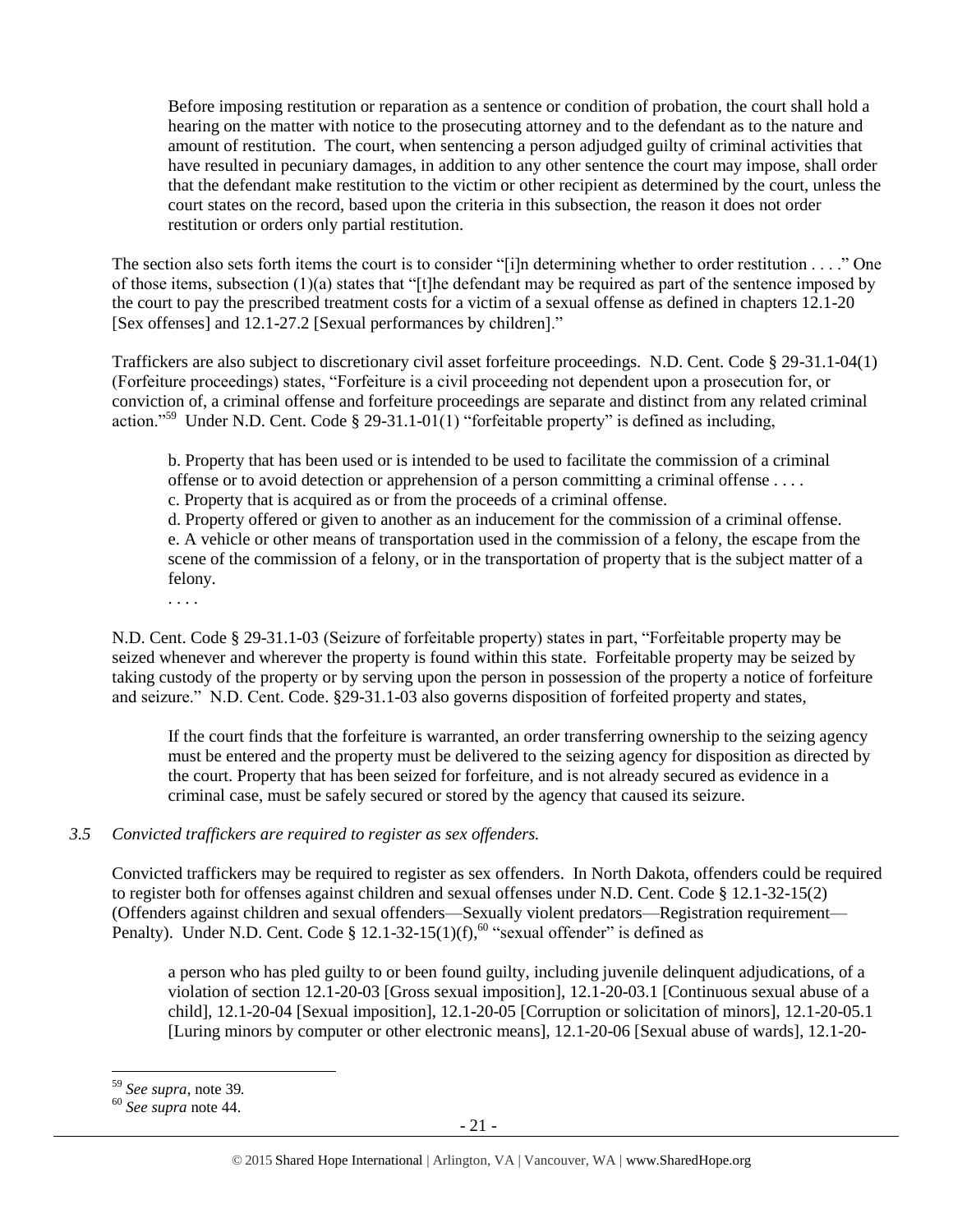> Before imposing restitution or reparation as a sentence or condition of probation, the court shall hold a hearing on the matter with notice to the prosecuting attorney and to the defendant as to the nature and amount of restitution. The court, when sentencing a person adjudged guilty of criminal activities that have resulted in pecuniary damages, in addition to any other sentence the court may impose, shall order that the defendant make restitution to the victim or other recipient as determined by the court, unless the court states on the record, based upon the criteria in this subsection, the reason it does not order restitution or orders only partial restitution.

The section also sets forth items the court is to consider "[i]n determining whether to order restitution . . . ." One of those items, subsection (1)(a) states that "[t]he defendant may be required as part of the sentence imposed by the court to pay the prescribed treatment costs for a victim of a sexual offense as defined in chapters 12.1-20 [Sex offenses] and 12.1-27.2 [Sexual performances by children]."

Traffickers are also subject to discretionary civil asset forfeiture proceedings. N.D. Cent. Code § 29-31.1-04(1) (Forfeiture proceedings) states, "Forfeiture is a civil proceeding not dependent upon a prosecution for, or conviction of, a criminal offense and forfeiture proceedings are separate and distinct from any related criminal action."[59] Under N.D. Cent. Code § 29-31.1-01(1) "forfeitable property" is defined as including,

> b. Property that has been used or is intended to be used to facilitate the commission of a criminal offense or to avoid detection or apprehension of a person committing a criminal offense . . . .
> c. Property that is acquired as or from the proceeds of a criminal offense.
> d. Property offered or given to another as an inducement for the commission of a criminal offense.
> e. A vehicle or other means of transportation used in the commission of a felony, the escape from the scene of the commission of a felony, or in the transportation of property that is the subject matter of a felony.
> . . . .

N.D. Cent. Code § 29-31.1-03 (Seizure of forfeitable property) states in part, "Forfeitable property may be seized whenever and wherever the property is found within this state. Forfeitable property may be seized by taking custody of the property or by serving upon the person in possession of the property a notice of forfeiture and seizure." N.D. Cent. Code. §29-31.1-03 also governs disposition of forfeited property and states,

> If the court finds that the forfeiture is warranted, an order transferring ownership to the seizing agency must be entered and the property must be delivered to the seizing agency for disposition as directed by the court. Property that has been seized for forfeiture, and is not already secured as evidence in a criminal case, must be safely secured or stored by the agency that caused its seizure.

*3.5 Convicted traffickers are required to register as sex offenders.*

Convicted traffickers may be required to register as sex offenders. In North Dakota, offenders could be required to register both for offenses against children and sexual offenses under N.D. Cent. Code § 12.1-32-15(2) (Offenders against children and sexual offenders—Sexually violent predators—Registration requirement—Penalty). Under N.D. Cent. Code § 12.1-32-15(1)(f),[60] "sexual offender" is defined as

> a person who has pled guilty to or been found guilty, including juvenile delinquent adjudications, of a violation of section 12.1-20-03 [Gross sexual imposition], 12.1-20-03.1 [Continuous sexual abuse of a child], 12.1-20-04 [Sexual imposition], 12.1-20-05 [Corruption or solicitation of minors], 12.1-20-05.1 [Luring minors by computer or other electronic means], 12.1-20-06 [Sexual abuse of wards], 12.1-20-

[59] *See supra*, note 39.
[60] *See supra* note 44.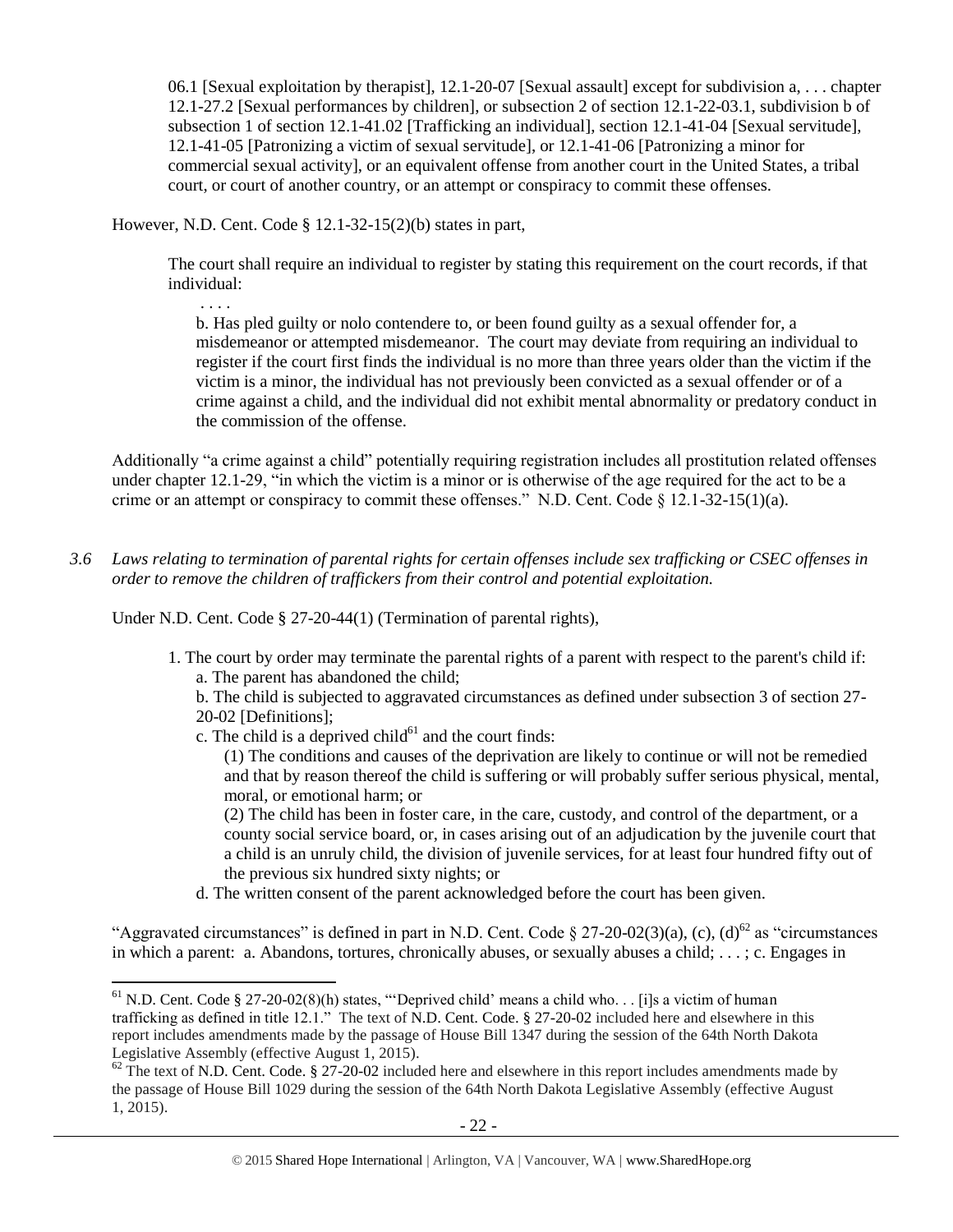> 06.1 [Sexual exploitation by therapist], 12.1-20-07 [Sexual assault] except for subdivision a, . . . chapter 12.1-27.2 [Sexual performances by children], or subsection 2 of section 12.1-22-03.1, subdivision b of subsection 1 of section 12.1-41.02 [Trafficking an individual], section 12.1-41-04 [Sexual servitude], 12.1-41-05 [Patronizing a victim of sexual servitude], or 12.1-41-06 [Patronizing a minor for commercial sexual activity], or an equivalent offense from another court in the United States, a tribal court, or court of another country, or an attempt or conspiracy to commit these offenses.

However, N.D. Cent. Code § 12.1-32-15(2)(b) states in part,

> The court shall require an individual to register by stating this requirement on the court records, if that individual:
>
> . . . .
>
> b. Has pled guilty or nolo contendere to, or been found guilty as a sexual offender for, a misdemeanor or attempted misdemeanor. The court may deviate from requiring an individual to register if the court first finds the individual is no more than three years older than the victim if the victim is a minor, the individual has not previously been convicted as a sexual offender or of a crime against a child, and the individual did not exhibit mental abnormality or predatory conduct in the commission of the offense.

Additionally "a crime against a child" potentially requiring registration includes all prostitution related offenses under chapter 12.1-29, "in which the victim is a minor or is otherwise of the age required for the act to be a crime or an attempt or conspiracy to commit these offenses." N.D. Cent. Code § 12.1-32-15(1)(a).

*3.6 Laws relating to termination of parental rights for certain offenses include sex trafficking or CSEC offenses in order to remove the children of traffickers from their control and potential exploitation.*

Under N.D. Cent. Code § 27-20-44(1) (Termination of parental rights),

> 1. The court by order may terminate the parental rights of a parent with respect to the parent's child if:
>    a. The parent has abandoned the child;
>    b. The child is subjected to aggravated circumstances as defined under subsection 3 of section 27-20-02 [Definitions];
>    c. The child is a deprived child[61] and the court finds:
>       (1) The conditions and causes of the deprivation are likely to continue or will not be remedied and that by reason thereof the child is suffering or will probably suffer serious physical, mental, moral, or emotional harm; or
>       (2) The child has been in foster care, in the care, custody, and control of the department, or a county social service board, or, in cases arising out of an adjudication by the juvenile court that a child is an unruly child, the division of juvenile services, for at least four hundred fifty out of the previous six hundred sixty nights; or
>    d. The written consent of the parent acknowledged before the court has been given.

"Aggravated circumstances" is defined in part in N.D. Cent. Code § 27-20-02(3)(a), (c), (d)[62] as "circumstances in which a parent: a. Abandons, tortures, chronically abuses, or sexually abuses a child; . . . ; c. Engages in

---

[61] N.D. Cent. Code § 27-20-02(8)(h) states, "'Deprived child' means a child who. . . [i]s a victim of human trafficking as defined in title 12.1." The text of N.D. Cent. Code. § 27-20-02 included here and elsewhere in this report includes amendments made by the passage of House Bill 1347 during the session of the 64th North Dakota Legislative Assembly (effective August 1, 2015).

[62] The text of N.D. Cent. Code. § 27-20-02 included here and elsewhere in this report includes amendments made by the passage of House Bill 1029 during the session of the 64th North Dakota Legislative Assembly (effective August 1, 2015).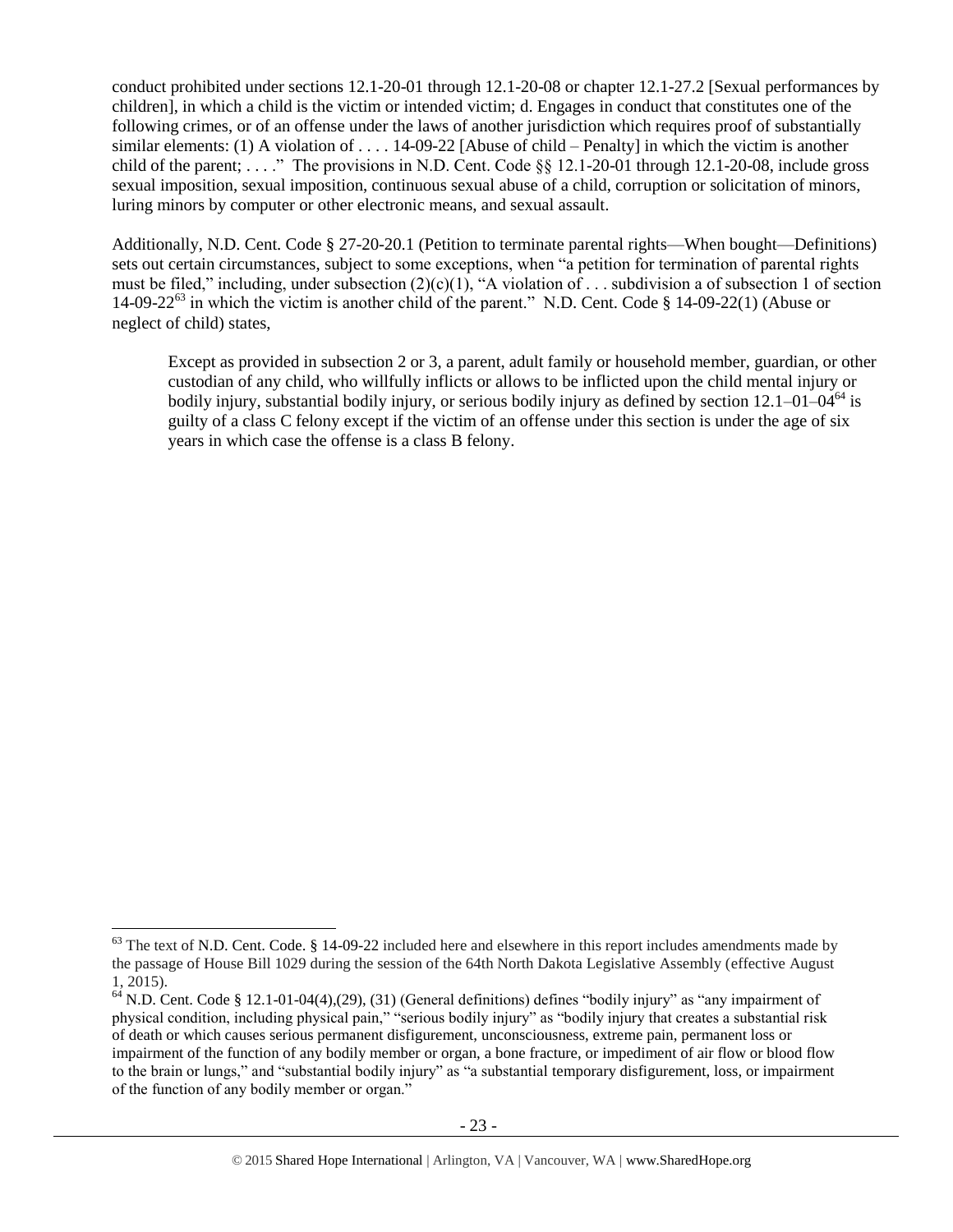conduct prohibited under sections 12.1-20-01 through 12.1-20-08 or chapter 12.1-27.2 [Sexual performances by children], in which a child is the victim or intended victim; d. Engages in conduct that constitutes one of the following crimes, or of an offense under the laws of another jurisdiction which requires proof of substantially similar elements: (1) A violation of . . . . 14-09-22 [Abuse of child – Penalty] in which the victim is another child of the parent; . . . ." The provisions in N.D. Cent. Code §§ 12.1-20-01 through 12.1-20-08, include gross sexual imposition, sexual imposition, continuous sexual abuse of a child, corruption or solicitation of minors, luring minors by computer or other electronic means, and sexual assault.

Additionally, N.D. Cent. Code § 27-20-20.1 (Petition to terminate parental rights—When bought—Definitions) sets out certain circumstances, subject to some exceptions, when "a petition for termination of parental rights must be filed," including, under subsection (2)(c)(1), "A violation of . . . subdivision a of subsection 1 of section 14-09-22[63] in which the victim is another child of the parent." N.D. Cent. Code § 14-09-22(1) (Abuse or neglect of child) states,

> Except as provided in subsection 2 or 3, a parent, adult family or household member, guardian, or other custodian of any child, who willfully inflicts or allows to be inflicted upon the child mental injury or bodily injury, substantial bodily injury, or serious bodily injury as defined by section 12.1–01–04[64] is guilty of a class C felony except if the victim of an offense under this section is under the age of six years in which case the offense is a class B felony.

---

[63] The text of N.D. Cent. Code. § 14-09-22 included here and elsewhere in this report includes amendments made by the passage of House Bill 1029 during the session of the 64th North Dakota Legislative Assembly (effective August 1, 2015).

[64] N.D. Cent. Code § 12.1-01-04(4),(29), (31) (General definitions) defines "bodily injury" as "any impairment of physical condition, including physical pain," "serious bodily injury" as "bodily injury that creates a substantial risk of death or which causes serious permanent disfigurement, unconsciousness, extreme pain, permanent loss or impairment of the function of any bodily member or organ, a bone fracture, or impediment of air flow or blood flow to the brain or lungs," and "substantial bodily injury" as "a substantial temporary disfigurement, loss, or impairment of the function of any bodily member or organ."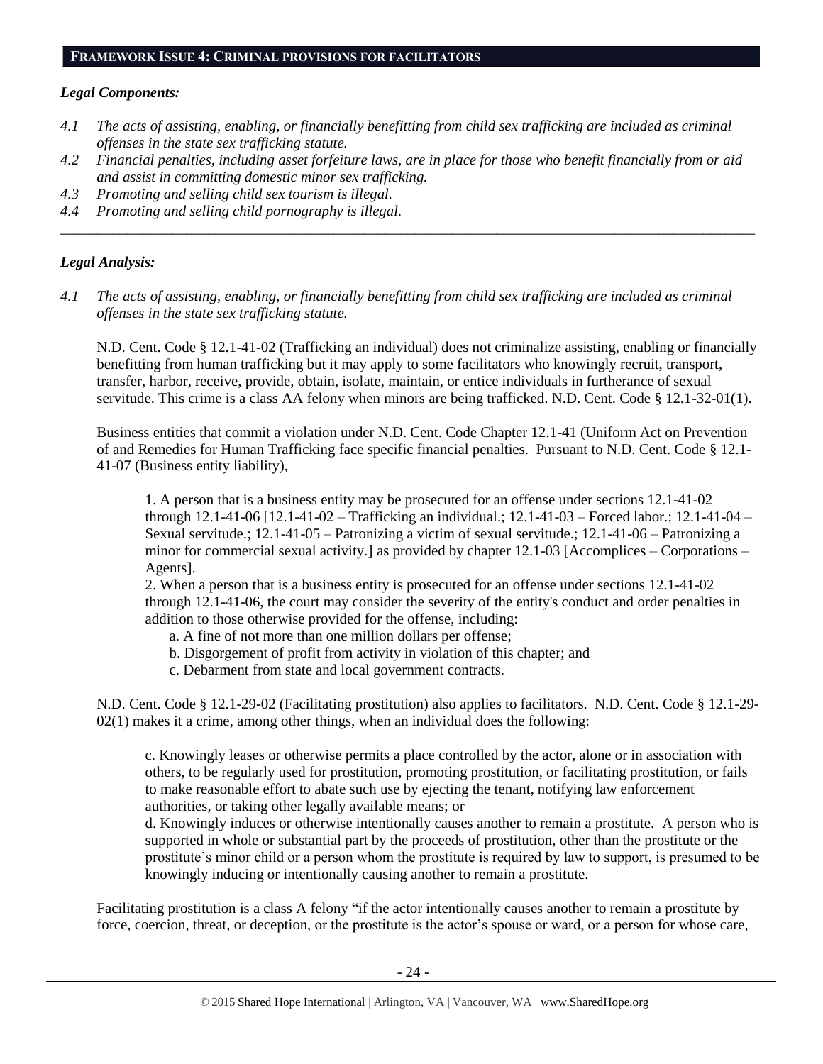## FRAMEWORK ISSUE 4: CRIMINAL PROVISIONS FOR FACILITATORS

### *Legal Components:*

*4.1 The acts of assisting, enabling, or financially benefitting from child sex trafficking are included as criminal offenses in the state sex trafficking statute.*

*4.2 Financial penalties, including asset forfeiture laws, are in place for those who benefit financially from or aid and assist in committing domestic minor sex trafficking.*

*4.3 Promoting and selling child sex tourism is illegal.*

*4.4 Promoting and selling child pornography is illegal.*

---

### *Legal Analysis:*

*4.1 The acts of assisting, enabling, or financially benefitting from child sex trafficking are included as criminal offenses in the state sex trafficking statute.*

N.D. Cent. Code § 12.1-41-02 (Trafficking an individual) does not criminalize assisting, enabling or financially benefitting from human trafficking but it may apply to some facilitators who knowingly recruit, transport, transfer, harbor, receive, provide, obtain, isolate, maintain, or entice individuals in furtherance of sexual servitude. This crime is a class AA felony when minors are being trafficked. N.D. Cent. Code § 12.1-32-01(1).

Business entities that commit a violation under N.D. Cent. Code Chapter 12.1-41 (Uniform Act on Prevention of and Remedies for Human Trafficking face specific financial penalties. Pursuant to N.D. Cent. Code § 12.1-41-07 (Business entity liability),

> 1. A person that is a business entity may be prosecuted for an offense under sections 12.1-41-02 through 12.1-41-06 [12.1-41-02 – Trafficking an individual.; 12.1-41-03 – Forced labor.; 12.1-41-04 – Sexual servitude.; 12.1-41-05 – Patronizing a victim of sexual servitude.; 12.1-41-06 – Patronizing a minor for commercial sexual activity.] as provided by chapter 12.1-03 [Accomplices – Corporations – Agents].
>
> 2. When a person that is a business entity is prosecuted for an offense under sections 12.1-41-02 through 12.1-41-06, the court may consider the severity of the entity's conduct and order penalties in addition to those otherwise provided for the offense, including:
>
> a. A fine of not more than one million dollars per offense;
>
> b. Disgorgement of profit from activity in violation of this chapter; and
>
> c. Debarment from state and local government contracts.

N.D. Cent. Code § 12.1-29-02 (Facilitating prostitution) also applies to facilitators. N.D. Cent. Code § 12.1-29-02(1) makes it a crime, among other things, when an individual does the following:

> c. Knowingly leases or otherwise permits a place controlled by the actor, alone or in association with others, to be regularly used for prostitution, promoting prostitution, or facilitating prostitution, or fails to make reasonable effort to abate such use by ejecting the tenant, notifying law enforcement authorities, or taking other legally available means; or
>
> d. Knowingly induces or otherwise intentionally causes another to remain a prostitute. A person who is supported in whole or substantial part by the proceeds of prostitution, other than the prostitute or the prostitute's minor child or a person whom the prostitute is required by law to support, is presumed to be knowingly inducing or intentionally causing another to remain a prostitute.

Facilitating prostitution is a class A felony "if the actor intentionally causes another to remain a prostitute by force, coercion, threat, or deception, or the prostitute is the actor's spouse or ward, or a person for whose care,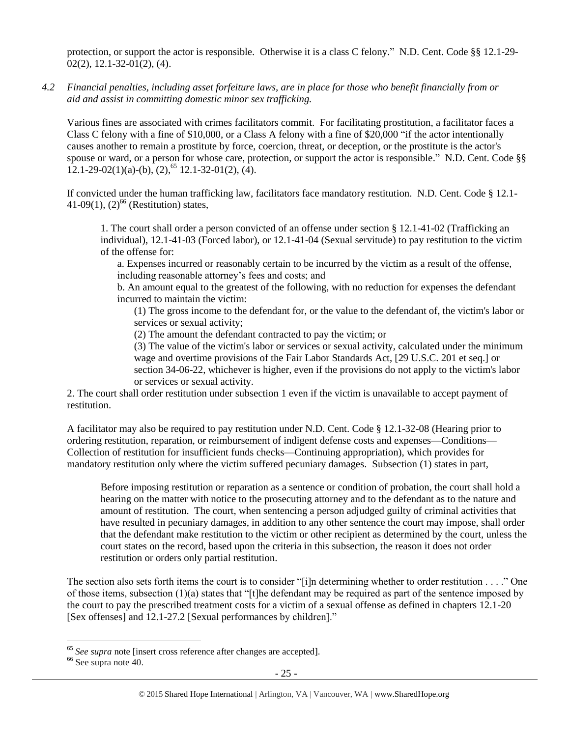protection, or support the actor is responsible. Otherwise it is a class C felony." N.D. Cent. Code §§ 12.1-29-02(2), 12.1-32-01(2), (4).

*4.2 Financial penalties, including asset forfeiture laws, are in place for those who benefit financially from or aid and assist in committing domestic minor sex trafficking.*

Various fines are associated with crimes facilitators commit. For facilitating prostitution, a facilitator faces a Class C felony with a fine of $10,000, or a Class A felony with a fine of $20,000 "if the actor intentionally causes another to remain a prostitute by force, coercion, threat, or deception, or the prostitute is the actor's spouse or ward, or a person for whose care, protection, or support the actor is responsible." N.D. Cent. Code §§ 12.1-29-02(1)(a)-(b), (2),[65] 12.1-32-01(2), (4).

If convicted under the human trafficking law, facilitators face mandatory restitution. N.D. Cent. Code § 12.1-41-09(1), (2)[66] (Restitution) states,

> 1. The court shall order a person convicted of an offense under section § 12.1-41-02 (Trafficking an individual), 12.1-41-03 (Forced labor), or 12.1-41-04 (Sexual servitude) to pay restitution to the victim of the offense for:
>
> a. Expenses incurred or reasonably certain to be incurred by the victim as a result of the offense, including reasonable attorney's fees and costs; and
>
> b. An amount equal to the greatest of the following, with no reduction for expenses the defendant incurred to maintain the victim:
>
> (1) The gross income to the defendant for, or the value to the defendant of, the victim's labor or services or sexual activity;
>
> (2) The amount the defendant contracted to pay the victim; or
>
> (3) The value of the victim's labor or services or sexual activity, calculated under the minimum wage and overtime provisions of the Fair Labor Standards Act, [29 U.S.C. 201 et seq.] or section 34-06-22, whichever is higher, even if the provisions do not apply to the victim's labor or services or sexual activity.
>
> 2. The court shall order restitution under subsection 1 even if the victim is unavailable to accept payment of restitution.

A facilitator may also be required to pay restitution under N.D. Cent. Code § 12.1-32-08 (Hearing prior to ordering restitution, reparation, or reimbursement of indigent defense costs and expenses—Conditions—Collection of restitution for insufficient funds checks—Continuing appropriation), which provides for mandatory restitution only where the victim suffered pecuniary damages. Subsection (1) states in part,

> Before imposing restitution or reparation as a sentence or condition of probation, the court shall hold a hearing on the matter with notice to the prosecuting attorney and to the defendant as to the nature and amount of restitution. The court, when sentencing a person adjudged guilty of criminal activities that have resulted in pecuniary damages, in addition to any other sentence the court may impose, shall order that the defendant make restitution to the victim or other recipient as determined by the court, unless the court states on the record, based upon the criteria in this subsection, the reason it does not order restitution or orders only partial restitution.

The section also sets forth items the court is to consider "[i]n determining whether to order restitution . . . ." One of those items, subsection (1)(a) states that "[t]he defendant may be required as part of the sentence imposed by the court to pay the prescribed treatment costs for a victim of a sexual offense as defined in chapters 12.1-20 [Sex offenses] and 12.1-27.2 [Sexual performances by children]."

---

[65] *See supra* note [insert cross reference after changes are accepted].

[66] See supra note 40.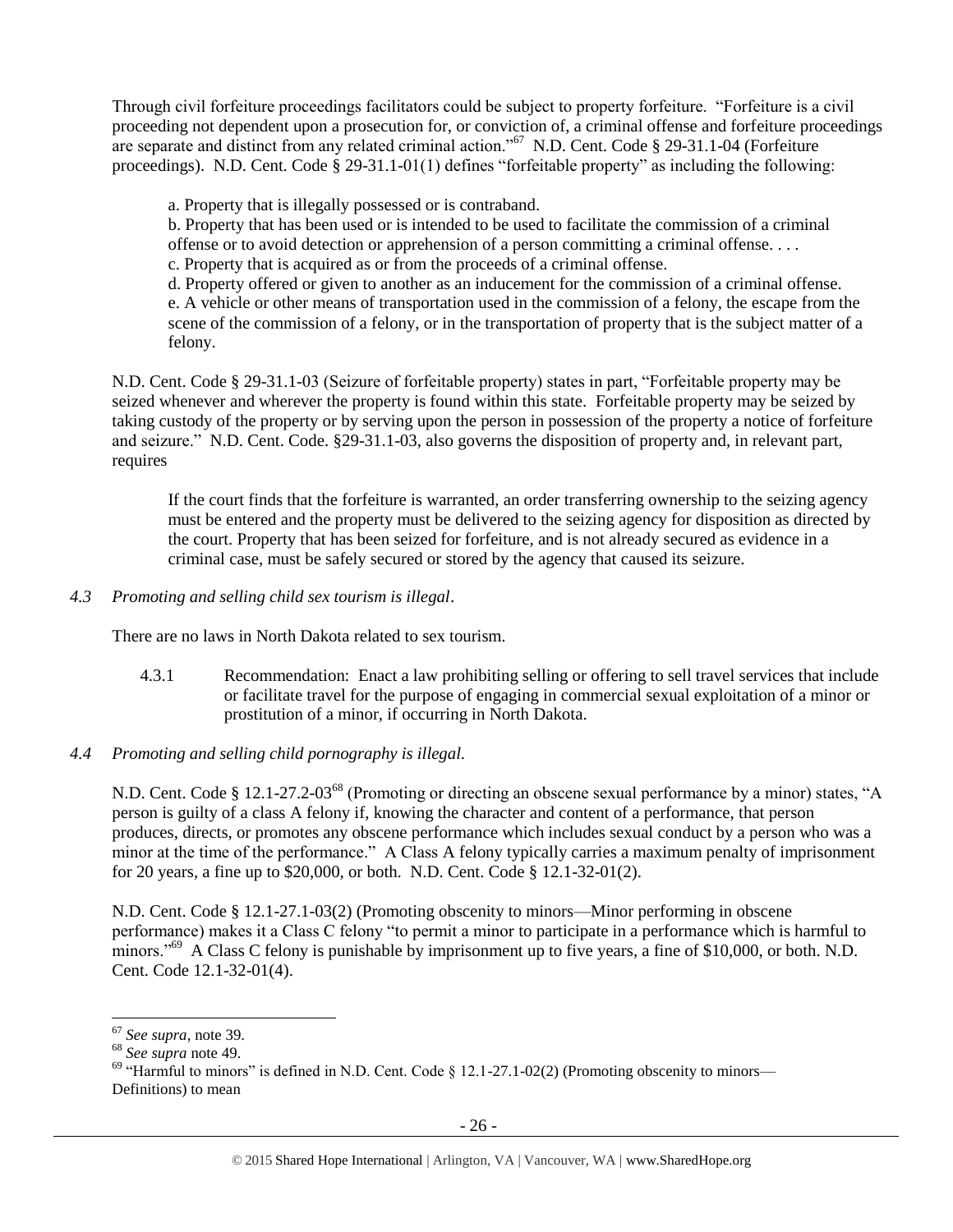Through civil forfeiture proceedings facilitators could be subject to property forfeiture. "Forfeiture is a civil proceeding not dependent upon a prosecution for, or conviction of, a criminal offense and forfeiture proceedings are separate and distinct from any related criminal action."[67] N.D. Cent. Code § 29-31.1-04 (Forfeiture proceedings). N.D. Cent. Code § 29-31.1-01(1) defines "forfeitable property" as including the following:

> a. Property that is illegally possessed or is contraband.
> b. Property that has been used or is intended to be used to facilitate the commission of a criminal offense or to avoid detection or apprehension of a person committing a criminal offense. . . .
> c. Property that is acquired as or from the proceeds of a criminal offense.
> d. Property offered or given to another as an inducement for the commission of a criminal offense.
> e. A vehicle or other means of transportation used in the commission of a felony, the escape from the scene of the commission of a felony, or in the transportation of property that is the subject matter of a felony.

N.D. Cent. Code § 29-31.1-03 (Seizure of forfeitable property) states in part, "Forfeitable property may be seized whenever and wherever the property is found within this state. Forfeitable property may be seized by taking custody of the property or by serving upon the person in possession of the property a notice of forfeiture and seizure." N.D. Cent. Code. §29-31.1-03, also governs the disposition of property and, in relevant part, requires

> If the court finds that the forfeiture is warranted, an order transferring ownership to the seizing agency must be entered and the property must be delivered to the seizing agency for disposition as directed by the court. Property that has been seized for forfeiture, and is not already secured as evidence in a criminal case, must be safely secured or stored by the agency that caused its seizure.

*4.3 Promoting and selling child sex tourism is illegal.*

There are no laws in North Dakota related to sex tourism.

4.3.1 Recommendation: Enact a law prohibiting selling or offering to sell travel services that include or facilitate travel for the purpose of engaging in commercial sexual exploitation of a minor or prostitution of a minor, if occurring in North Dakota.

*4.4 Promoting and selling child pornography is illegal.*

N.D. Cent. Code § 12.1-27.2-03[68] (Promoting or directing an obscene sexual performance by a minor) states, "A person is guilty of a class A felony if, knowing the character and content of a performance, that person produces, directs, or promotes any obscene performance which includes sexual conduct by a person who was a minor at the time of the performance." A Class A felony typically carries a maximum penalty of imprisonment for 20 years, a fine up to $20,000, or both. N.D. Cent. Code § 12.1-32-01(2).

N.D. Cent. Code § 12.1-27.1-03(2) (Promoting obscenity to minors—Minor performing in obscene performance) makes it a Class C felony "to permit a minor to participate in a performance which is harmful to minors."[69] A Class C felony is punishable by imprisonment up to five years, a fine of $10,000, or both. N.D. Cent. Code 12.1-32-01(4).

---

[67] *See supra*, note 39.
[68] *See supra* note 49.
[69] "Harmful to minors" is defined in N.D. Cent. Code § 12.1-27.1-02(2) (Promoting obscenity to minors—Definitions) to mean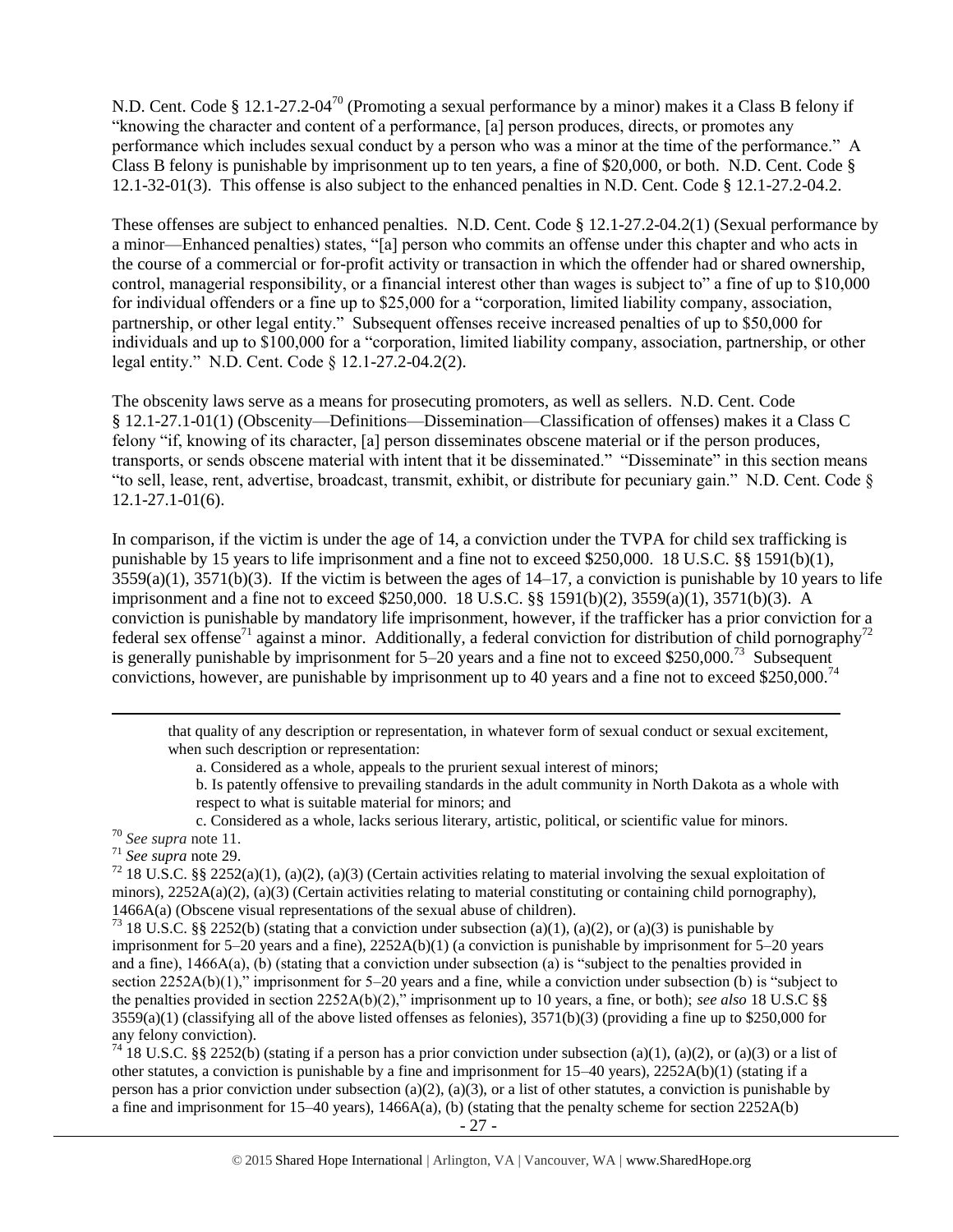N.D. Cent. Code § 12.1-27.2-04[70] (Promoting a sexual performance by a minor) makes it a Class B felony if "knowing the character and content of a performance, [a] person produces, directs, or promotes any performance which includes sexual conduct by a person who was a minor at the time of the performance." A Class B felony is punishable by imprisonment up to ten years, a fine of $20,000, or both. N.D. Cent. Code § 12.1-32-01(3). This offense is also subject to the enhanced penalties in N.D. Cent. Code § 12.1-27.2-04.2.

These offenses are subject to enhanced penalties. N.D. Cent. Code § 12.1-27.2-04.2(1) (Sexual performance by a minor—Enhanced penalties) states, "[a] person who commits an offense under this chapter and who acts in the course of a commercial or for-profit activity or transaction in which the offender had or shared ownership, control, managerial responsibility, or a financial interest other than wages is subject to" a fine of up to $10,000 for individual offenders or a fine up to $25,000 for a "corporation, limited liability company, association, partnership, or other legal entity." Subsequent offenses receive increased penalties of up to $50,000 for individuals and up to $100,000 for a "corporation, limited liability company, association, partnership, or other legal entity." N.D. Cent. Code § 12.1-27.2-04.2(2).

The obscenity laws serve as a means for prosecuting promoters, as well as sellers. N.D. Cent. Code § 12.1-27.1-01(1) (Obscenity—Definitions—Dissemination—Classification of offenses) makes it a Class C felony "if, knowing of its character, [a] person disseminates obscene material or if the person produces, transports, or sends obscene material with intent that it be disseminated." "Disseminate" in this section means "to sell, lease, rent, advertise, broadcast, transmit, exhibit, or distribute for pecuniary gain." N.D. Cent. Code § 12.1-27.1-01(6).

In comparison, if the victim is under the age of 14, a conviction under the TVPA for child sex trafficking is punishable by 15 years to life imprisonment and a fine not to exceed $250,000. 18 U.S.C. §§ 1591(b)(1), 3559(a)(1), 3571(b)(3). If the victim is between the ages of 14–17, a conviction is punishable by 10 years to life imprisonment and a fine not to exceed $250,000. 18 U.S.C. §§ 1591(b)(2), 3559(a)(1), 3571(b)(3). A conviction is punishable by mandatory life imprisonment, however, if the trafficker has a prior conviction for a federal sex offense[71] against a minor. Additionally, a federal conviction for distribution of child pornography[72] is generally punishable by imprisonment for 5–20 years and a fine not to exceed $250,000.[73] Subsequent convictions, however, are punishable by imprisonment up to 40 years and a fine not to exceed $250,000.[74]

---

that quality of any description or representation, in whatever form of sexual conduct or sexual excitement, when such description or representation:

a. Considered as a whole, appeals to the prurient sexual interest of minors;

b. Is patently offensive to prevailing standards in the adult community in North Dakota as a whole with respect to what is suitable material for minors; and

c. Considered as a whole, lacks serious literary, artistic, political, or scientific value for minors.

[70] *See supra* note 11.

[71] *See supra* note 29.

[72] 18 U.S.C. §§ 2252(a)(1), (a)(2), (a)(3) (Certain activities relating to material involving the sexual exploitation of minors), 2252A(a)(2), (a)(3) (Certain activities relating to material constituting or containing child pornography), 1466A(a) (Obscene visual representations of the sexual abuse of children).

[73] 18 U.S.C. §§ 2252(b) (stating that a conviction under subsection (a)(1), (a)(2), or (a)(3) is punishable by imprisonment for 5–20 years and a fine), 2252A(b)(1) (a conviction is punishable by imprisonment for 5–20 years and a fine), 1466A(a), (b) (stating that a conviction under subsection (a) is "subject to the penalties provided in section 2252A(b)(1)," imprisonment for 5–20 years and a fine, while a conviction under subsection (b) is "subject to the penalties provided in section 2252A(b)(2)," imprisonment up to 10 years, a fine, or both); *see also* 18 U.S.C §§ 3559(a)(1) (classifying all of the above listed offenses as felonies), 3571(b)(3) (providing a fine up to $250,000 for any felony conviction).

[74] 18 U.S.C. §§ 2252(b) (stating if a person has a prior conviction under subsection (a)(1), (a)(2), or (a)(3) or a list of other statutes, a conviction is punishable by a fine and imprisonment for 15–40 years), 2252A(b)(1) (stating if a person has a prior conviction under subsection (a)(2), (a)(3), or a list of other statutes, a conviction is punishable by a fine and imprisonment for 15–40 years), 1466A(a), (b) (stating that the penalty scheme for section 2252A(b)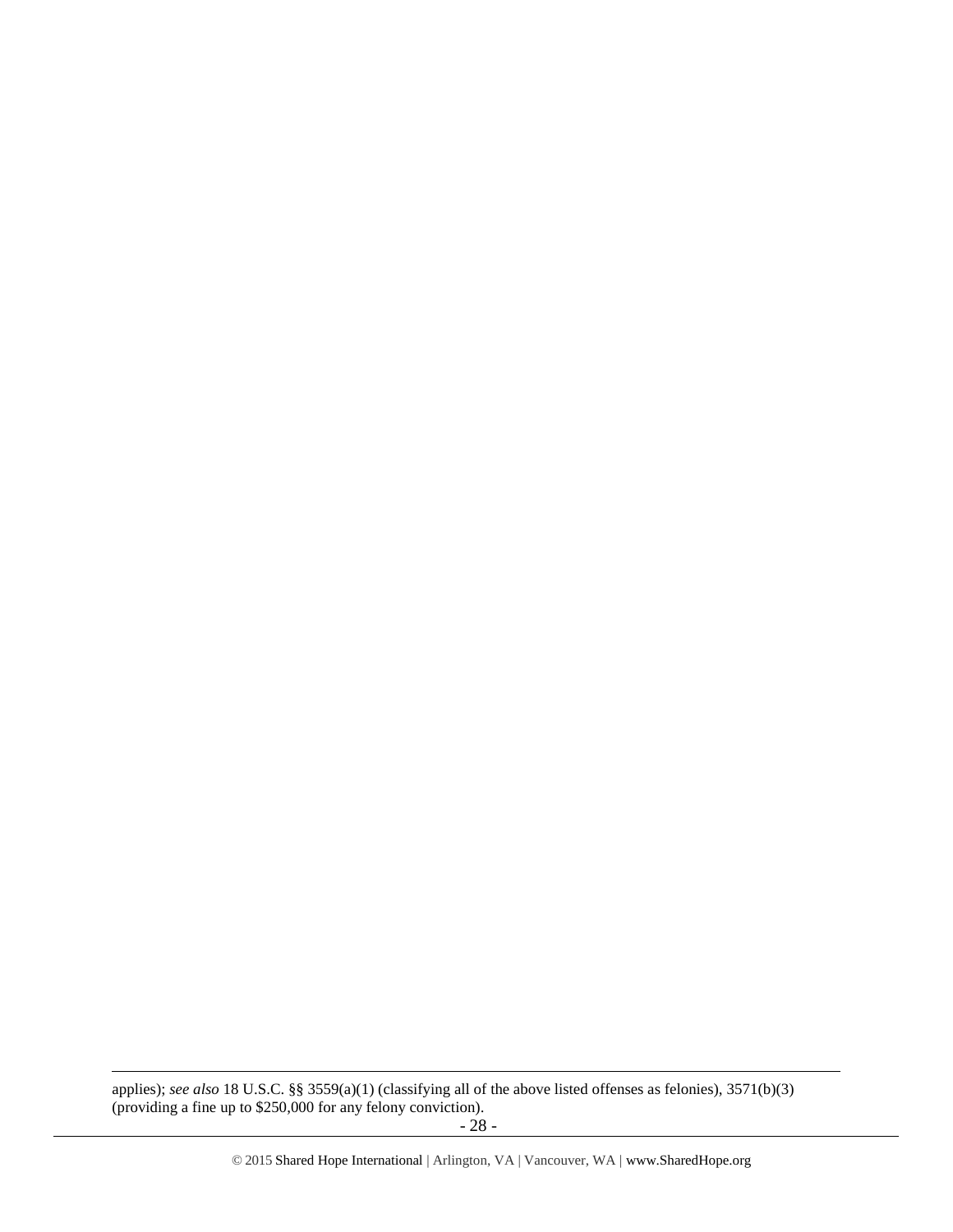applies); *see also* 18 U.S.C. §§ 3559(a)(1) (classifying all of the above listed offenses as felonies), 3571(b)(3) (providing a fine up to $250,000 for any felony conviction).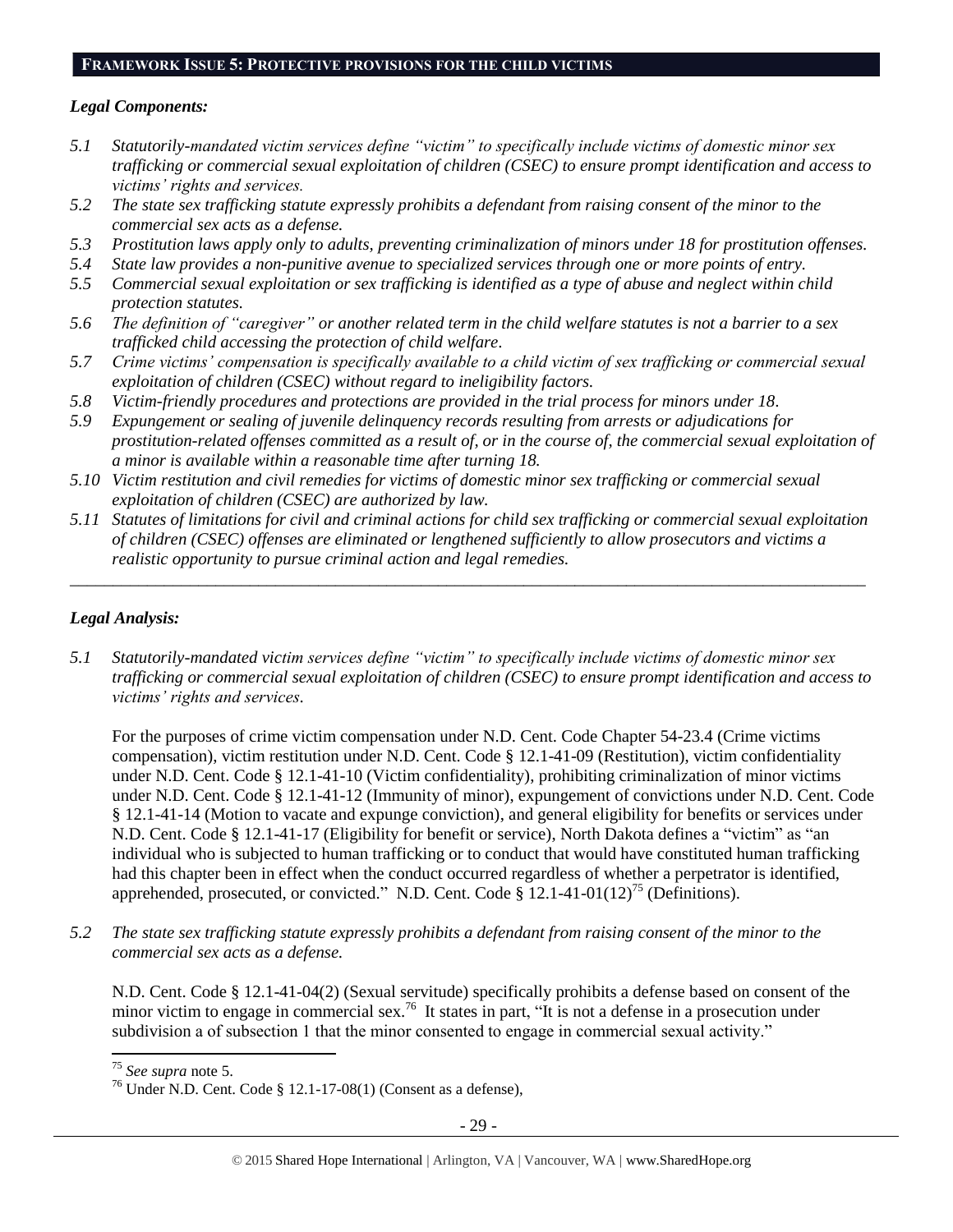## FRAMEWORK ISSUE 5: PROTECTIVE PROVISIONS FOR THE CHILD VICTIMS

### *Legal Components:*

*5.1 Statutorily-mandated victim services define "victim" to specifically include victims of domestic minor sex trafficking or commercial sexual exploitation of children (CSEC) to ensure prompt identification and access to victims' rights and services.*

*5.2 The state sex trafficking statute expressly prohibits a defendant from raising consent of the minor to the commercial sex acts as a defense.*

*5.3 Prostitution laws apply only to adults, preventing criminalization of minors under 18 for prostitution offenses.*

*5.4 State law provides a non-punitive avenue to specialized services through one or more points of entry.*

*5.5 Commercial sexual exploitation or sex trafficking is identified as a type of abuse and neglect within child protection statutes.*

*5.6 The definition of "caregiver" or another related term in the child welfare statutes is not a barrier to a sex trafficked child accessing the protection of child welfare.*

*5.7 Crime victims' compensation is specifically available to a child victim of sex trafficking or commercial sexual exploitation of children (CSEC) without regard to ineligibility factors.*

*5.8 Victim-friendly procedures and protections are provided in the trial process for minors under 18.*

*5.9 Expungement or sealing of juvenile delinquency records resulting from arrests or adjudications for prostitution-related offenses committed as a result of, or in the course of, the commercial sexual exploitation of a minor is available within a reasonable time after turning 18.*

*5.10 Victim restitution and civil remedies for victims of domestic minor sex trafficking or commercial sexual exploitation of children (CSEC) are authorized by law.*

*5.11 Statutes of limitations for civil and criminal actions for child sex trafficking or commercial sexual exploitation of children (CSEC) offenses are eliminated or lengthened sufficiently to allow prosecutors and victims a realistic opportunity to pursue criminal action and legal remedies.*

---

### *Legal Analysis:*

*5.1 Statutorily-mandated victim services define "victim" to specifically include victims of domestic minor sex trafficking or commercial sexual exploitation of children (CSEC) to ensure prompt identification and access to victims' rights and services.*

For the purposes of crime victim compensation under N.D. Cent. Code Chapter 54-23.4 (Crime victims compensation), victim restitution under N.D. Cent. Code § 12.1-41-09 (Restitution), victim confidentiality under N.D. Cent. Code § 12.1-41-10 (Victim confidentiality), prohibiting criminalization of minor victims under N.D. Cent. Code § 12.1-41-12 (Immunity of minor), expungement of convictions under N.D. Cent. Code § 12.1-41-14 (Motion to vacate and expunge conviction), and general eligibility for benefits or services under N.D. Cent. Code § 12.1-41-17 (Eligibility for benefit or service), North Dakota defines a "victim" as "an individual who is subjected to human trafficking or to conduct that would have constituted human trafficking had this chapter been in effect when the conduct occurred regardless of whether a perpetrator is identified, apprehended, prosecuted, or convicted." N.D. Cent. Code § 12.1-41-01(12)[75] (Definitions).

*5.2 The state sex trafficking statute expressly prohibits a defendant from raising consent of the minor to the commercial sex acts as a defense.*

N.D. Cent. Code § 12.1-41-04(2) (Sexual servitude) specifically prohibits a defense based on consent of the minor victim to engage in commercial sex.[76] It states in part, "It is not a defense in a prosecution under subdivision a of subsection 1 that the minor consented to engage in commercial sexual activity."

---

[75] *See supra* note 5.

[76] Under N.D. Cent. Code § 12.1-17-08(1) (Consent as a defense),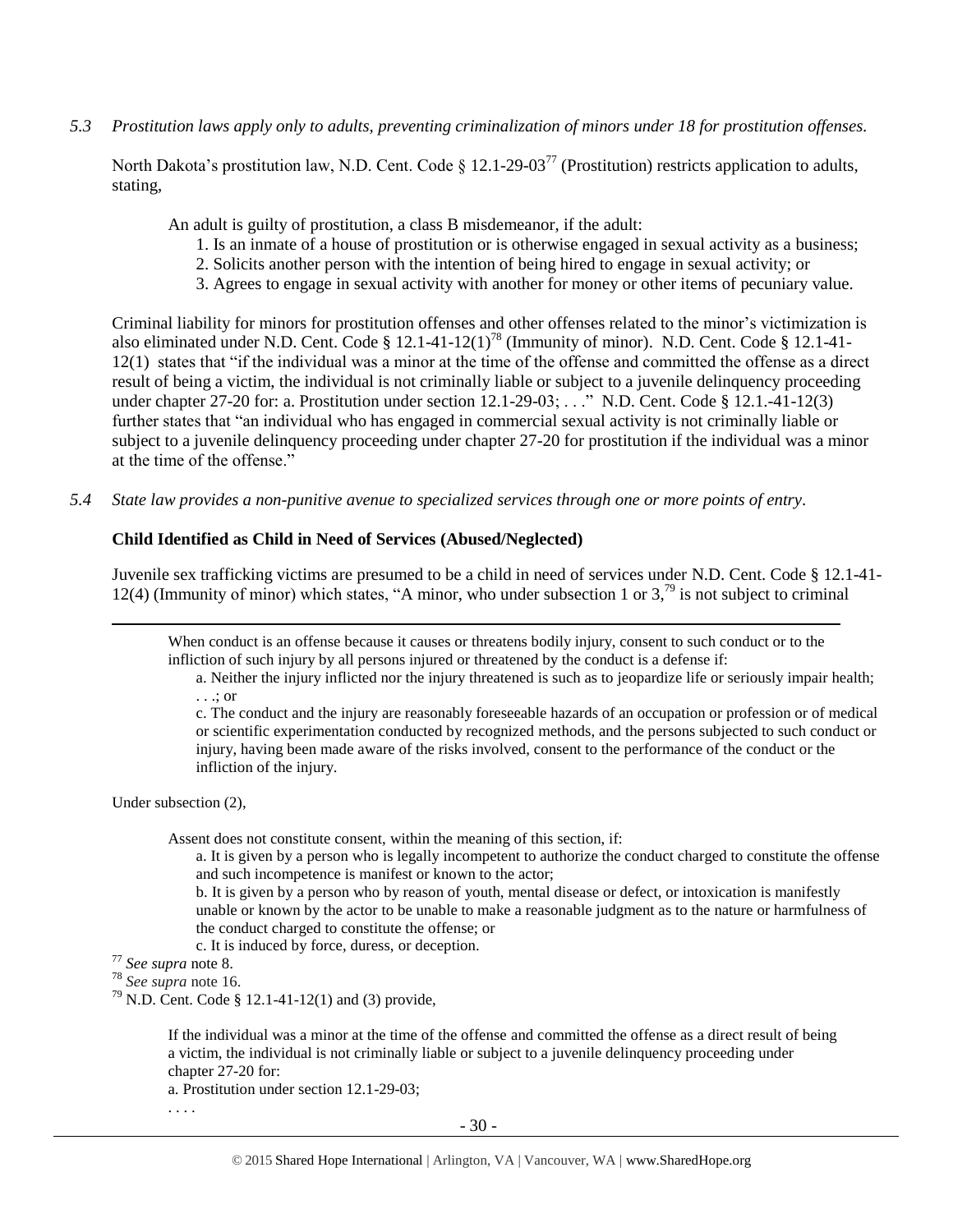*5.3 Prostitution laws apply only to adults, preventing criminalization of minors under 18 for prostitution offenses.*

North Dakota's prostitution law, N.D. Cent. Code § 12.1-29-03[77] (Prostitution) restricts application to adults, stating,

> An adult is guilty of prostitution, a class B misdemeanor, if the adult:
> 1. Is an inmate of a house of prostitution or is otherwise engaged in sexual activity as a business;
> 2. Solicits another person with the intention of being hired to engage in sexual activity; or
> 3. Agrees to engage in sexual activity with another for money or other items of pecuniary value.

Criminal liability for minors for prostitution offenses and other offenses related to the minor's victimization is also eliminated under N.D. Cent. Code § 12.1-41-12(1)[78] (Immunity of minor). N.D. Cent. Code § 12.1-41-12(1) states that "if the individual was a minor at the time of the offense and committed the offense as a direct result of being a victim, the individual is not criminally liable or subject to a juvenile delinquency proceeding under chapter 27-20 for: a. Prostitution under section 12.1-29-03; . . ." N.D. Cent. Code § 12.1.-41-12(3) further states that "an individual who has engaged in commercial sexual activity is not criminally liable or subject to a juvenile delinquency proceeding under chapter 27-20 for prostitution if the individual was a minor at the time of the offense."

*5.4 State law provides a non-punitive avenue to specialized services through one or more points of entry.*

**Child Identified as Child in Need of Services (Abused/Neglected)**

Juvenile sex trafficking victims are presumed to be a child in need of services under N.D. Cent. Code § 12.1-41-12(4) (Immunity of minor) which states, "A minor, who under subsection 1 or 3,[79] is not subject to criminal

---

> When conduct is an offense because it causes or threatens bodily injury, consent to such conduct or to the infliction of such injury by all persons injured or threatened by the conduct is a defense if:
> a. Neither the injury inflicted nor the injury threatened is such as to jeopardize life or seriously impair health; . . .; or
> c. The conduct and the injury are reasonably foreseeable hazards of an occupation or profession or of medical or scientific experimentation conducted by recognized methods, and the persons subjected to such conduct or injury, having been made aware of the risks involved, consent to the performance of the conduct or the infliction of the injury.

Under subsection (2),

> Assent does not constitute consent, within the meaning of this section, if:
> a. It is given by a person who is legally incompetent to authorize the conduct charged to constitute the offense and such incompetence is manifest or known to the actor;
> b. It is given by a person who by reason of youth, mental disease or defect, or intoxication is manifestly unable or known by the actor to be unable to make a reasonable judgment as to the nature or harmfulness of the conduct charged to constitute the offense; or
> c. It is induced by force, duress, or deception.

[77] *See supra* note 8.

[78] *See supra* note 16.

[79] N.D. Cent. Code § 12.1-41-12(1) and (3) provide,

> If the individual was a minor at the time of the offense and committed the offense as a direct result of being a victim, the individual is not criminally liable or subject to a juvenile delinquency proceeding under chapter 27-20 for:
> a. Prostitution under section 12.1-29-03;
> . . . .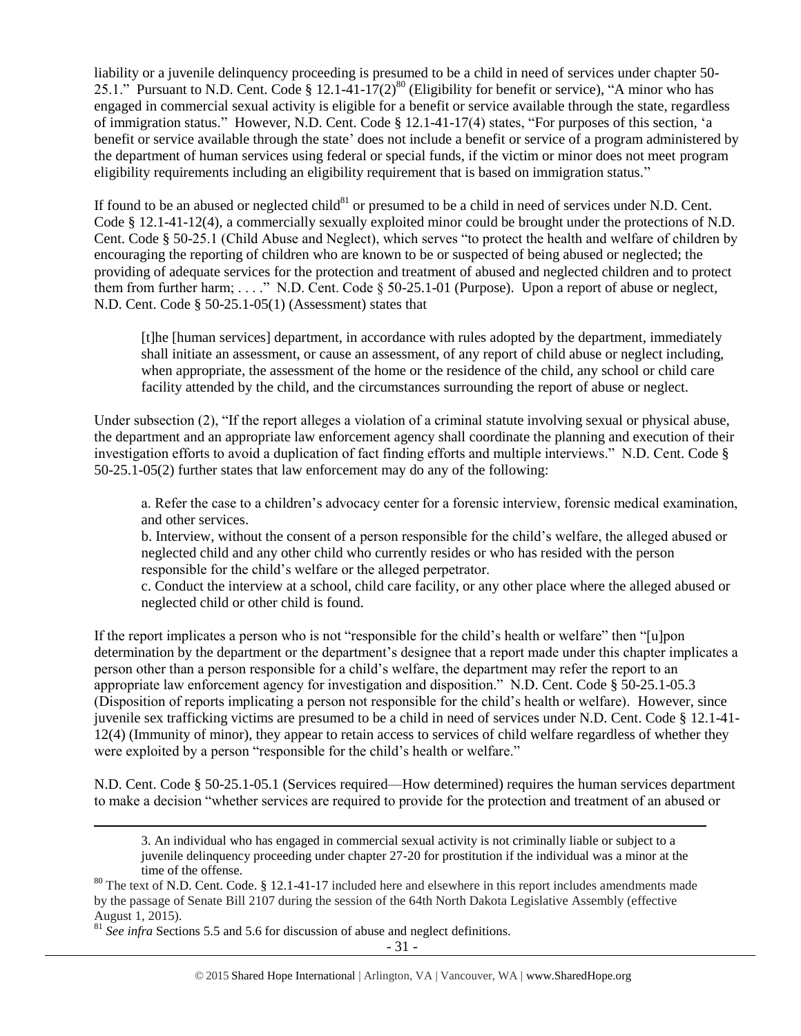liability or a juvenile delinquency proceeding is presumed to be a child in need of services under chapter 50-25.1." Pursuant to N.D. Cent. Code § 12.1-41-17(2)[80] (Eligibility for benefit or service), "A minor who has engaged in commercial sexual activity is eligible for a benefit or service available through the state, regardless of immigration status." However, N.D. Cent. Code § 12.1-41-17(4) states, "For purposes of this section, 'a benefit or service available through the state' does not include a benefit or service of a program administered by the department of human services using federal or special funds, if the victim or minor does not meet program eligibility requirements including an eligibility requirement that is based on immigration status."

If found to be an abused or neglected child[81] or presumed to be a child in need of services under N.D. Cent. Code § 12.1-41-12(4), a commercially sexually exploited minor could be brought under the protections of N.D. Cent. Code § 50-25.1 (Child Abuse and Neglect), which serves "to protect the health and welfare of children by encouraging the reporting of children who are known to be or suspected of being abused or neglected; the providing of adequate services for the protection and treatment of abused and neglected children and to protect them from further harm; . . . ." N.D. Cent. Code § 50-25.1-01 (Purpose). Upon a report of abuse or neglect, N.D. Cent. Code § 50-25.1-05(1) (Assessment) states that

> [t]he [human services] department, in accordance with rules adopted by the department, immediately shall initiate an assessment, or cause an assessment, of any report of child abuse or neglect including, when appropriate, the assessment of the home or the residence of the child, any school or child care facility attended by the child, and the circumstances surrounding the report of abuse or neglect.

Under subsection (2), "If the report alleges a violation of a criminal statute involving sexual or physical abuse, the department and an appropriate law enforcement agency shall coordinate the planning and execution of their investigation efforts to avoid a duplication of fact finding efforts and multiple interviews." N.D. Cent. Code § 50-25.1-05(2) further states that law enforcement may do any of the following:

> a. Refer the case to a children's advocacy center for a forensic interview, forensic medical examination, and other services.
>
> b. Interview, without the consent of a person responsible for the child's welfare, the alleged abused or neglected child and any other child who currently resides or who has resided with the person responsible for the child's welfare or the alleged perpetrator.
>
> c. Conduct the interview at a school, child care facility, or any other place where the alleged abused or neglected child or other child is found.

If the report implicates a person who is not "responsible for the child's health or welfare" then "[u]pon determination by the department or the department's designee that a report made under this chapter implicates a person other than a person responsible for a child's welfare, the department may refer the report to an appropriate law enforcement agency for investigation and disposition." N.D. Cent. Code § 50-25.1-05.3 (Disposition of reports implicating a person not responsible for the child's health or welfare). However, since juvenile sex trafficking victims are presumed to be a child in need of services under N.D. Cent. Code § 12.1-41-12(4) (Immunity of minor), they appear to retain access to services of child welfare regardless of whether they were exploited by a person "responsible for the child's health or welfare."

N.D. Cent. Code § 50-25.1-05.1 (Services required—How determined) requires the human services department to make a decision "whether services are required to provide for the protection and treatment of an abused or

---

> 3. An individual who has engaged in commercial sexual activity is not criminally liable or subject to a juvenile delinquency proceeding under chapter 27-20 for prostitution if the individual was a minor at the time of the offense.

[80] The text of N.D. Cent. Code. § 12.1-41-17 included here and elsewhere in this report includes amendments made by the passage of Senate Bill 2107 during the session of the 64th North Dakota Legislative Assembly (effective August 1, 2015).

[81] *See infra* Sections 5.5 and 5.6 for discussion of abuse and neglect definitions.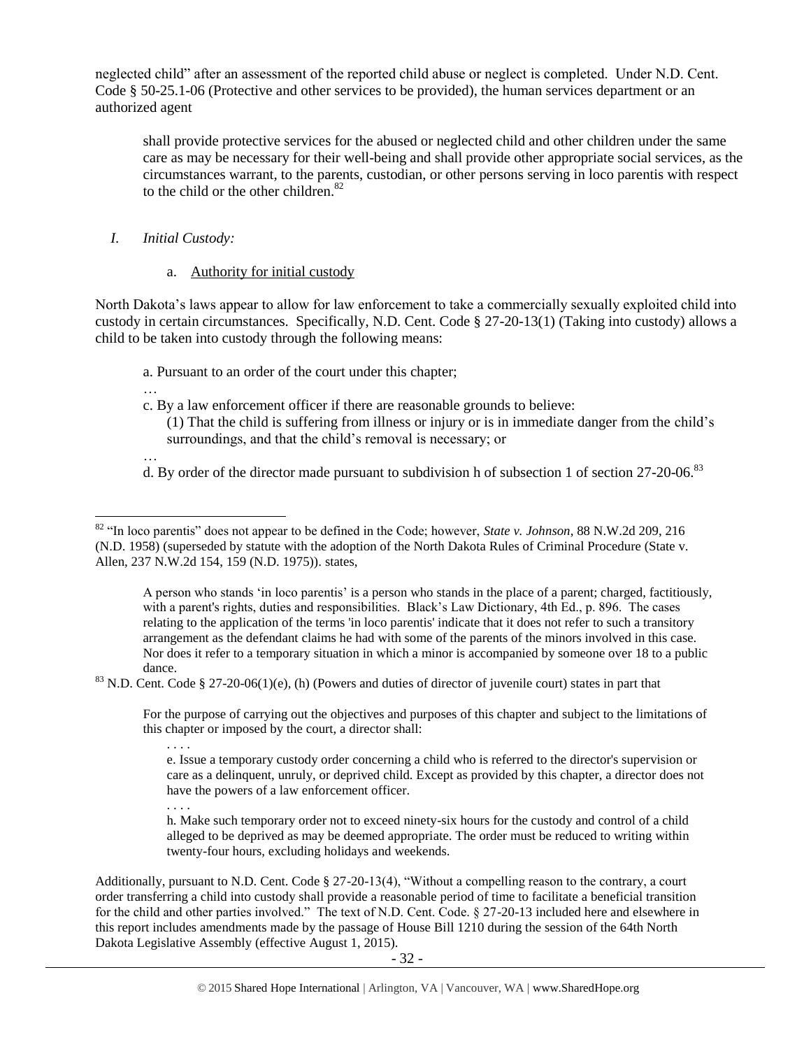neglected child" after an assessment of the reported child abuse or neglect is completed. Under N.D. Cent. Code § 50-25.1-06 (Protective and other services to be provided), the human services department or an authorized agent

> shall provide protective services for the abused or neglected child and other children under the same care as may be necessary for their well-being and shall provide other appropriate social services, as the circumstances warrant, to the parents, custodian, or other persons serving in loco parentis with respect to the child or the other children.[82]

*I. Initial Custody:*

a. Authority for initial custody

North Dakota's laws appear to allow for law enforcement to take a commercially sexually exploited child into custody in certain circumstances. Specifically, N.D. Cent. Code § 27-20-13(1) (Taking into custody) allows a child to be taken into custody through the following means:

> a. Pursuant to an order of the court under this chapter;
> …
> c. By a law enforcement officer if there are reasonable grounds to believe:
> (1) That the child is suffering from illness or injury or is in immediate danger from the child's surroundings, and that the child's removal is necessary; or
> …
> d. By order of the director made pursuant to subdivision h of subsection 1 of section 27-20-06.[83]

---

[82] "In loco parentis" does not appear to be defined in the Code; however, *State v. Johnson*, 88 N.W.2d 209, 216 (N.D. 1958) (superseded by statute with the adoption of the North Dakota Rules of Criminal Procedure (State v. Allen, 237 N.W.2d 154, 159 (N.D. 1975)). states,

> A person who stands 'in loco parentis' is a person who stands in the place of a parent; charged, factitiously, with a parent's rights, duties and responsibilities. Black's Law Dictionary, 4th Ed., p. 896. The cases relating to the application of the terms 'in loco parentis' indicate that it does not refer to such a transitory arrangement as the defendant claims he had with some of the parents of the minors involved in this case. Nor does it refer to a temporary situation in which a minor is accompanied by someone over 18 to a public dance.

[83] N.D. Cent. Code § 27-20-06(1)(e), (h) (Powers and duties of director of juvenile court) states in part that

> For the purpose of carrying out the objectives and purposes of this chapter and subject to the limitations of this chapter or imposed by the court, a director shall:
> . . . .
> e. Issue a temporary custody order concerning a child who is referred to the director's supervision or care as a delinquent, unruly, or deprived child. Except as provided by this chapter, a director does not have the powers of a law enforcement officer.
> . . . .
> h. Make such temporary order not to exceed ninety-six hours for the custody and control of a child alleged to be deprived as may be deemed appropriate. The order must be reduced to writing within twenty-four hours, excluding holidays and weekends.

Additionally, pursuant to N.D. Cent. Code § 27-20-13(4), "Without a compelling reason to the contrary, a court order transferring a child into custody shall provide a reasonable period of time to facilitate a beneficial transition for the child and other parties involved." The text of N.D. Cent. Code. § 27-20-13 included here and elsewhere in this report includes amendments made by the passage of House Bill 1210 during the session of the 64th North Dakota Legislative Assembly (effective August 1, 2015).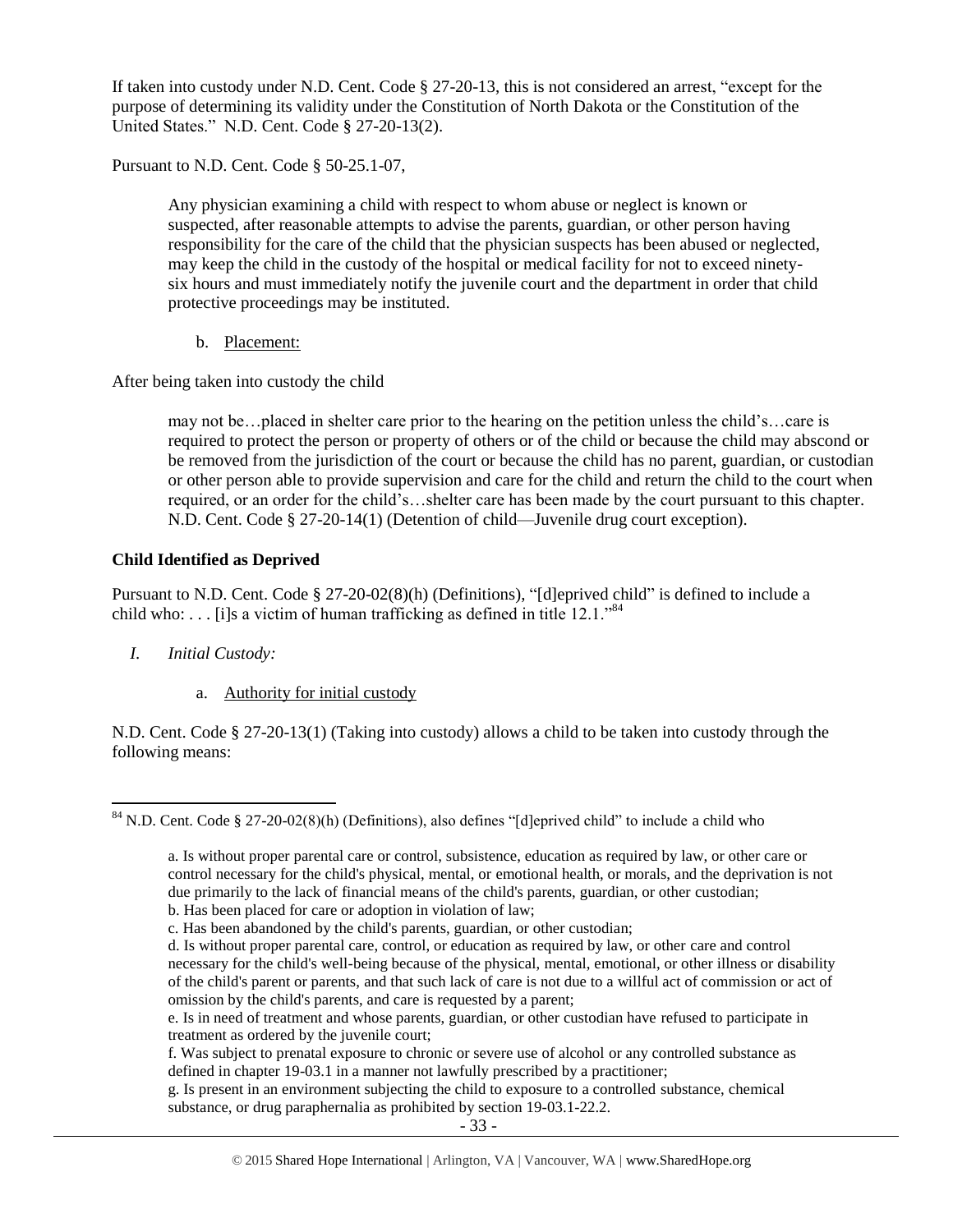If taken into custody under N.D. Cent. Code § 27-20-13, this is not considered an arrest, "except for the purpose of determining its validity under the Constitution of North Dakota or the Constitution of the United States." N.D. Cent. Code § 27-20-13(2).

Pursuant to N.D. Cent. Code § 50-25.1-07,

> Any physician examining a child with respect to whom abuse or neglect is known or suspected, after reasonable attempts to advise the parents, guardian, or other person having responsibility for the care of the child that the physician suspects has been abused or neglected, may keep the child in the custody of the hospital or medical facility for not to exceed ninety-six hours and must immediately notify the juvenile court and the department in order that child protective proceedings may be instituted.

b. Placement:

After being taken into custody the child

> may not be…placed in shelter care prior to the hearing on the petition unless the child's…care is required to protect the person or property of others or of the child or because the child may abscond or be removed from the jurisdiction of the court or because the child has no parent, guardian, or custodian or other person able to provide supervision and care for the child and return the child to the court when required, or an order for the child's…shelter care has been made by the court pursuant to this chapter. N.D. Cent. Code § 27-20-14(1) (Detention of child—Juvenile drug court exception).

### Child Identified as Deprived

Pursuant to N.D. Cent. Code § 27-20-02(8)(h) (Definitions), "[d]eprived child" is defined to include a child who: . . . [i]s a victim of human trafficking as defined in title 12.1."[84]

*I. Initial Custody:*

a. Authority for initial custody

N.D. Cent. Code § 27-20-13(1) (Taking into custody) allows a child to be taken into custody through the following means:

---

[84] N.D. Cent. Code § 27-20-02(8)(h) (Definitions), also defines "[d]eprived child" to include a child who

> a. Is without proper parental care or control, subsistence, education as required by law, or other care or control necessary for the child's physical, mental, or emotional health, or morals, and the deprivation is not due primarily to the lack of financial means of the child's parents, guardian, or other custodian;
> b. Has been placed for care or adoption in violation of law;
> c. Has been abandoned by the child's parents, guardian, or other custodian;
> d. Is without proper parental care, control, or education as required by law, or other care and control necessary for the child's well-being because of the physical, mental, emotional, or other illness or disability of the child's parent or parents, and that such lack of care is not due to a willful act of commission or act of omission by the child's parents, and care is requested by a parent;
> e. Is in need of treatment and whose parents, guardian, or other custodian have refused to participate in treatment as ordered by the juvenile court;
> f. Was subject to prenatal exposure to chronic or severe use of alcohol or any controlled substance as defined in chapter 19-03.1 in a manner not lawfully prescribed by a practitioner;
> g. Is present in an environment subjecting the child to exposure to a controlled substance, chemical substance, or drug paraphernalia as prohibited by section 19-03.1-22.2.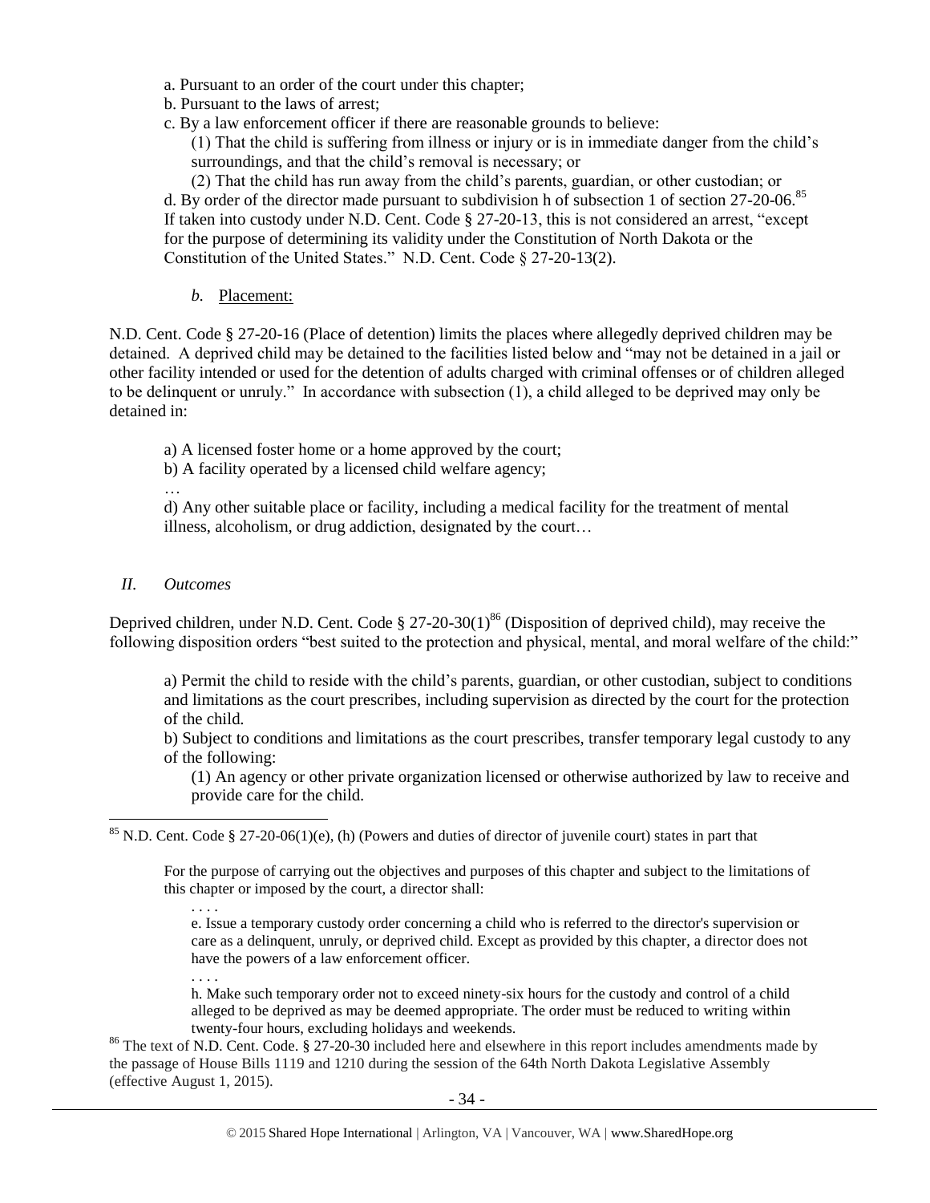a. Pursuant to an order of the court under this chapter;
b. Pursuant to the laws of arrest;
c. By a law enforcement officer if there are reasonable grounds to believe:

> (1) That the child is suffering from illness or injury or is in immediate danger from the child's surroundings, and that the child's removal is necessary; or
> (2) That the child has run away from the child's parents, guardian, or other custodian; or

d. By order of the director made pursuant to subdivision h of subsection 1 of section 27-20-06.[85]

If taken into custody under N.D. Cent. Code § 27-20-13, this is not considered an arrest, "except for the purpose of determining its validity under the Constitution of North Dakota or the Constitution of the United States." N.D. Cent. Code § 27-20-13(2).

*b.* Placement:

N.D. Cent. Code § 27-20-16 (Place of detention) limits the places where allegedly deprived children may be detained. A deprived child may be detained to the facilities listed below and "may not be detained in a jail or other facility intended or used for the detention of adults charged with criminal offenses or of children alleged to be delinquent or unruly." In accordance with subsection (1), a child alleged to be deprived may only be detained in:

> a) A licensed foster home or a home approved by the court;
> b) A facility operated by a licensed child welfare agency;
> …
> d) Any other suitable place or facility, including a medical facility for the treatment of mental illness, alcoholism, or drug addiction, designated by the court…

## *II. Outcomes*

Deprived children, under N.D. Cent. Code § 27-20-30(1)[86] (Disposition of deprived child), may receive the following disposition orders "best suited to the protection and physical, mental, and moral welfare of the child:"

> a) Permit the child to reside with the child's parents, guardian, or other custodian, subject to conditions and limitations as the court prescribes, including supervision as directed by the court for the protection of the child.
> b) Subject to conditions and limitations as the court prescribes, transfer temporary legal custody to any of the following:
>
> (1) An agency or other private organization licensed or otherwise authorized by law to receive and provide care for the child.

---

[85] N.D. Cent. Code § 27-20-06(1)(e), (h) (Powers and duties of director of juvenile court) states in part that

> For the purpose of carrying out the objectives and purposes of this chapter and subject to the limitations of this chapter or imposed by the court, a director shall:
>
> . . . .
>
> e. Issue a temporary custody order concerning a child who is referred to the director's supervision or care as a delinquent, unruly, or deprived child. Except as provided by this chapter, a director does not have the powers of a law enforcement officer.
>
> . . . .
>
> h. Make such temporary order not to exceed ninety-six hours for the custody and control of a child alleged to be deprived as may be deemed appropriate. The order must be reduced to writing within twenty-four hours, excluding holidays and weekends.

[86] The text of N.D. Cent. Code. § 27-20-30 included here and elsewhere in this report includes amendments made by the passage of House Bills 1119 and 1210 during the session of the 64th North Dakota Legislative Assembly (effective August 1, 2015).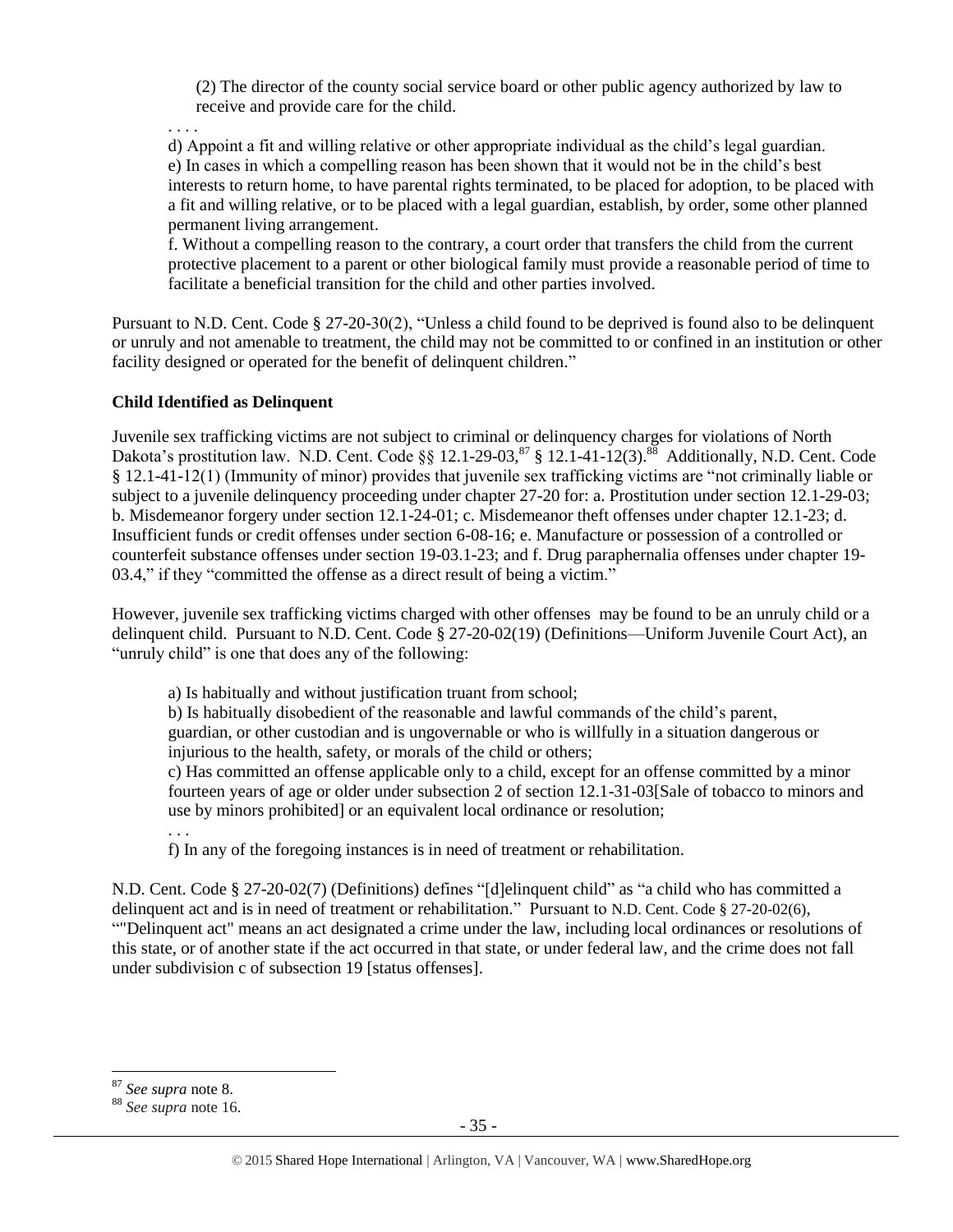(2) The director of the county social service board or other public agency authorized by law to receive and provide care for the child.

. . . .

d) Appoint a fit and willing relative or other appropriate individual as the child's legal guardian.

e) In cases in which a compelling reason has been shown that it would not be in the child's best interests to return home, to have parental rights terminated, to be placed for adoption, to be placed with a fit and willing relative, or to be placed with a legal guardian, establish, by order, some other planned permanent living arrangement.

f. Without a compelling reason to the contrary, a court order that transfers the child from the current protective placement to a parent or other biological family must provide a reasonable period of time to facilitate a beneficial transition for the child and other parties involved.

Pursuant to N.D. Cent. Code § 27-20-30(2), "Unless a child found to be deprived is found also to be delinquent or unruly and not amenable to treatment, the child may not be committed to or confined in an institution or other facility designed or operated for the benefit of delinquent children."

**Child Identified as Delinquent**

Juvenile sex trafficking victims are not subject to criminal or delinquency charges for violations of North Dakota's prostitution law. N.D. Cent. Code §§ 12.1-29-03,[87] § 12.1-41-12(3).[88] Additionally, N.D. Cent. Code § 12.1-41-12(1) (Immunity of minor) provides that juvenile sex trafficking victims are "not criminally liable or subject to a juvenile delinquency proceeding under chapter 27-20 for: a. Prostitution under section 12.1-29-03; b. Misdemeanor forgery under section 12.1-24-01; c. Misdemeanor theft offenses under chapter 12.1-23; d. Insufficient funds or credit offenses under section 6-08-16; e. Manufacture or possession of a controlled or counterfeit substance offenses under section 19-03.1-23; and f. Drug paraphernalia offenses under chapter 19-03.4," if they "committed the offense as a direct result of being a victim."

However, juvenile sex trafficking victims charged with other offenses may be found to be an unruly child or a delinquent child. Pursuant to N.D. Cent. Code § 27-20-02(19) (Definitions—Uniform Juvenile Court Act), an "unruly child" is one that does any of the following:

a) Is habitually and without justification truant from school;

b) Is habitually disobedient of the reasonable and lawful commands of the child's parent, guardian, or other custodian and is ungovernable or who is willfully in a situation dangerous or injurious to the health, safety, or morals of the child or others;

c) Has committed an offense applicable only to a child, except for an offense committed by a minor fourteen years of age or older under subsection 2 of section 12.1-31-03[Sale of tobacco to minors and use by minors prohibited] or an equivalent local ordinance or resolution;

. . .

f) In any of the foregoing instances is in need of treatment or rehabilitation.

N.D. Cent. Code § 27-20-02(7) (Definitions) defines "[d]elinquent child" as "a child who has committed a delinquent act and is in need of treatment or rehabilitation." Pursuant to N.D. Cent. Code § 27-20-02(6), ""Delinquent act" means an act designated a crime under the law, including local ordinances or resolutions of this state, or of another state if the act occurred in that state, or under federal law, and the crime does not fall under subdivision c of subsection 19 [status offenses].

[87] *See supra* note 8.

[88] *See supra* note 16.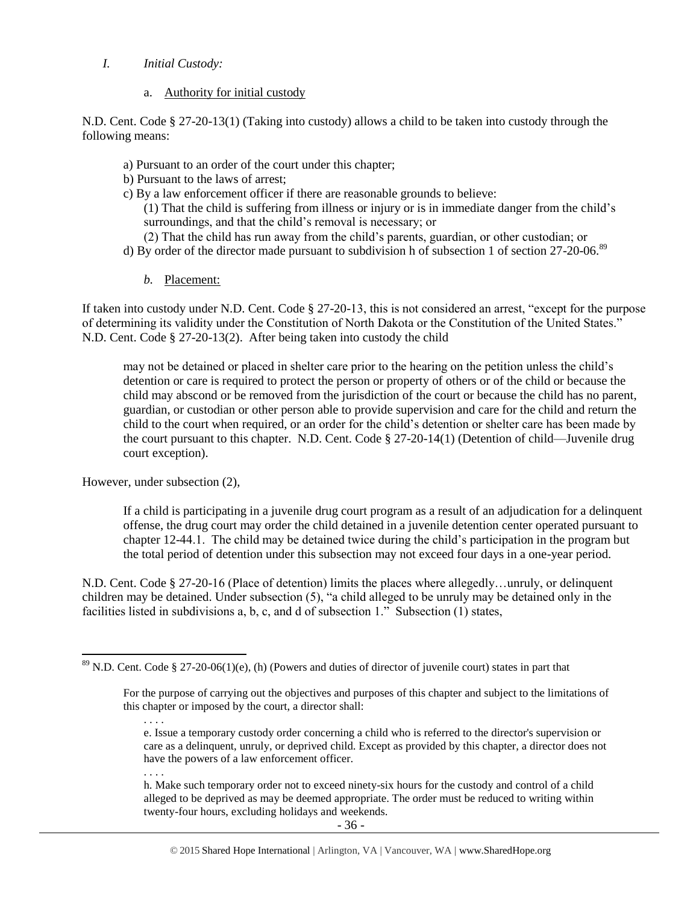## I. *Initial Custody:*

### a. Authority for initial custody

N.D. Cent. Code § 27-20-13(1) (Taking into custody) allows a child to be taken into custody through the following means:

> a) Pursuant to an order of the court under this chapter;
> b) Pursuant to the laws of arrest;
> c) By a law enforcement officer if there are reasonable grounds to believe:
> (1) That the child is suffering from illness or injury or is in immediate danger from the child's surroundings, and that the child's removal is necessary; or
> (2) That the child has run away from the child's parents, guardian, or other custodian; or
> d) By order of the director made pursuant to subdivision h of subsection 1 of section 27-20-06.[89]

### *b.* Placement:

If taken into custody under N.D. Cent. Code § 27-20-13, this is not considered an arrest, "except for the purpose of determining its validity under the Constitution of North Dakota or the Constitution of the United States." N.D. Cent. Code § 27-20-13(2). After being taken into custody the child

> may not be detained or placed in shelter care prior to the hearing on the petition unless the child's detention or care is required to protect the person or property of others or of the child or because the child may abscond or be removed from the jurisdiction of the court or because the child has no parent, guardian, or custodian or other person able to provide supervision and care for the child and return the child to the court when required, or an order for the child's detention or shelter care has been made by the court pursuant to this chapter. N.D. Cent. Code § 27-20-14(1) (Detention of child—Juvenile drug court exception).

However, under subsection (2),

> If a child is participating in a juvenile drug court program as a result of an adjudication for a delinquent offense, the drug court may order the child detained in a juvenile detention center operated pursuant to chapter 12-44.1. The child may be detained twice during the child's participation in the program but the total period of detention under this subsection may not exceed four days in a one-year period.

N.D. Cent. Code § 27-20-16 (Place of detention) limits the places where allegedly…unruly, or delinquent children may be detained. Under subsection (5), "a child alleged to be unruly may be detained only in the facilities listed in subdivisions a, b, c, and d of subsection 1." Subsection (1) states,

---

[89] N.D. Cent. Code § 27-20-06(1)(e), (h) (Powers and duties of director of juvenile court) states in part that

> For the purpose of carrying out the objectives and purposes of this chapter and subject to the limitations of this chapter or imposed by the court, a director shall:
>
> . . . .
>
> e. Issue a temporary custody order concerning a child who is referred to the director's supervision or care as a delinquent, unruly, or deprived child. Except as provided by this chapter, a director does not have the powers of a law enforcement officer.
>
> . . . .
>
> h. Make such temporary order not to exceed ninety-six hours for the custody and control of a child alleged to be deprived as may be deemed appropriate. The order must be reduced to writing within twenty-four hours, excluding holidays and weekends.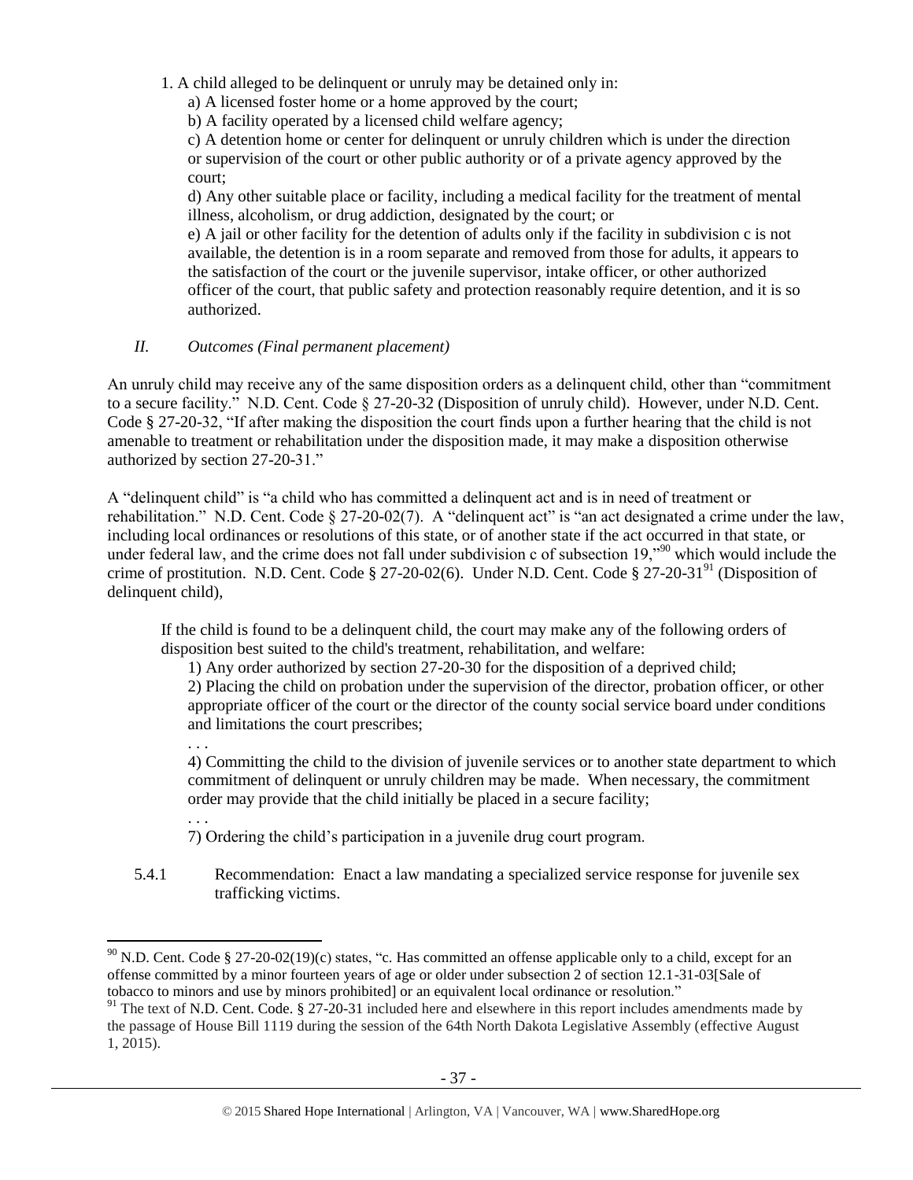1. A child alleged to be delinquent or unruly may be detained only in:

   a) A licensed foster home or a home approved by the court;

   b) A facility operated by a licensed child welfare agency;

   c) A detention home or center for delinquent or unruly children which is under the direction or supervision of the court or other public authority or of a private agency approved by the court;

   d) Any other suitable place or facility, including a medical facility for the treatment of mental illness, alcoholism, or drug addiction, designated by the court; or

   e) A jail or other facility for the detention of adults only if the facility in subdivision c is not available, the detention is in a room separate and removed from those for adults, it appears to the satisfaction of the court or the juvenile supervisor, intake officer, or other authorized officer of the court, that public safety and protection reasonably require detention, and it is so authorized.

*II. Outcomes (Final permanent placement)*

An unruly child may receive any of the same disposition orders as a delinquent child, other than "commitment to a secure facility." N.D. Cent. Code § 27-20-32 (Disposition of unruly child). However, under N.D. Cent. Code § 27-20-32, "If after making the disposition the court finds upon a further hearing that the child is not amenable to treatment or rehabilitation under the disposition made, it may make a disposition otherwise authorized by section 27-20-31."

A "delinquent child" is "a child who has committed a delinquent act and is in need of treatment or rehabilitation." N.D. Cent. Code § 27-20-02(7). A "delinquent act" is "an act designated a crime under the law, including local ordinances or resolutions of this state, or of another state if the act occurred in that state, or under federal law, and the crime does not fall under subdivision c of subsection 19,"[90] which would include the crime of prostitution. N.D. Cent. Code § 27-20-02(6). Under N.D. Cent. Code § 27-20-31[91] (Disposition of delinquent child),

> If the child is found to be a delinquent child, the court may make any of the following orders of disposition best suited to the child's treatment, rehabilitation, and welfare:
>
> 1) Any order authorized by section 27-20-30 for the disposition of a deprived child;
>
> 2) Placing the child on probation under the supervision of the director, probation officer, or other appropriate officer of the court or the director of the county social service board under conditions and limitations the court prescribes;
>
> . . .
>
> 4) Committing the child to the division of juvenile services or to another state department to which commitment of delinquent or unruly children may be made. When necessary, the commitment order may provide that the child initially be placed in a secure facility;
>
> . . .
>
> 7) Ordering the child's participation in a juvenile drug court program.

5.4.1 Recommendation: Enact a law mandating a specialized service response for juvenile sex trafficking victims.

---

[90] N.D. Cent. Code § 27-20-02(19)(c) states, "c. Has committed an offense applicable only to a child, except for an offense committed by a minor fourteen years of age or older under subsection 2 of section 12.1-31-03[Sale of tobacco to minors and use by minors prohibited] or an equivalent local ordinance or resolution."

[91] The text of N.D. Cent. Code. § 27-20-31 included here and elsewhere in this report includes amendments made by the passage of House Bill 1119 during the session of the 64th North Dakota Legislative Assembly (effective August 1, 2015).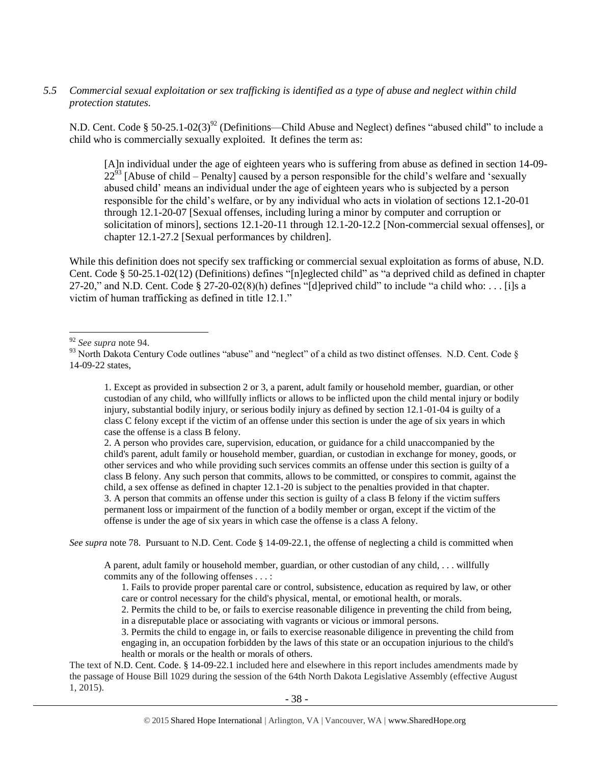*5.5 Commercial sexual exploitation or sex trafficking is identified as a type of abuse and neglect within child protection statutes.*

N.D. Cent. Code § 50-25.1-02(3)[92] (Definitions—Child Abuse and Neglect) defines "abused child" to include a child who is commercially sexually exploited. It defines the term as:

> [A]n individual under the age of eighteen years who is suffering from abuse as defined in section 14-09-22[93] [Abuse of child – Penalty] caused by a person responsible for the child's welfare and 'sexually abused child' means an individual under the age of eighteen years who is subjected by a person responsible for the child's welfare, or by any individual who acts in violation of sections 12.1-20-01 through 12.1-20-07 [Sexual offenses, including luring a minor by computer and corruption or solicitation of minors], sections 12.1-20-11 through 12.1-20-12.2 [Non-commercial sexual offenses], or chapter 12.1-27.2 [Sexual performances by children].

While this definition does not specify sex trafficking or commercial sexual exploitation as forms of abuse, N.D. Cent. Code § 50-25.1-02(12) (Definitions) defines "[n]eglected child" as "a deprived child as defined in chapter 27-20," and N.D. Cent. Code § 27-20-02(8)(h) defines "[d]eprived child" to include "a child who: . . . [i]s a victim of human trafficking as defined in title 12.1."

---

[92] *See supra* note 94.

[93] North Dakota Century Code outlines "abuse" and "neglect" of a child as two distinct offenses. N.D. Cent. Code § 14-09-22 states,

> 1. Except as provided in subsection 2 or 3, a parent, adult family or household member, guardian, or other custodian of any child, who willfully inflicts or allows to be inflicted upon the child mental injury or bodily injury, substantial bodily injury, or serious bodily injury as defined by section 12.1-01-04 is guilty of a class C felony except if the victim of an offense under this section is under the age of six years in which case the offense is a class B felony.
> 2. A person who provides care, supervision, education, or guidance for a child unaccompanied by the child's parent, adult family or household member, guardian, or custodian in exchange for money, goods, or other services and who while providing such services commits an offense under this section is guilty of a class B felony. Any such person that commits, allows to be committed, or conspires to commit, against the child, a sex offense as defined in chapter 12.1-20 is subject to the penalties provided in that chapter.
> 3. A person that commits an offense under this section is guilty of a class B felony if the victim suffers permanent loss or impairment of the function of a bodily member or organ, except if the victim of the offense is under the age of six years in which case the offense is a class A felony.

*See supra* note 78. Pursuant to N.D. Cent. Code § 14-09-22.1, the offense of neglecting a child is committed when

> A parent, adult family or household member, guardian, or other custodian of any child, . . . willfully commits any of the following offenses . . . :
>
> 1. Fails to provide proper parental care or control, subsistence, education as required by law, or other care or control necessary for the child's physical, mental, or emotional health, or morals.
> 2. Permits the child to be, or fails to exercise reasonable diligence in preventing the child from being, in a disreputable place or associating with vagrants or vicious or immoral persons.
> 3. Permits the child to engage in, or fails to exercise reasonable diligence in preventing the child from engaging in, an occupation forbidden by the laws of this state or an occupation injurious to the child's health or morals or the health or morals of others.

The text of N.D. Cent. Code. § 14-09-22.1 included here and elsewhere in this report includes amendments made by the passage of House Bill 1029 during the session of the 64th North Dakota Legislative Assembly (effective August 1, 2015).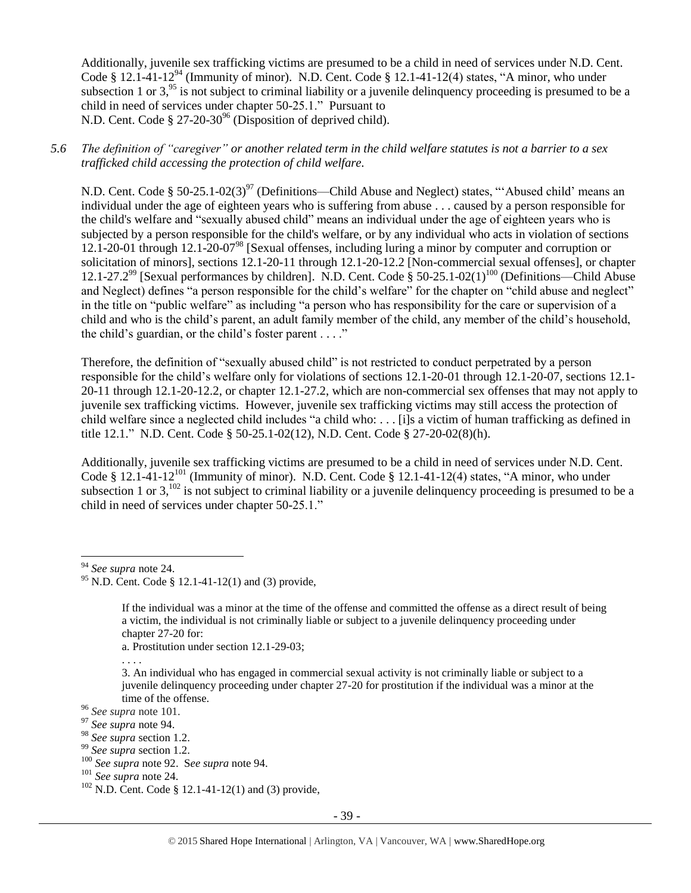Additionally, juvenile sex trafficking victims are presumed to be a child in need of services under N.D. Cent. Code § 12.1-41-12[94] (Immunity of minor). N.D. Cent. Code § 12.1-41-12(4) states, "A minor, who under subsection 1 or 3,[95] is not subject to criminal liability or a juvenile delinquency proceeding is presumed to be a child in need of services under chapter 50-25.1." Pursuant to N.D. Cent. Code § 27-20-30[96] (Disposition of deprived child).

*5.6 The definition of "caregiver" or another related term in the child welfare statutes is not a barrier to a sex trafficked child accessing the protection of child welfare.*

N.D. Cent. Code § 50-25.1-02(3)[97] (Definitions—Child Abuse and Neglect) states, "'Abused child' means an individual under the age of eighteen years who is suffering from abuse . . . caused by a person responsible for the child's welfare and "sexually abused child" means an individual under the age of eighteen years who is subjected by a person responsible for the child's welfare, or by any individual who acts in violation of sections 12.1-20-01 through 12.1-20-07[98] [Sexual offenses, including luring a minor by computer and corruption or solicitation of minors], sections 12.1-20-11 through 12.1-20-12.2 [Non-commercial sexual offenses], or chapter 12.1-27.2[99] [Sexual performances by children]. N.D. Cent. Code § 50-25.1-02(1)[100] (Definitions—Child Abuse and Neglect) defines "a person responsible for the child's welfare" for the chapter on "child abuse and neglect" in the title on "public welfare" as including "a person who has responsibility for the care or supervision of a child and who is the child's parent, an adult family member of the child, any member of the child's household, the child's guardian, or the child's foster parent . . . ."

Therefore, the definition of "sexually abused child" is not restricted to conduct perpetrated by a person responsible for the child's welfare only for violations of sections 12.1-20-01 through 12.1-20-07, sections 12.1-20-11 through 12.1-20-12.2, or chapter 12.1-27.2, which are non-commercial sex offenses that may not apply to juvenile sex trafficking victims. However, juvenile sex trafficking victims may still access the protection of child welfare since a neglected child includes "a child who: . . . [i]s a victim of human trafficking as defined in title 12.1." N.D. Cent. Code § 50-25.1-02(12), N.D. Cent. Code § 27-20-02(8)(h).

Additionally, juvenile sex trafficking victims are presumed to be a child in need of services under N.D. Cent. Code § 12.1-41-12[101] (Immunity of minor). N.D. Cent. Code § 12.1-41-12(4) states, "A minor, who under subsection 1 or 3,[102] is not subject to criminal liability or a juvenile delinquency proceeding is presumed to be a child in need of services under chapter 50-25.1."

---

[94] *See supra* note 24.

[95] N.D. Cent. Code § 12.1-41-12(1) and (3) provide,

> If the individual was a minor at the time of the offense and committed the offense as a direct result of being a victim, the individual is not criminally liable or subject to a juvenile delinquency proceeding under chapter 27-20 for:
> a. Prostitution under section 12.1-29-03;
> . . . .
> 3. An individual who has engaged in commercial sexual activity is not criminally liable or subject to a juvenile delinquency proceeding under chapter 27-20 for prostitution if the individual was a minor at the time of the offense.

[96] *See supra* note 101.

[97] *See supra* note 94.

[98] *See supra* section 1.2.

[99] *See supra* section 1.2.

[100] *See supra* note 92. *See supra* note 94.

[101] *See supra* note 24.

[102] N.D. Cent. Code § 12.1-41-12(1) and (3) provide,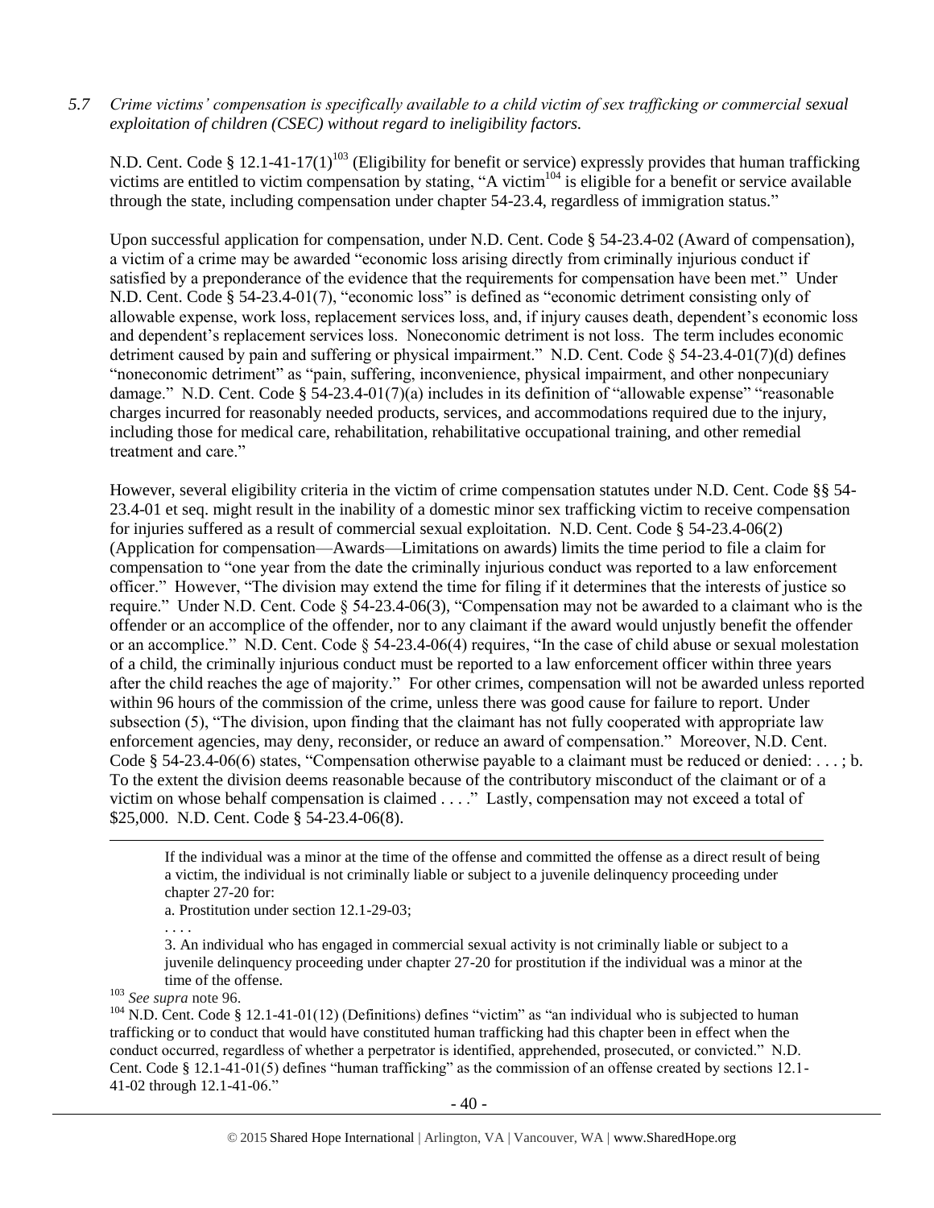*5.7 Crime victims' compensation is specifically available to a child victim of sex trafficking or commercial sexual exploitation of children (CSEC) without regard to ineligibility factors.*

N.D. Cent. Code § 12.1-41-17(1)[103] (Eligibility for benefit or service) expressly provides that human trafficking victims are entitled to victim compensation by stating, "A victim[104] is eligible for a benefit or service available through the state, including compensation under chapter 54-23.4, regardless of immigration status."

Upon successful application for compensation, under N.D. Cent. Code § 54-23.4-02 (Award of compensation), a victim of a crime may be awarded "economic loss arising directly from criminally injurious conduct if satisfied by a preponderance of the evidence that the requirements for compensation have been met." Under N.D. Cent. Code § 54-23.4-01(7), "economic loss" is defined as "economic detriment consisting only of allowable expense, work loss, replacement services loss, and, if injury causes death, dependent's economic loss and dependent's replacement services loss. Noneconomic detriment is not loss. The term includes economic detriment caused by pain and suffering or physical impairment." N.D. Cent. Code § 54-23.4-01(7)(d) defines "noneconomic detriment" as "pain, suffering, inconvenience, physical impairment, and other nonpecuniary damage." N.D. Cent. Code § 54-23.4-01(7)(a) includes in its definition of "allowable expense" "reasonable charges incurred for reasonably needed products, services, and accommodations required due to the injury, including those for medical care, rehabilitation, rehabilitative occupational training, and other remedial treatment and care."

However, several eligibility criteria in the victim of crime compensation statutes under N.D. Cent. Code §§ 54-23.4-01 et seq. might result in the inability of a domestic minor sex trafficking victim to receive compensation for injuries suffered as a result of commercial sexual exploitation. N.D. Cent. Code § 54-23.4-06(2) (Application for compensation—Awards—Limitations on awards) limits the time period to file a claim for compensation to "one year from the date the criminally injurious conduct was reported to a law enforcement officer." However, "The division may extend the time for filing if it determines that the interests of justice so require." Under N.D. Cent. Code § 54-23.4-06(3), "Compensation may not be awarded to a claimant who is the offender or an accomplice of the offender, nor to any claimant if the award would unjustly benefit the offender or an accomplice." N.D. Cent. Code § 54-23.4-06(4) requires, "In the case of child abuse or sexual molestation of a child, the criminally injurious conduct must be reported to a law enforcement officer within three years after the child reaches the age of majority." For other crimes, compensation will not be awarded unless reported within 96 hours of the commission of the crime, unless there was good cause for failure to report. Under subsection (5), "The division, upon finding that the claimant has not fully cooperated with appropriate law enforcement agencies, may deny, reconsider, or reduce an award of compensation." Moreover, N.D. Cent. Code § 54-23.4-06(6) states, "Compensation otherwise payable to a claimant must be reduced or denied: . . . ; b. To the extent the division deems reasonable because of the contributory misconduct of the claimant or of a victim on whose behalf compensation is claimed . . . ." Lastly, compensation may not exceed a total of $25,000. N.D. Cent. Code § 54-23.4-06(8).

---

> If the individual was a minor at the time of the offense and committed the offense as a direct result of being a victim, the individual is not criminally liable or subject to a juvenile delinquency proceeding under chapter 27-20 for:
>
> a. Prostitution under section 12.1-29-03;
>
> . . . .
>
> 3. An individual who has engaged in commercial sexual activity is not criminally liable or subject to a juvenile delinquency proceeding under chapter 27-20 for prostitution if the individual was a minor at the time of the offense.

[103] *See supra* note 96.

[104] N.D. Cent. Code § 12.1-41-01(12) (Definitions) defines "victim" as "an individual who is subjected to human trafficking or to conduct that would have constituted human trafficking had this chapter been in effect when the conduct occurred, regardless of whether a perpetrator is identified, apprehended, prosecuted, or convicted." N.D. Cent. Code § 12.1-41-01(5) defines "human trafficking" as the commission of an offense created by sections 12.1-41-02 through 12.1-41-06."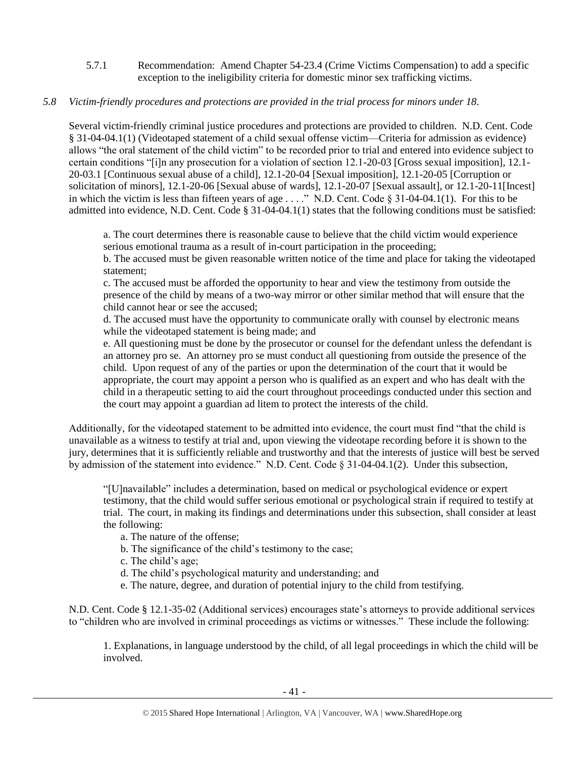5.7.1 Recommendation: Amend Chapter 54-23.4 (Crime Victims Compensation) to add a specific exception to the ineligibility criteria for domestic minor sex trafficking victims.

*5.8 Victim-friendly procedures and protections are provided in the trial process for minors under 18.*

Several victim-friendly criminal justice procedures and protections are provided to children. N.D. Cent. Code § 31-04-04.1(1) (Videotaped statement of a child sexual offense victim—Criteria for admission as evidence) allows "the oral statement of the child victim" to be recorded prior to trial and entered into evidence subject to certain conditions "[i]n any prosecution for a violation of section 12.1-20-03 [Gross sexual imposition], 12.1-20-03.1 [Continuous sexual abuse of a child], 12.1-20-04 [Sexual imposition], 12.1-20-05 [Corruption or solicitation of minors], 12.1-20-06 [Sexual abuse of wards], 12.1-20-07 [Sexual assault], or 12.1-20-11[Incest] in which the victim is less than fifteen years of age . . . ." N.D. Cent. Code § 31-04-04.1(1). For this to be admitted into evidence, N.D. Cent. Code § 31-04-04.1(1) states that the following conditions must be satisfied:

> a. The court determines there is reasonable cause to believe that the child victim would experience serious emotional trauma as a result of in-court participation in the proceeding;
> b. The accused must be given reasonable written notice of the time and place for taking the videotaped statement;
> c. The accused must be afforded the opportunity to hear and view the testimony from outside the presence of the child by means of a two-way mirror or other similar method that will ensure that the child cannot hear or see the accused;
> d. The accused must have the opportunity to communicate orally with counsel by electronic means while the videotaped statement is being made; and
> e. All questioning must be done by the prosecutor or counsel for the defendant unless the defendant is an attorney pro se. An attorney pro se must conduct all questioning from outside the presence of the child. Upon request of any of the parties or upon the determination of the court that it would be appropriate, the court may appoint a person who is qualified as an expert and who has dealt with the child in a therapeutic setting to aid the court throughout proceedings conducted under this section and the court may appoint a guardian ad litem to protect the interests of the child.

Additionally, for the videotaped statement to be admitted into evidence, the court must find "that the child is unavailable as a witness to testify at trial and, upon viewing the videotape recording before it is shown to the jury, determines that it is sufficiently reliable and trustworthy and that the interests of justice will best be served by admission of the statement into evidence." N.D. Cent. Code § 31-04-04.1(2). Under this subsection,

> "[U]navailable" includes a determination, based on medical or psychological evidence or expert testimony, that the child would suffer serious emotional or psychological strain if required to testify at trial. The court, in making its findings and determinations under this subsection, shall consider at least the following:
> a. The nature of the offense;
> b. The significance of the child's testimony to the case;
> c. The child's age;
> d. The child's psychological maturity and understanding; and
> e. The nature, degree, and duration of potential injury to the child from testifying.

N.D. Cent. Code § 12.1-35-02 (Additional services) encourages state's attorneys to provide additional services to "children who are involved in criminal proceedings as victims or witnesses." These include the following:

> 1. Explanations, in language understood by the child, of all legal proceedings in which the child will be involved.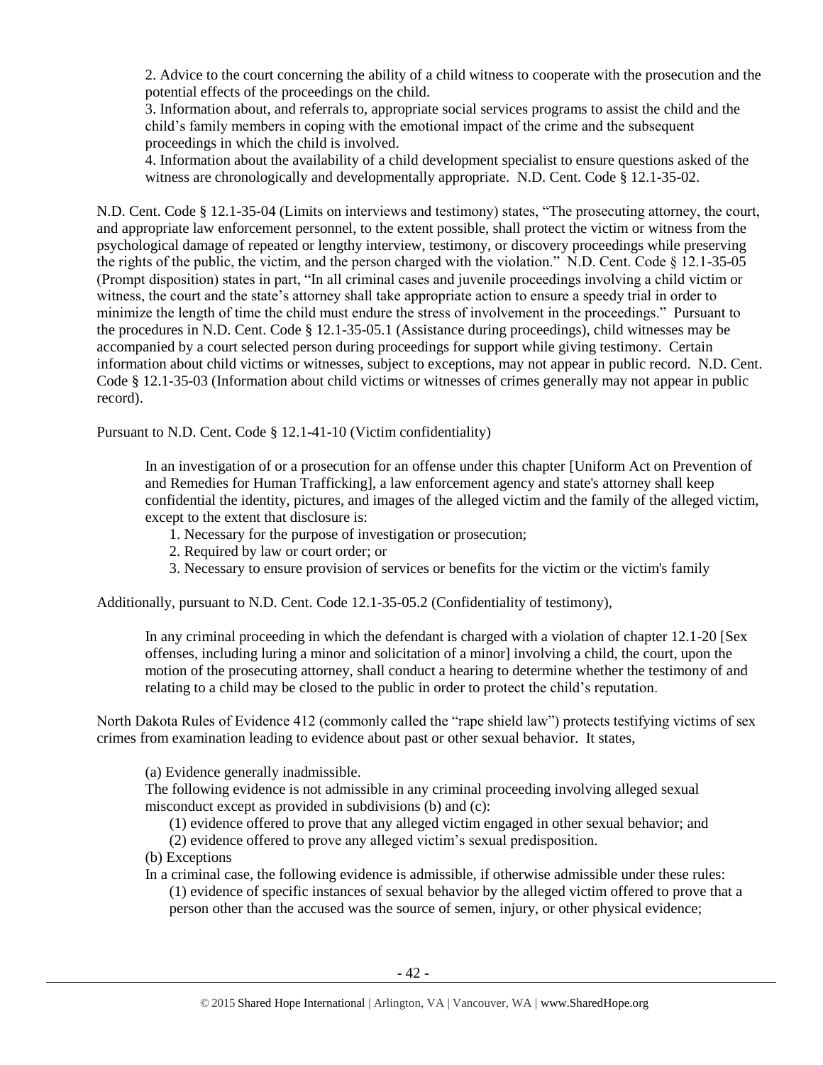2. Advice to the court concerning the ability of a child witness to cooperate with the prosecution and the potential effects of the proceedings on the child.
3. Information about, and referrals to, appropriate social services programs to assist the child and the child's family members in coping with the emotional impact of the crime and the subsequent proceedings in which the child is involved.
4. Information about the availability of a child development specialist to ensure questions asked of the witness are chronologically and developmentally appropriate. N.D. Cent. Code § 12.1-35-02.

N.D. Cent. Code § 12.1-35-04 (Limits on interviews and testimony) states, "The prosecuting attorney, the court, and appropriate law enforcement personnel, to the extent possible, shall protect the victim or witness from the psychological damage of repeated or lengthy interview, testimony, or discovery proceedings while preserving the rights of the public, the victim, and the person charged with the violation." N.D. Cent. Code § 12.1-35-05 (Prompt disposition) states in part, "In all criminal cases and juvenile proceedings involving a child victim or witness, the court and the state's attorney shall take appropriate action to ensure a speedy trial in order to minimize the length of time the child must endure the stress of involvement in the proceedings." Pursuant to the procedures in N.D. Cent. Code § 12.1-35-05.1 (Assistance during proceedings), child witnesses may be accompanied by a court selected person during proceedings for support while giving testimony. Certain information about child victims or witnesses, subject to exceptions, may not appear in public record. N.D. Cent. Code § 12.1-35-03 (Information about child victims or witnesses of crimes generally may not appear in public record).

Pursuant to N.D. Cent. Code § 12.1-41-10 (Victim confidentiality)

> In an investigation of or a prosecution for an offense under this chapter [Uniform Act on Prevention of and Remedies for Human Trafficking], a law enforcement agency and state's attorney shall keep confidential the identity, pictures, and images of the alleged victim and the family of the alleged victim, except to the extent that disclosure is:
> 1. Necessary for the purpose of investigation or prosecution;
> 2. Required by law or court order; or
> 3. Necessary to ensure provision of services or benefits for the victim or the victim's family

Additionally, pursuant to N.D. Cent. Code 12.1-35-05.2 (Confidentiality of testimony),

> In any criminal proceeding in which the defendant is charged with a violation of chapter 12.1-20 [Sex offenses, including luring a minor and solicitation of a minor] involving a child, the court, upon the motion of the prosecuting attorney, shall conduct a hearing to determine whether the testimony of and relating to a child may be closed to the public in order to protect the child's reputation.

North Dakota Rules of Evidence 412 (commonly called the "rape shield law") protects testifying victims of sex crimes from examination leading to evidence about past or other sexual behavior. It states,

> (a) Evidence generally inadmissible.
> The following evidence is not admissible in any criminal proceeding involving alleged sexual misconduct except as provided in subdivisions (b) and (c):
> (1) evidence offered to prove that any alleged victim engaged in other sexual behavior; and
> (2) evidence offered to prove any alleged victim's sexual predisposition.
> (b) Exceptions
> In a criminal case, the following evidence is admissible, if otherwise admissible under these rules:
> (1) evidence of specific instances of sexual behavior by the alleged victim offered to prove that a person other than the accused was the source of semen, injury, or other physical evidence;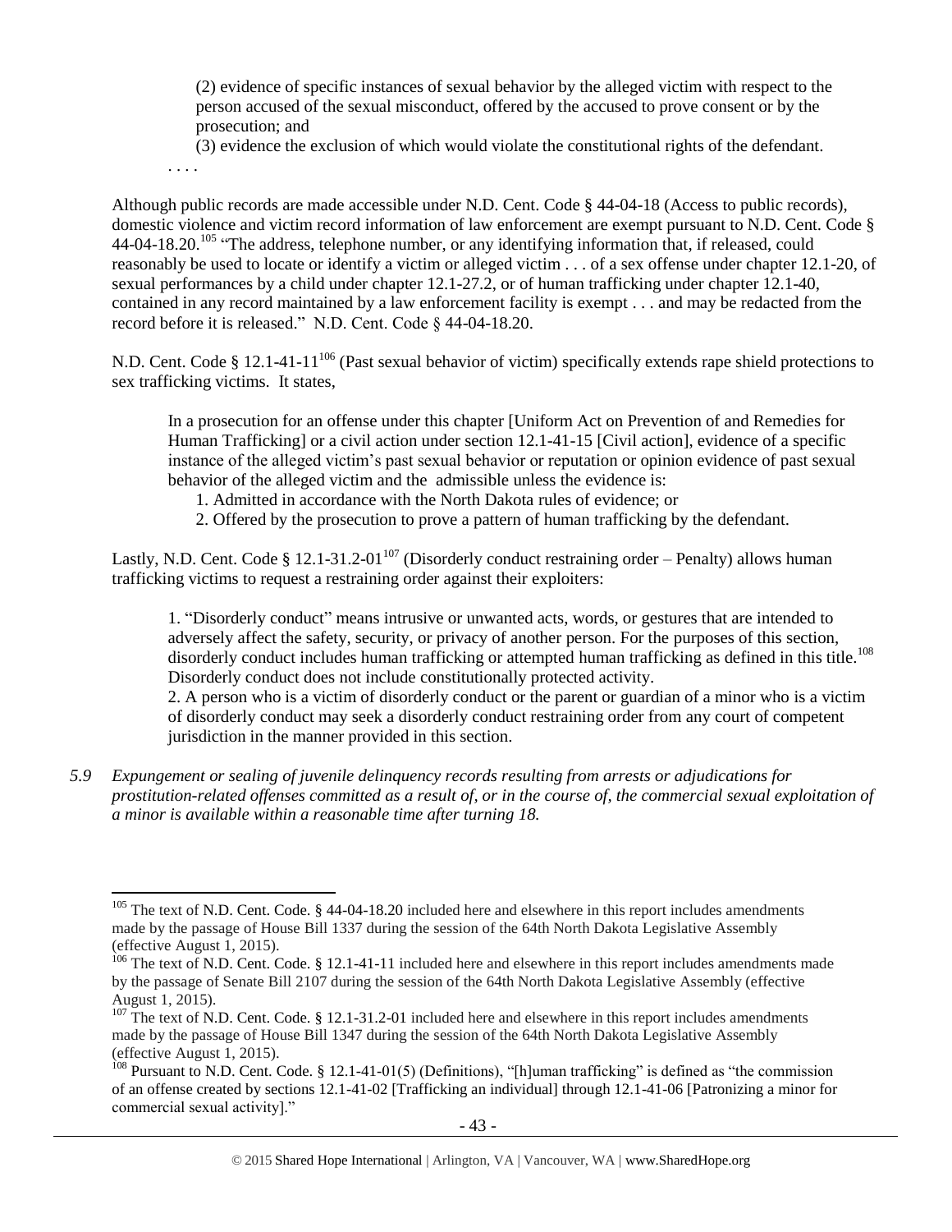> (2) evidence of specific instances of sexual behavior by the alleged victim with respect to the person accused of the sexual misconduct, offered by the accused to prove consent or by the prosecution; and
>
> (3) evidence the exclusion of which would violate the constitutional rights of the defendant.
>
> . . . .

Although public records are made accessible under N.D. Cent. Code § 44-04-18 (Access to public records), domestic violence and victim record information of law enforcement are exempt pursuant to N.D. Cent. Code § 44-04-18.20.[105] "The address, telephone number, or any identifying information that, if released, could reasonably be used to locate or identify a victim or alleged victim . . . of a sex offense under chapter 12.1-20, of sexual performances by a child under chapter 12.1-27.2, or of human trafficking under chapter 12.1-40, contained in any record maintained by a law enforcement facility is exempt . . . and may be redacted from the record before it is released." N.D. Cent. Code § 44-04-18.20.

N.D. Cent. Code § 12.1-41-11[106] (Past sexual behavior of victim) specifically extends rape shield protections to sex trafficking victims. It states,

> In a prosecution for an offense under this chapter [Uniform Act on Prevention of and Remedies for Human Trafficking] or a civil action under section 12.1-41-15 [Civil action], evidence of a specific instance of the alleged victim's past sexual behavior or reputation or opinion evidence of past sexual behavior of the alleged victim and the admissible unless the evidence is:
>
> 1. Admitted in accordance with the North Dakota rules of evidence; or
> 2. Offered by the prosecution to prove a pattern of human trafficking by the defendant.

Lastly, N.D. Cent. Code § 12.1-31.2-01[107] (Disorderly conduct restraining order – Penalty) allows human trafficking victims to request a restraining order against their exploiters:

> 1. "Disorderly conduct" means intrusive or unwanted acts, words, or gestures that are intended to adversely affect the safety, security, or privacy of another person. For the purposes of this section, disorderly conduct includes human trafficking or attempted human trafficking as defined in this title.[108] Disorderly conduct does not include constitutionally protected activity.
>
> 2. A person who is a victim of disorderly conduct or the parent or guardian of a minor who is a victim of disorderly conduct may seek a disorderly conduct restraining order from any court of competent jurisdiction in the manner provided in this section.

5.9 *Expungement or sealing of juvenile delinquency records resulting from arrests or adjudications for prostitution-related offenses committed as a result of, or in the course of, the commercial sexual exploitation of a minor is available within a reasonable time after turning 18.*

---

[105] The text of N.D. Cent. Code. § 44-04-18.20 included here and elsewhere in this report includes amendments made by the passage of House Bill 1337 during the session of the 64th North Dakota Legislative Assembly (effective August 1, 2015).

[106] The text of N.D. Cent. Code. § 12.1-41-11 included here and elsewhere in this report includes amendments made by the passage of Senate Bill 2107 during the session of the 64th North Dakota Legislative Assembly (effective August 1, 2015).

[107] The text of N.D. Cent. Code. § 12.1-31.2-01 included here and elsewhere in this report includes amendments made by the passage of House Bill 1347 during the session of the 64th North Dakota Legislative Assembly (effective August 1, 2015).

[108] Pursuant to N.D. Cent. Code. § 12.1-41-01(5) (Definitions), "[h]uman trafficking" is defined as "the commission of an offense created by sections 12.1-41-02 [Trafficking an individual] through 12.1-41-06 [Patronizing a minor for commercial sexual activity]."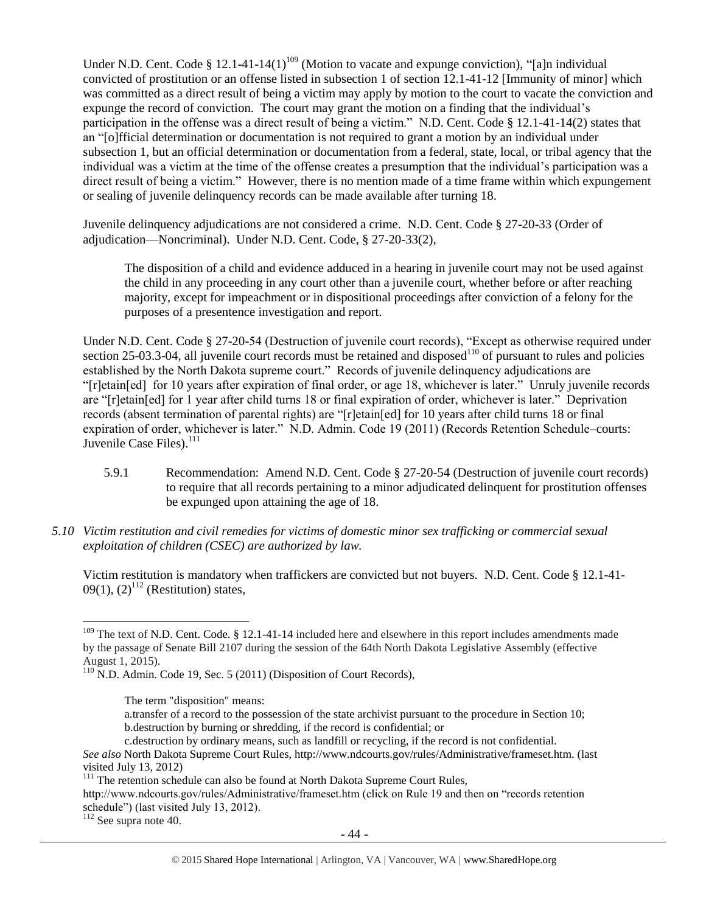Under N.D. Cent. Code § 12.1-41-14(1)[109] (Motion to vacate and expunge conviction), "[a]n individual convicted of prostitution or an offense listed in subsection 1 of section 12.1-41-12 [Immunity of minor] which was committed as a direct result of being a victim may apply by motion to the court to vacate the conviction and expunge the record of conviction. The court may grant the motion on a finding that the individual's participation in the offense was a direct result of being a victim." N.D. Cent. Code § 12.1-41-14(2) states that an "[o]fficial determination or documentation is not required to grant a motion by an individual under subsection 1, but an official determination or documentation from a federal, state, local, or tribal agency that the individual was a victim at the time of the offense creates a presumption that the individual's participation was a direct result of being a victim." However, there is no mention made of a time frame within which expungement or sealing of juvenile delinquency records can be made available after turning 18.

Juvenile delinquency adjudications are not considered a crime. N.D. Cent. Code § 27-20-33 (Order of adjudication—Noncriminal). Under N.D. Cent. Code, § 27-20-33(2),

> The disposition of a child and evidence adduced in a hearing in juvenile court may not be used against the child in any proceeding in any court other than a juvenile court, whether before or after reaching majority, except for impeachment or in dispositional proceedings after conviction of a felony for the purposes of a presentence investigation and report.

Under N.D. Cent. Code § 27-20-54 (Destruction of juvenile court records), "Except as otherwise required under section 25-03.3-04, all juvenile court records must be retained and disposed[110] of pursuant to rules and policies established by the North Dakota supreme court." Records of juvenile delinquency adjudications are "[r]etain[ed] for 10 years after expiration of final order, or age 18, whichever is later." Unruly juvenile records are "[r]etain[ed] for 1 year after child turns 18 or final expiration of order, whichever is later." Deprivation records (absent termination of parental rights) are "[r]etain[ed] for 10 years after child turns 18 or final expiration of order, whichever is later." N.D. Admin. Code 19 (2011) (Records Retention Schedule–courts: Juvenile Case Files).[111]

5.9.1 Recommendation: Amend N.D. Cent. Code § 27-20-54 (Destruction of juvenile court records) to require that all records pertaining to a minor adjudicated delinquent for prostitution offenses be expunged upon attaining the age of 18.

*5.10 Victim restitution and civil remedies for victims of domestic minor sex trafficking or commercial sexual exploitation of children (CSEC) are authorized by law.*

Victim restitution is mandatory when traffickers are convicted but not buyers. N.D. Cent. Code § 12.1-41-09(1), (2)[112] (Restitution) states,

---

[109] The text of N.D. Cent. Code. § 12.1-41-14 included here and elsewhere in this report includes amendments made by the passage of Senate Bill 2107 during the session of the 64th North Dakota Legislative Assembly (effective August 1, 2015).

[110] N.D. Admin. Code 19, Sec. 5 (2011) (Disposition of Court Records),

> The term "disposition" means:
> a.transfer of a record to the possession of the state archivist pursuant to the procedure in Section 10;
> b.destruction by burning or shredding, if the record is confidential; or
> c.destruction by ordinary means, such as landfill or recycling, if the record is not confidential.

*See also* North Dakota Supreme Court Rules, http://www.ndcourts.gov/rules/Administrative/frameset.htm. (last visited July 13, 2012)

[111] The retention schedule can also be found at North Dakota Supreme Court Rules, http://www.ndcourts.gov/rules/Administrative/frameset.htm (click on Rule 19 and then on "records retention schedule") (last visited July 13, 2012).

[112] See supra note 40.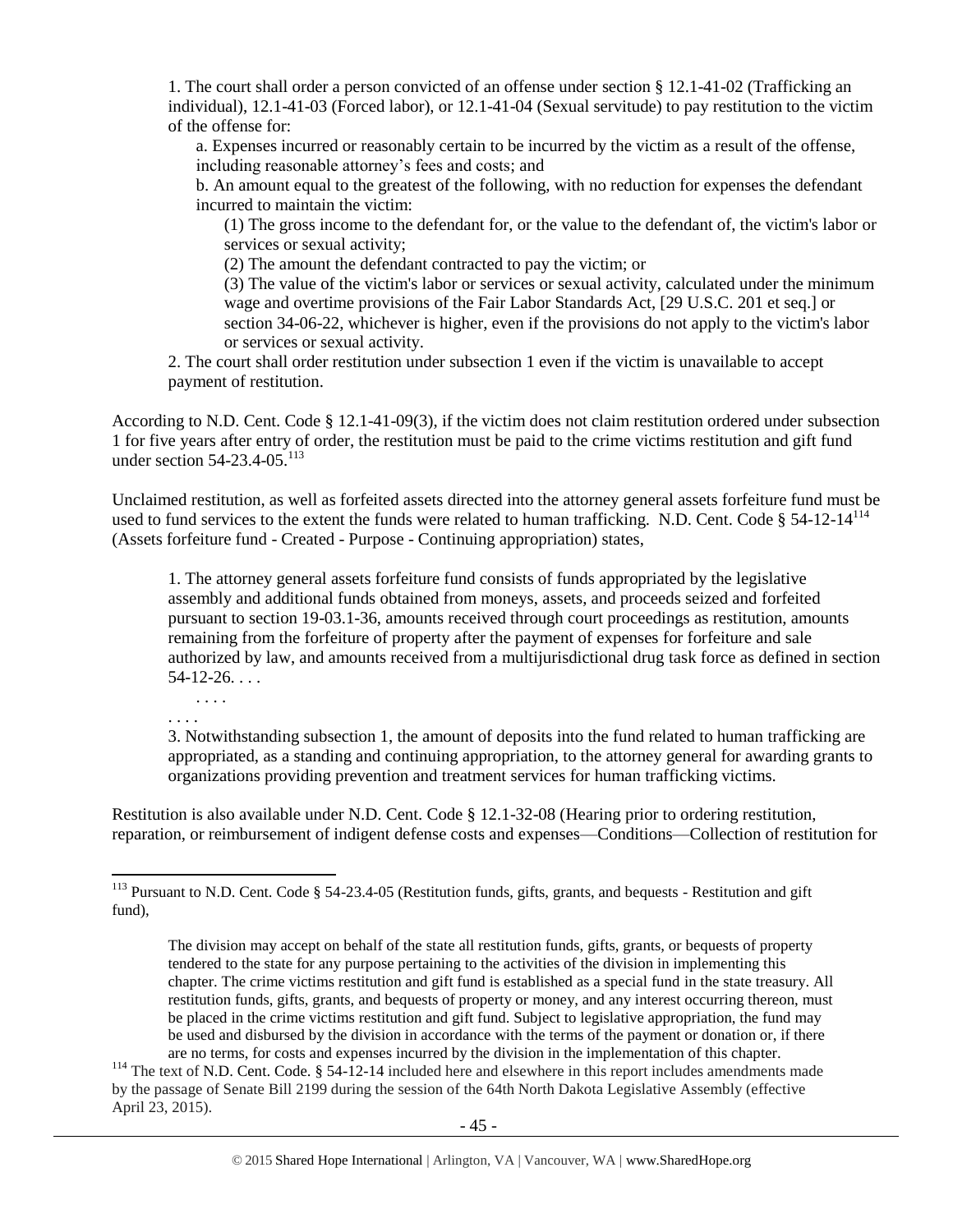1. The court shall order a person convicted of an offense under section § 12.1-41-02 (Trafficking an individual), 12.1-41-03 (Forced labor), or 12.1-41-04 (Sexual servitude) to pay restitution to the victim of the offense for:

a. Expenses incurred or reasonably certain to be incurred by the victim as a result of the offense, including reasonable attorney's fees and costs; and

b. An amount equal to the greatest of the following, with no reduction for expenses the defendant incurred to maintain the victim:

(1) The gross income to the defendant for, or the value to the defendant of, the victim's labor or services or sexual activity;

(2) The amount the defendant contracted to pay the victim; or

(3) The value of the victim's labor or services or sexual activity, calculated under the minimum wage and overtime provisions of the Fair Labor Standards Act, [29 U.S.C. 201 et seq.] or section 34-06-22, whichever is higher, even if the provisions do not apply to the victim's labor or services or sexual activity.

2. The court shall order restitution under subsection 1 even if the victim is unavailable to accept payment of restitution.

According to N.D. Cent. Code § 12.1-41-09(3), if the victim does not claim restitution ordered under subsection 1 for five years after entry of order, the restitution must be paid to the crime victims restitution and gift fund under section 54-23.4-05.[113]

Unclaimed restitution, as well as forfeited assets directed into the attorney general assets forfeiture fund must be used to fund services to the extent the funds were related to human trafficking. N.D. Cent. Code § 54-12-14[114] (Assets forfeiture fund - Created - Purpose - Continuing appropriation) states,

1. The attorney general assets forfeiture fund consists of funds appropriated by the legislative assembly and additional funds obtained from moneys, assets, and proceeds seized and forfeited pursuant to section 19-03.1-36, amounts received through court proceedings as restitution, amounts remaining from the forfeiture of property after the payment of expenses for forfeiture and sale authorized by law, and amounts received from a multijurisdictional drug task force as defined in section 54-12-26. . . .

. . . .

. . . .

3. Notwithstanding subsection 1, the amount of deposits into the fund related to human trafficking are appropriated, as a standing and continuing appropriation, to the attorney general for awarding grants to organizations providing prevention and treatment services for human trafficking victims.

Restitution is also available under N.D. Cent. Code § 12.1-32-08 (Hearing prior to ordering restitution, reparation, or reimbursement of indigent defense costs and expenses—Conditions—Collection of restitution for

---

[113] Pursuant to N.D. Cent. Code § 54-23.4-05 (Restitution funds, gifts, grants, and bequests - Restitution and gift fund),

The division may accept on behalf of the state all restitution funds, gifts, grants, or bequests of property tendered to the state for any purpose pertaining to the activities of the division in implementing this chapter. The crime victims restitution and gift fund is established as a special fund in the state treasury. All restitution funds, gifts, grants, and bequests of property or money, and any interest occurring thereon, must be placed in the crime victims restitution and gift fund. Subject to legislative appropriation, the fund may be used and disbursed by the division in accordance with the terms of the payment or donation or, if there are no terms, for costs and expenses incurred by the division in the implementation of this chapter.

[114] The text of N.D. Cent. Code. § 54-12-14 included here and elsewhere in this report includes amendments made by the passage of Senate Bill 2199 during the session of the 64th North Dakota Legislative Assembly (effective April 23, 2015).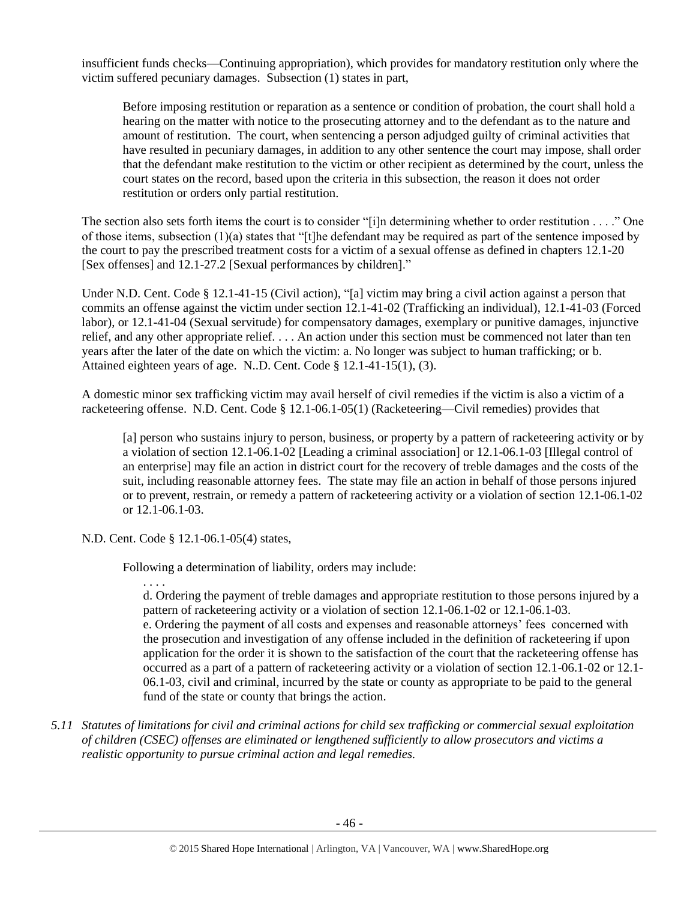insufficient funds checks—Continuing appropriation), which provides for mandatory restitution only where the victim suffered pecuniary damages. Subsection (1) states in part,

> Before imposing restitution or reparation as a sentence or condition of probation, the court shall hold a hearing on the matter with notice to the prosecuting attorney and to the defendant as to the nature and amount of restitution. The court, when sentencing a person adjudged guilty of criminal activities that have resulted in pecuniary damages, in addition to any other sentence the court may impose, shall order that the defendant make restitution to the victim or other recipient as determined by the court, unless the court states on the record, based upon the criteria in this subsection, the reason it does not order restitution or orders only partial restitution.

The section also sets forth items the court is to consider "[i]n determining whether to order restitution . . . ." One of those items, subsection (1)(a) states that "[t]he defendant may be required as part of the sentence imposed by the court to pay the prescribed treatment costs for a victim of a sexual offense as defined in chapters 12.1-20 [Sex offenses] and 12.1-27.2 [Sexual performances by children]."

Under N.D. Cent. Code § 12.1-41-15 (Civil action), "[a] victim may bring a civil action against a person that commits an offense against the victim under section 12.1-41-02 (Trafficking an individual), 12.1-41-03 (Forced labor), or 12.1-41-04 (Sexual servitude) for compensatory damages, exemplary or punitive damages, injunctive relief, and any other appropriate relief. . . . An action under this section must be commenced not later than ten years after the later of the date on which the victim: a. No longer was subject to human trafficking; or b. Attained eighteen years of age. N..D. Cent. Code § 12.1-41-15(1), (3).

A domestic minor sex trafficking victim may avail herself of civil remedies if the victim is also a victim of a racketeering offense. N.D. Cent. Code § 12.1-06.1-05(1) (Racketeering—Civil remedies) provides that

> [a] person who sustains injury to person, business, or property by a pattern of racketeering activity or by a violation of section 12.1-06.1-02 [Leading a criminal association] or 12.1-06.1-03 [Illegal control of an enterprise] may file an action in district court for the recovery of treble damages and the costs of the suit, including reasonable attorney fees. The state may file an action in behalf of those persons injured or to prevent, restrain, or remedy a pattern of racketeering activity or a violation of section 12.1-06.1-02 or 12.1-06.1-03.

N.D. Cent. Code § 12.1-06.1-05(4) states,

> Following a determination of liability, orders may include:
>
> . . . .
>
> d. Ordering the payment of treble damages and appropriate restitution to those persons injured by a pattern of racketeering activity or a violation of section 12.1-06.1-02 or 12.1-06.1-03.
>
> e. Ordering the payment of all costs and expenses and reasonable attorneys' fees concerned with the prosecution and investigation of any offense included in the definition of racketeering if upon application for the order it is shown to the satisfaction of the court that the racketeering offense has occurred as a part of a pattern of racketeering activity or a violation of section 12.1-06.1-02 or 12.1-06.1-03, civil and criminal, incurred by the state or county as appropriate to be paid to the general fund of the state or county that brings the action.

*5.11 Statutes of limitations for civil and criminal actions for child sex trafficking or commercial sexual exploitation of children (CSEC) offenses are eliminated or lengthened sufficiently to allow prosecutors and victims a realistic opportunity to pursue criminal action and legal remedies.*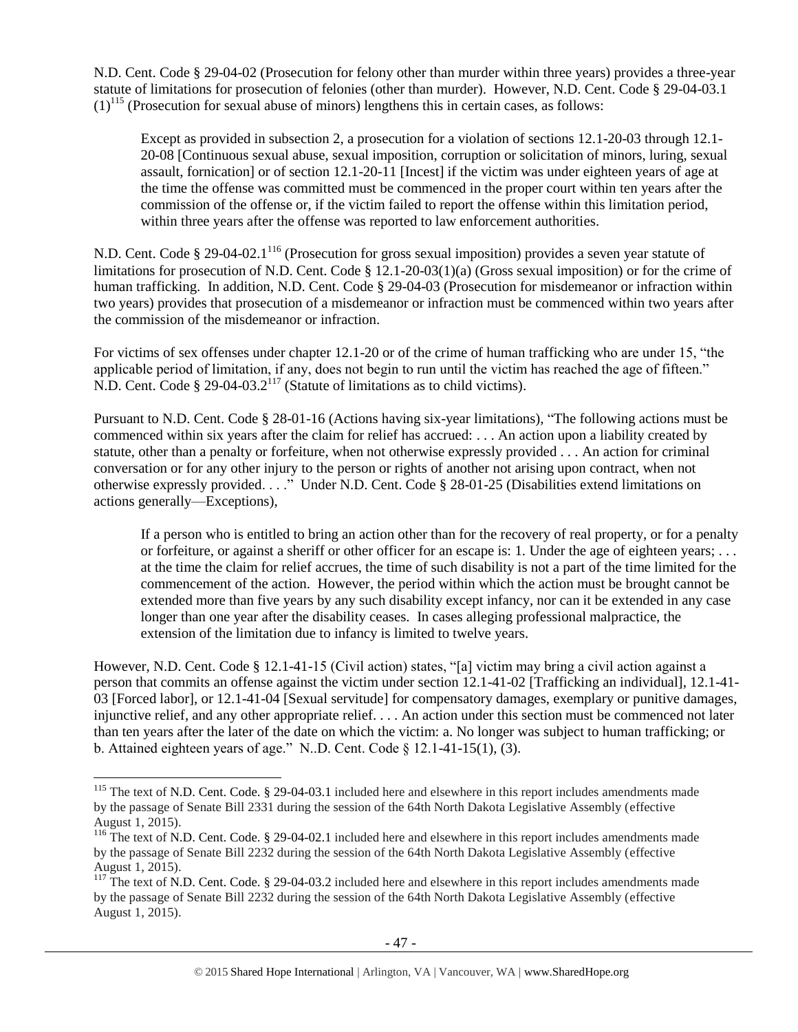N.D. Cent. Code § 29-04-02 (Prosecution for felony other than murder within three years) provides a three-year statute of limitations for prosecution of felonies (other than murder). However, N.D. Cent. Code § 29-04-03.1 (1)[115] (Prosecution for sexual abuse of minors) lengthens this in certain cases, as follows:

> Except as provided in subsection 2, a prosecution for a violation of sections 12.1-20-03 through 12.1-20-08 [Continuous sexual abuse, sexual imposition, corruption or solicitation of minors, luring, sexual assault, fornication] or of section 12.1-20-11 [Incest] if the victim was under eighteen years of age at the time the offense was committed must be commenced in the proper court within ten years after the commission of the offense or, if the victim failed to report the offense within this limitation period, within three years after the offense was reported to law enforcement authorities.

N.D. Cent. Code § 29-04-02.1[116] (Prosecution for gross sexual imposition) provides a seven year statute of limitations for prosecution of N.D. Cent. Code § 12.1-20-03(1)(a) (Gross sexual imposition) or for the crime of human trafficking. In addition, N.D. Cent. Code § 29-04-03 (Prosecution for misdemeanor or infraction within two years) provides that prosecution of a misdemeanor or infraction must be commenced within two years after the commission of the misdemeanor or infraction.

For victims of sex offenses under chapter 12.1-20 or of the crime of human trafficking who are under 15, "the applicable period of limitation, if any, does not begin to run until the victim has reached the age of fifteen." N.D. Cent. Code § 29-04-03.2[117] (Statute of limitations as to child victims).

Pursuant to N.D. Cent. Code § 28-01-16 (Actions having six-year limitations), "The following actions must be commenced within six years after the claim for relief has accrued: . . . An action upon a liability created by statute, other than a penalty or forfeiture, when not otherwise expressly provided . . . An action for criminal conversation or for any other injury to the person or rights of another not arising upon contract, when not otherwise expressly provided. . . ." Under N.D. Cent. Code § 28-01-25 (Disabilities extend limitations on actions generally—Exceptions),

> If a person who is entitled to bring an action other than for the recovery of real property, or for a penalty or forfeiture, or against a sheriff or other officer for an escape is: 1. Under the age of eighteen years; . . . at the time the claim for relief accrues, the time of such disability is not a part of the time limited for the commencement of the action. However, the period within which the action must be brought cannot be extended more than five years by any such disability except infancy, nor can it be extended in any case longer than one year after the disability ceases. In cases alleging professional malpractice, the extension of the limitation due to infancy is limited to twelve years.

However, N.D. Cent. Code § 12.1-41-15 (Civil action) states, "[a] victim may bring a civil action against a person that commits an offense against the victim under section 12.1-41-02 [Trafficking an individual], 12.1-41-03 [Forced labor], or 12.1-41-04 [Sexual servitude] for compensatory damages, exemplary or punitive damages, injunctive relief, and any other appropriate relief. . . . An action under this section must be commenced not later than ten years after the later of the date on which the victim: a. No longer was subject to human trafficking; or b. Attained eighteen years of age." N..D. Cent. Code § 12.1-41-15(1), (3).

---

[115] The text of N.D. Cent. Code. § 29-04-03.1 included here and elsewhere in this report includes amendments made by the passage of Senate Bill 2331 during the session of the 64th North Dakota Legislative Assembly (effective August 1, 2015).

[116] The text of N.D. Cent. Code. § 29-04-02.1 included here and elsewhere in this report includes amendments made by the passage of Senate Bill 2232 during the session of the 64th North Dakota Legislative Assembly (effective August 1, 2015).

[117] The text of N.D. Cent. Code. § 29-04-03.2 included here and elsewhere in this report includes amendments made by the passage of Senate Bill 2232 during the session of the 64th North Dakota Legislative Assembly (effective August 1, 2015).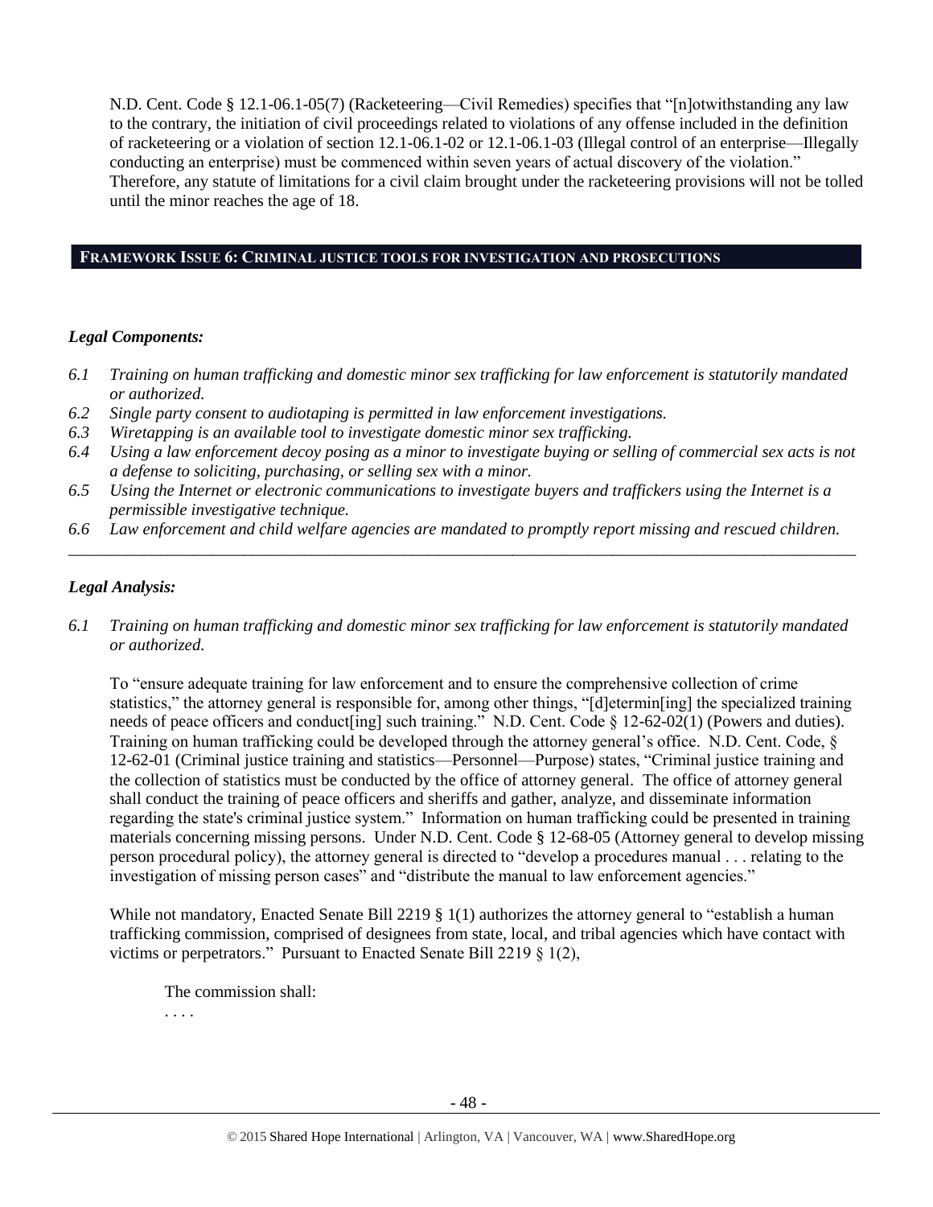N.D. Cent. Code § 12.1-06.1-05(7) (Racketeering—Civil Remedies) specifies that "[n]otwithstanding any law to the contrary, the initiation of civil proceedings related to violations of any offense included in the definition of racketeering or a violation of section 12.1-06.1-02 or 12.1-06.1-03 (Illegal control of an enterprise—Illegally conducting an enterprise) must be commenced within seven years of actual discovery of the violation." Therefore, any statute of limitations for a civil claim brought under the racketeering provisions will not be tolled until the minor reaches the age of 18.

## FRAMEWORK ISSUE 6: CRIMINAL JUSTICE TOOLS FOR INVESTIGATION AND PROSECUTIONS

### *Legal Components:*

*6.1 Training on human trafficking and domestic minor sex trafficking for law enforcement is statutorily mandated or authorized.*

*6.2 Single party consent to audiotaping is permitted in law enforcement investigations.*

*6.3 Wiretapping is an available tool to investigate domestic minor sex trafficking.*

*6.4 Using a law enforcement decoy posing as a minor to investigate buying or selling of commercial sex acts is not a defense to soliciting, purchasing, or selling sex with a minor.*

*6.5 Using the Internet or electronic communications to investigate buyers and traffickers using the Internet is a permissible investigative technique.*

*6.6 Law enforcement and child welfare agencies are mandated to promptly report missing and rescued children.*

---

### *Legal Analysis:*

*6.1 Training on human trafficking and domestic minor sex trafficking for law enforcement is statutorily mandated or authorized.*

To "ensure adequate training for law enforcement and to ensure the comprehensive collection of crime statistics," the attorney general is responsible for, among other things, "[d]etermin[ing] the specialized training needs of peace officers and conduct[ing] such training." N.D. Cent. Code § 12-62-02(1) (Powers and duties). Training on human trafficking could be developed through the attorney general's office. N.D. Cent. Code, § 12-62-01 (Criminal justice training and statistics—Personnel—Purpose) states, "Criminal justice training and the collection of statistics must be conducted by the office of attorney general. The office of attorney general shall conduct the training of peace officers and sheriffs and gather, analyze, and disseminate information regarding the state's criminal justice system." Information on human trafficking could be presented in training materials concerning missing persons. Under N.D. Cent. Code § 12-68-05 (Attorney general to develop missing person procedural policy), the attorney general is directed to "develop a procedures manual . . . relating to the investigation of missing person cases" and "distribute the manual to law enforcement agencies."

While not mandatory, Enacted Senate Bill 2219 § 1(1) authorizes the attorney general to "establish a human trafficking commission, comprised of designees from state, local, and tribal agencies which have contact with victims or perpetrators." Pursuant to Enacted Senate Bill 2219 § 1(2),

> The commission shall:
>
> . . . .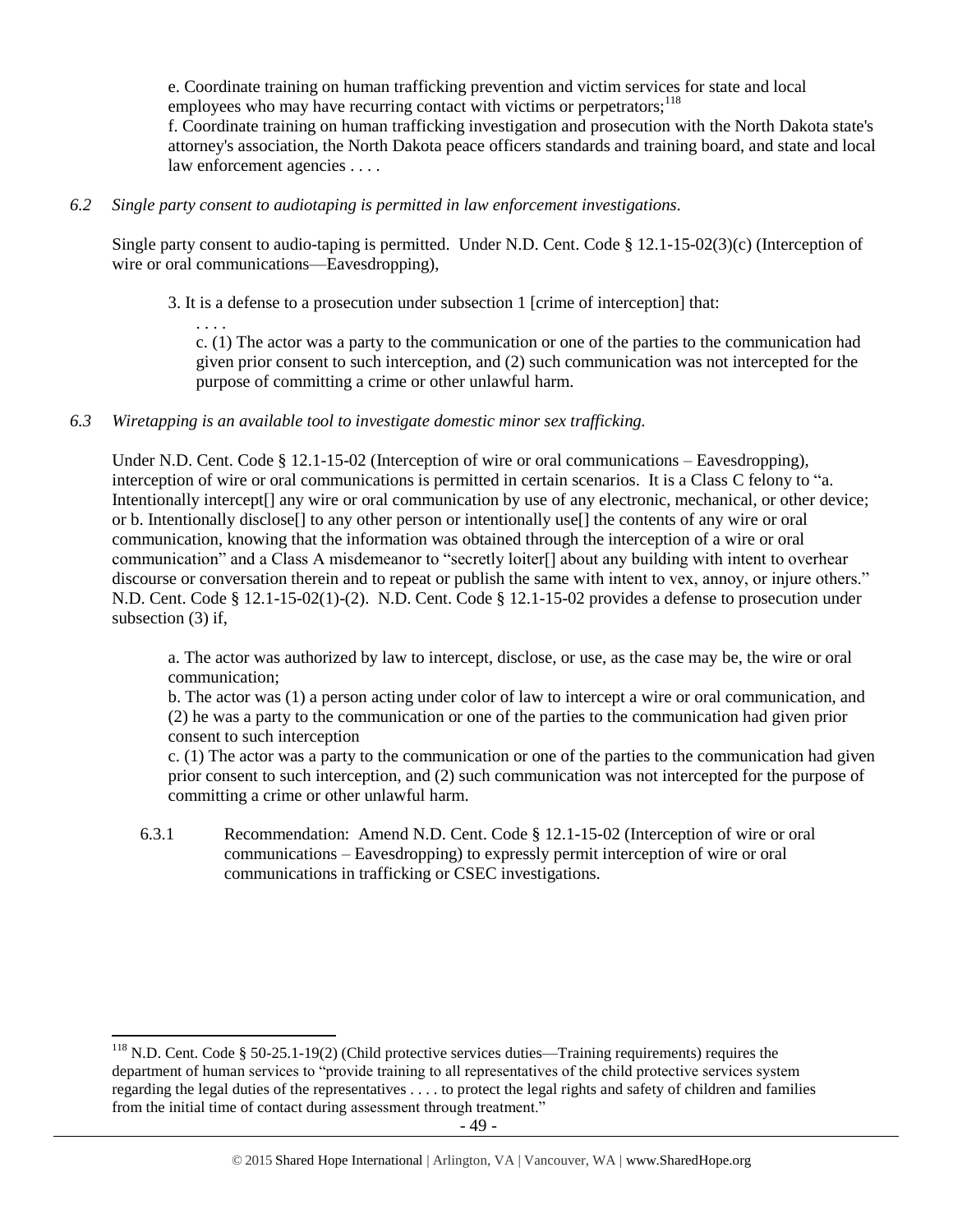e. Coordinate training on human trafficking prevention and victim services for state and local employees who may have recurring contact with victims or perpetrators;[118]
f. Coordinate training on human trafficking investigation and prosecution with the North Dakota state's attorney's association, the North Dakota peace officers standards and training board, and state and local law enforcement agencies . . . .

*6.2 Single party consent to audiotaping is permitted in law enforcement investigations.*

Single party consent to audio-taping is permitted. Under N.D. Cent. Code § 12.1-15-02(3)(c) (Interception of wire or oral communications—Eavesdropping),

> 3. It is a defense to a prosecution under subsection 1 [crime of interception] that:
> . . . .
> c. (1) The actor was a party to the communication or one of the parties to the communication had given prior consent to such interception, and (2) such communication was not intercepted for the purpose of committing a crime or other unlawful harm.

*6.3 Wiretapping is an available tool to investigate domestic minor sex trafficking.*

Under N.D. Cent. Code § 12.1-15-02 (Interception of wire or oral communications – Eavesdropping), interception of wire or oral communications is permitted in certain scenarios. It is a Class C felony to "a. Intentionally intercept[] any wire or oral communication by use of any electronic, mechanical, or other device; or b. Intentionally disclose[] to any other person or intentionally use[] the contents of any wire or oral communication, knowing that the information was obtained through the interception of a wire or oral communication" and a Class A misdemeanor to "secretly loiter[] about any building with intent to overhear discourse or conversation therein and to repeat or publish the same with intent to vex, annoy, or injure others." N.D. Cent. Code § 12.1-15-02(1)-(2). N.D. Cent. Code § 12.1-15-02 provides a defense to prosecution under subsection (3) if,

> a. The actor was authorized by law to intercept, disclose, or use, as the case may be, the wire or oral communication;
> b. The actor was (1) a person acting under color of law to intercept a wire or oral communication, and (2) he was a party to the communication or one of the parties to the communication had given prior consent to such interception
> c. (1) The actor was a party to the communication or one of the parties to the communication had given prior consent to such interception, and (2) such communication was not intercepted for the purpose of committing a crime or other unlawful harm.

6.3.1 Recommendation: Amend N.D. Cent. Code § 12.1-15-02 (Interception of wire or oral communications – Eavesdropping) to expressly permit interception of wire or oral communications in trafficking or CSEC investigations.

---

[118] N.D. Cent. Code § 50-25.1-19(2) (Child protective services duties—Training requirements) requires the department of human services to "provide training to all representatives of the child protective services system regarding the legal duties of the representatives . . . . to protect the legal rights and safety of children and families from the initial time of contact during assessment through treatment."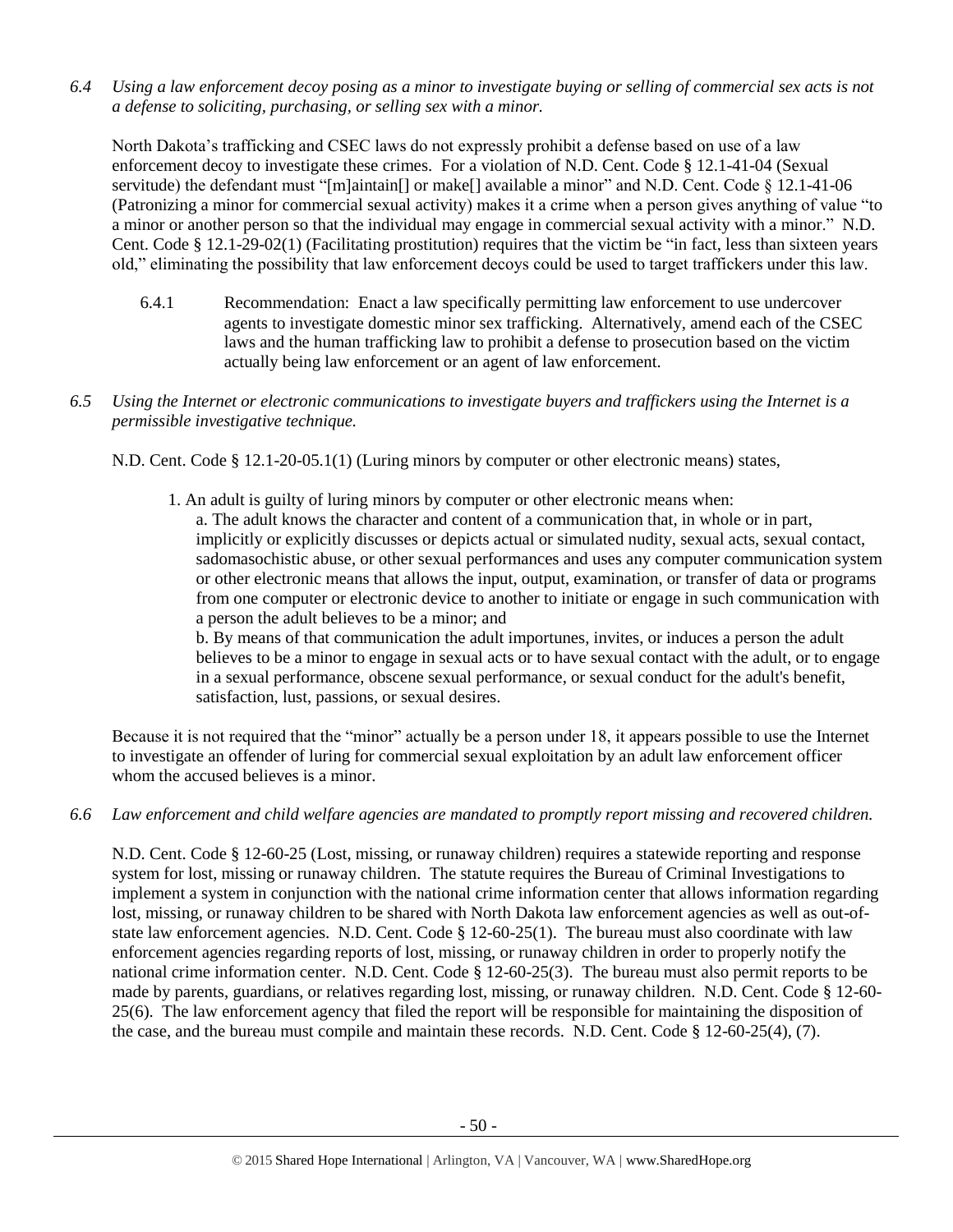*6.4 Using a law enforcement decoy posing as a minor to investigate buying or selling of commercial sex acts is not a defense to soliciting, purchasing, or selling sex with a minor.*

North Dakota's trafficking and CSEC laws do not expressly prohibit a defense based on use of a law enforcement decoy to investigate these crimes. For a violation of N.D. Cent. Code § 12.1-41-04 (Sexual servitude) the defendant must "[m]aintain[] or make[] available a minor" and N.D. Cent. Code § 12.1-41-06 (Patronizing a minor for commercial sexual activity) makes it a crime when a person gives anything of value "to a minor or another person so that the individual may engage in commercial sexual activity with a minor." N.D. Cent. Code § 12.1-29-02(1) (Facilitating prostitution) requires that the victim be "in fact, less than sixteen years old," eliminating the possibility that law enforcement decoys could be used to target traffickers under this law.

> 6.4.1 Recommendation: Enact a law specifically permitting law enforcement to use undercover agents to investigate domestic minor sex trafficking. Alternatively, amend each of the CSEC laws and the human trafficking law to prohibit a defense to prosecution based on the victim actually being law enforcement or an agent of law enforcement.

*6.5 Using the Internet or electronic communications to investigate buyers and traffickers using the Internet is a permissible investigative technique.*

N.D. Cent. Code § 12.1-20-05.1(1) (Luring minors by computer or other electronic means) states,

> 1. An adult is guilty of luring minors by computer or other electronic means when:
>
> a. The adult knows the character and content of a communication that, in whole or in part, implicitly or explicitly discusses or depicts actual or simulated nudity, sexual acts, sexual contact, sadomasochistic abuse, or other sexual performances and uses any computer communication system or other electronic means that allows the input, output, examination, or transfer of data or programs from one computer or electronic device to another to initiate or engage in such communication with a person the adult believes to be a minor; and
>
> b. By means of that communication the adult importunes, invites, or induces a person the adult believes to be a minor to engage in sexual acts or to have sexual contact with the adult, or to engage in a sexual performance, obscene sexual performance, or sexual conduct for the adult's benefit, satisfaction, lust, passions, or sexual desires.

Because it is not required that the "minor" actually be a person under 18, it appears possible to use the Internet to investigate an offender of luring for commercial sexual exploitation by an adult law enforcement officer whom the accused believes is a minor.

*6.6 Law enforcement and child welfare agencies are mandated to promptly report missing and recovered children.*

N.D. Cent. Code § 12-60-25 (Lost, missing, or runaway children) requires a statewide reporting and response system for lost, missing or runaway children. The statute requires the Bureau of Criminal Investigations to implement a system in conjunction with the national crime information center that allows information regarding lost, missing, or runaway children to be shared with North Dakota law enforcement agencies as well as out-of-state law enforcement agencies. N.D. Cent. Code § 12-60-25(1). The bureau must also coordinate with law enforcement agencies regarding reports of lost, missing, or runaway children in order to properly notify the national crime information center. N.D. Cent. Code § 12-60-25(3). The bureau must also permit reports to be made by parents, guardians, or relatives regarding lost, missing, or runaway children. N.D. Cent. Code § 12-60-25(6). The law enforcement agency that filed the report will be responsible for maintaining the disposition of the case, and the bureau must compile and maintain these records. N.D. Cent. Code § 12-60-25(4), (7).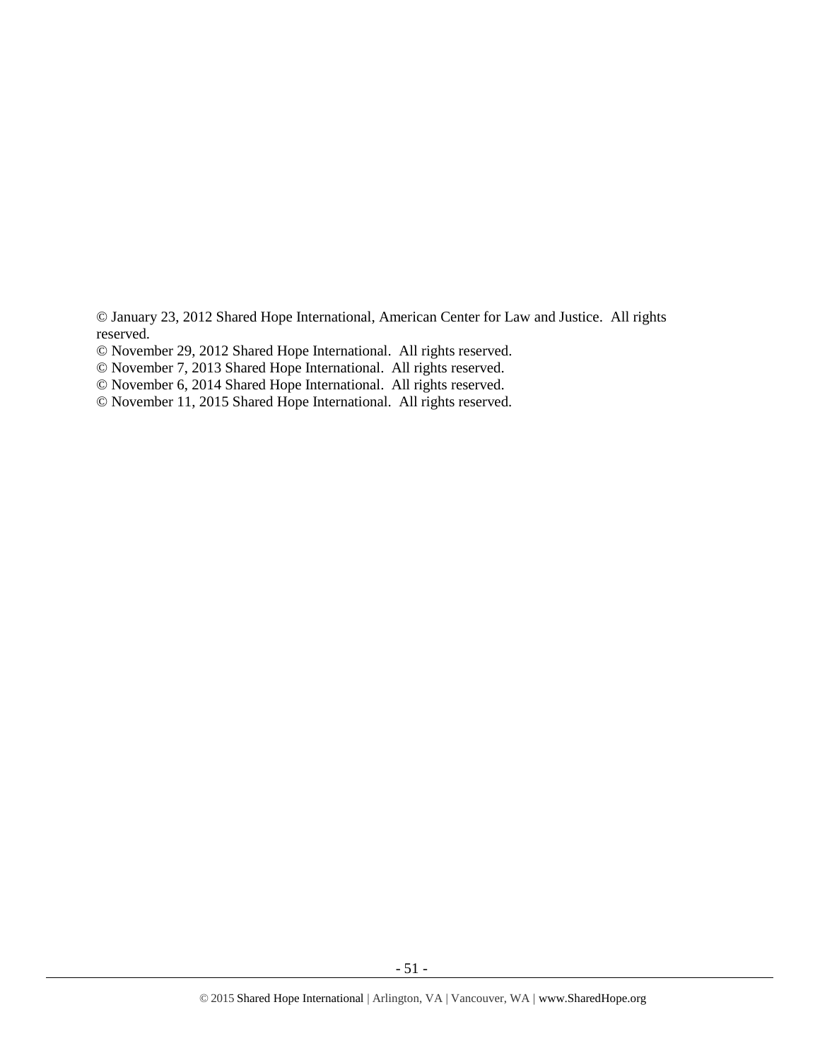© January 23, 2012 Shared Hope International, American Center for Law and Justice. All rights reserved.
© November 29, 2012 Shared Hope International. All rights reserved.
© November 7, 2013 Shared Hope International. All rights reserved.
© November 6, 2014 Shared Hope International. All rights reserved.
© November 11, 2015 Shared Hope International. All rights reserved.